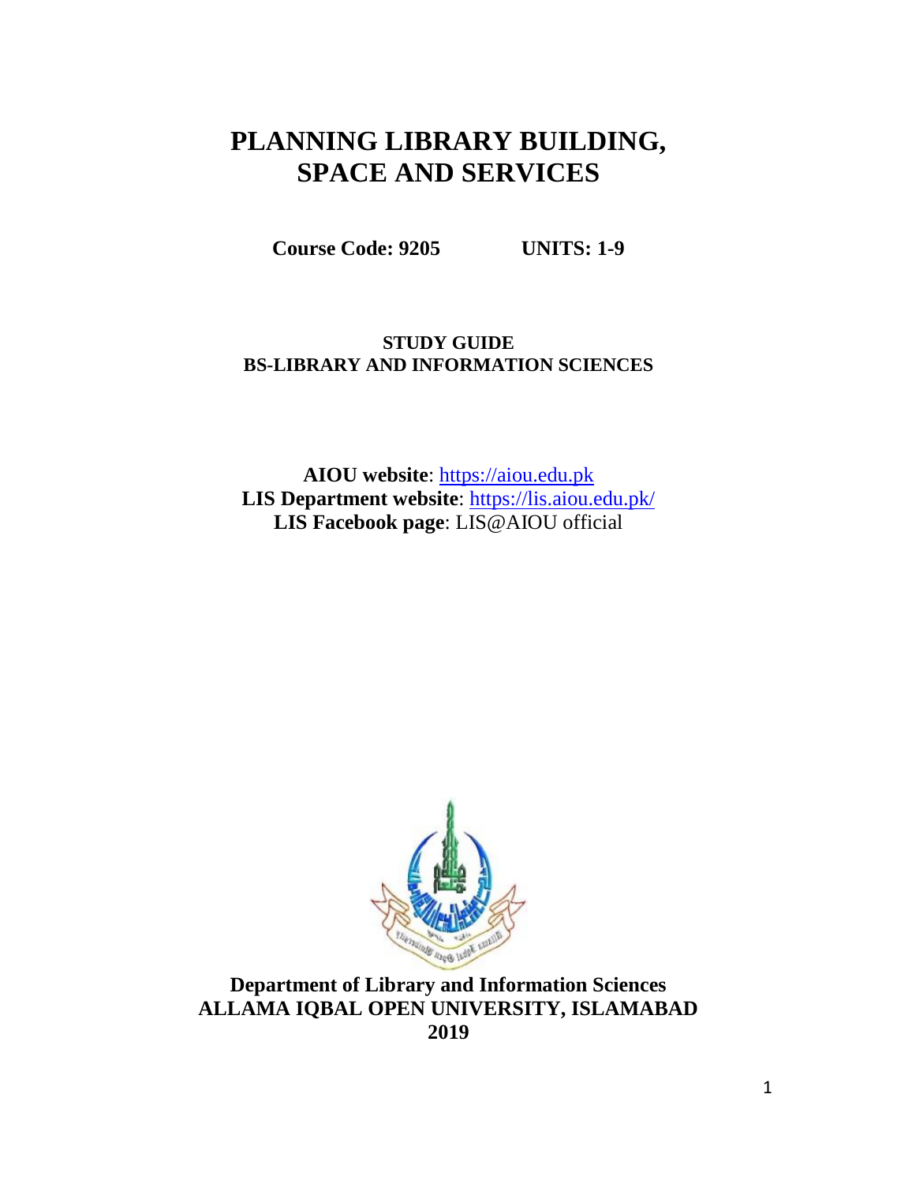# PLANNING LIBRARY BUILDING, SPACE AND SERVICES

**Course Code: 9205** **UNITS: 1-9**

**STUDY GUIDE**
**BS-LIBRARY AND INFORMATION SCIENCES**

**AIOU website**: https://aiou.edu.pk
**LIS Department website**: https://lis.aiou.edu.pk/
**LIS Facebook page**: LIS@AIOU official

**Department of Library and Information Sciences**
**ALLAMA IQBAL OPEN UNIVERSITY, ISLAMABAD**
**2019**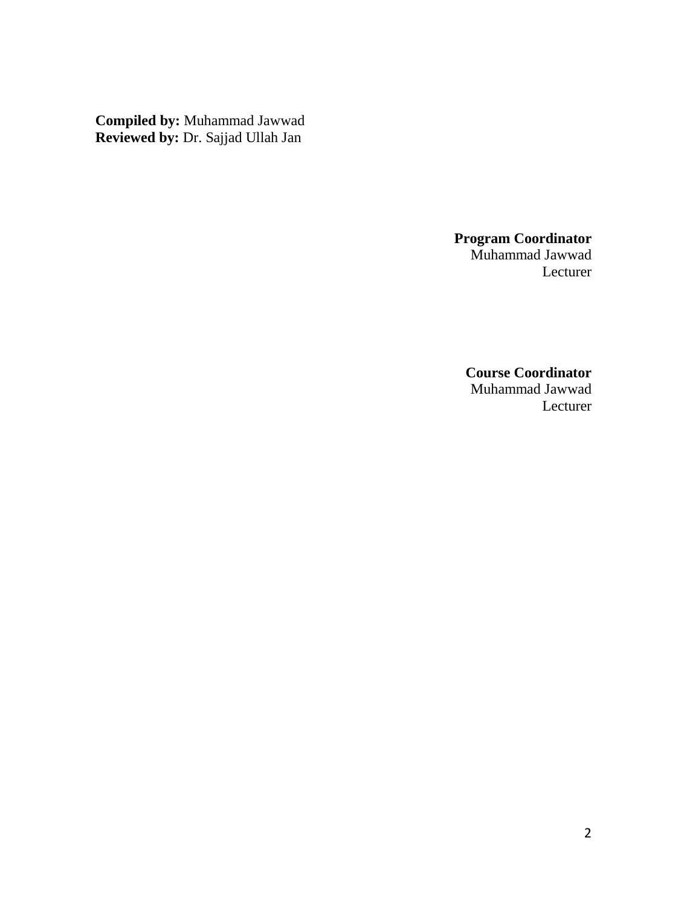**Compiled by:** Muhammad Jawwad
**Reviewed by:** Dr. Sajjad Ullah Jan

**Program Coordinator**
Muhammad Jawwad
Lecturer

**Course Coordinator**
Muhammad Jawwad
Lecturer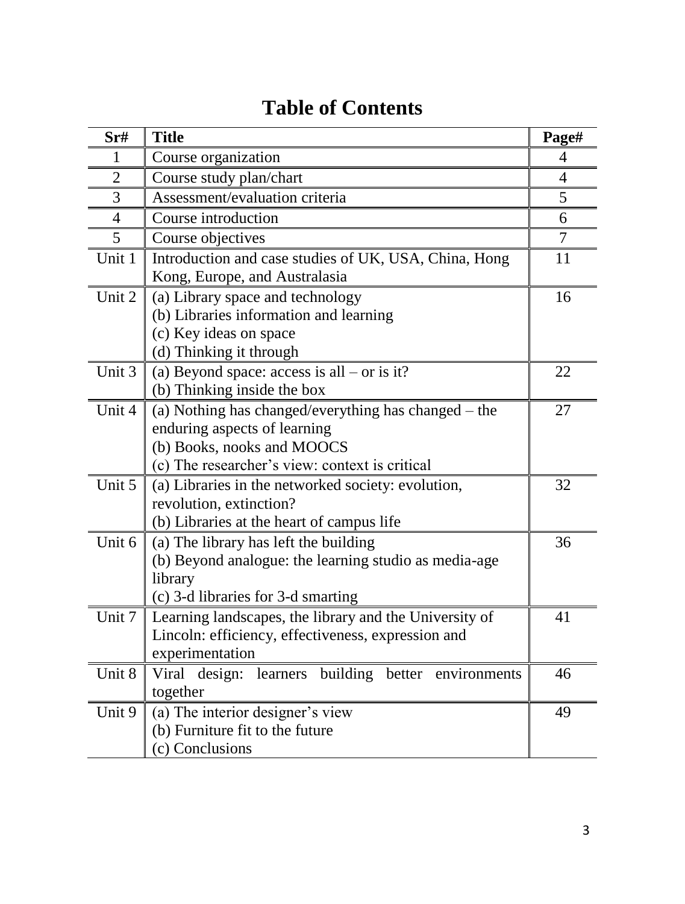# Table of Contents

| Sr# | Title | Page# |
|---|---|---|
| 1 | Course organization | 4 |
| 2 | Course study plan/chart | 4 |
| 3 | Assessment/evaluation criteria | 5 |
| 4 | Course introduction | 6 |
| 5 | Course objectives | 7 |
| Unit 1 | Introduction and case studies of UK, USA, China, Hong Kong, Europe, and Australasia | 11 |
| Unit 2 | (a) Library space and technology<br>(b) Libraries information and learning<br>(c) Key ideas on space<br>(d) Thinking it through | 16 |
| Unit 3 | (a) Beyond space: access is all – or is it?<br>(b) Thinking inside the box | 22 |
| Unit 4 | (a) Nothing has changed/everything has changed – the enduring aspects of learning<br>(b) Books, nooks and MOOCS<br>(c) The researcher's view: context is critical | 27 |
| Unit 5 | (a) Libraries in the networked society: evolution, revolution, extinction?<br>(b) Libraries at the heart of campus life | 32 |
| Unit 6 | (a) The library has left the building<br>(b) Beyond analogue: the learning studio as media-age library<br>(c) 3-d libraries for 3-d smarting | 36 |
| Unit 7 | Learning landscapes, the library and the University of Lincoln: efficiency, effectiveness, expression and experimentation | 41 |
| Unit 8 | Viral design: learners building better environments together | 46 |
| Unit 9 | (a) The interior designer's view<br>(b) Furniture fit to the future<br>(c) Conclusions | 49 |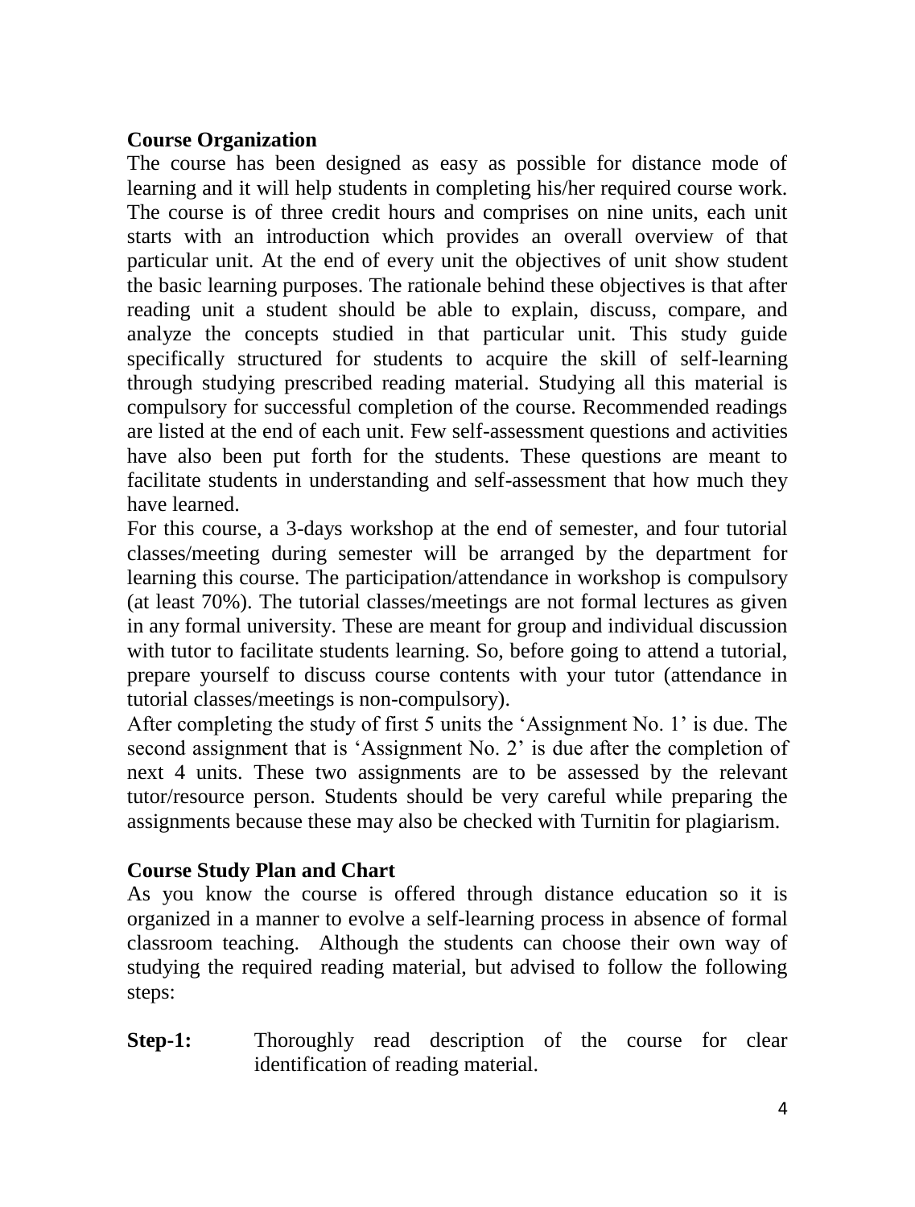## Course Organization

The course has been designed as easy as possible for distance mode of learning and it will help students in completing his/her required course work. The course is of three credit hours and comprises on nine units, each unit starts with an introduction which provides an overall overview of that particular unit. At the end of every unit the objectives of unit show student the basic learning purposes. The rationale behind these objectives is that after reading unit a student should be able to explain, discuss, compare, and analyze the concepts studied in that particular unit. This study guide specifically structured for students to acquire the skill of self-learning through studying prescribed reading material. Studying all this material is compulsory for successful completion of the course. Recommended readings are listed at the end of each unit. Few self-assessment questions and activities have also been put forth for the students. These questions are meant to facilitate students in understanding and self-assessment that how much they have learned.

For this course, a 3-days workshop at the end of semester, and four tutorial classes/meeting during semester will be arranged by the department for learning this course. The participation/attendance in workshop is compulsory (at least 70%). The tutorial classes/meetings are not formal lectures as given in any formal university. These are meant for group and individual discussion with tutor to facilitate students learning. So, before going to attend a tutorial, prepare yourself to discuss course contents with your tutor (attendance in tutorial classes/meetings is non-compulsory).

After completing the study of first 5 units the 'Assignment No. 1' is due. The second assignment that is 'Assignment No. 2' is due after the completion of next 4 units. These two assignments are to be assessed by the relevant tutor/resource person. Students should be very careful while preparing the assignments because these may also be checked with Turnitin for plagiarism.

## Course Study Plan and Chart

As you know the course is offered through distance education so it is organized in a manner to evolve a self-learning process in absence of formal classroom teaching. Although the students can choose their own way of studying the required reading material, but advised to follow the following steps:

**Step-1:** Thoroughly read description of the course for clear identification of reading material.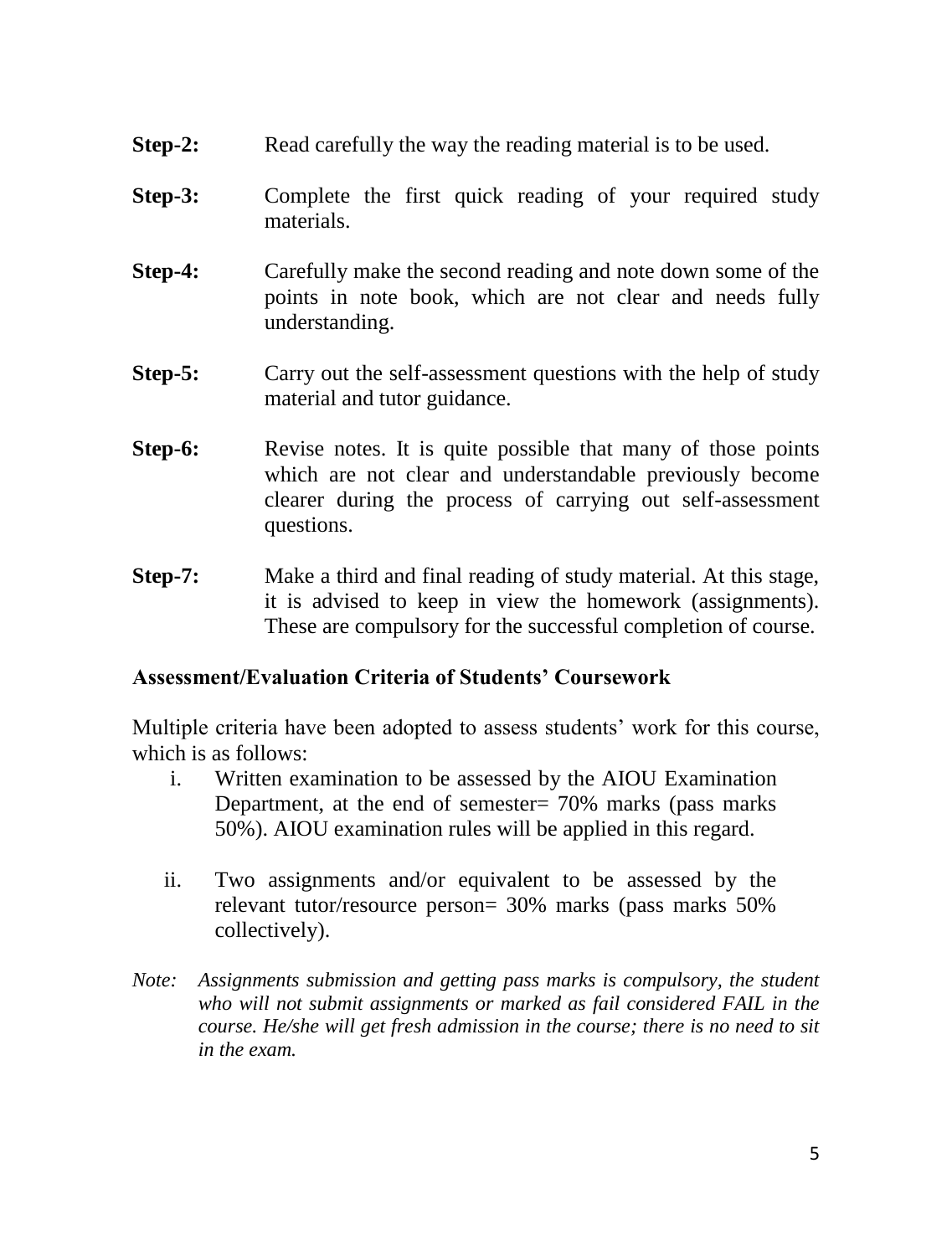**Step-2:** Read carefully the way the reading material is to be used.

**Step-3:** Complete the first quick reading of your required study materials.

**Step-4:** Carefully make the second reading and note down some of the points in note book, which are not clear and needs fully understanding.

**Step-5:** Carry out the self-assessment questions with the help of study material and tutor guidance.

**Step-6:** Revise notes. It is quite possible that many of those points which are not clear and understandable previously become clearer during the process of carrying out self-assessment questions.

**Step-7:** Make a third and final reading of study material. At this stage, it is advised to keep in view the homework (assignments). These are compulsory for the successful completion of course.

### Assessment/Evaluation Criteria of Students' Coursework

Multiple criteria have been adopted to assess students' work for this course, which is as follows:

i. Written examination to be assessed by the AIOU Examination Department, at the end of semester= 70% marks (pass marks 50%). AIOU examination rules will be applied in this regard.

ii. Two assignments and/or equivalent to be assessed by the relevant tutor/resource person= 30% marks (pass marks 50% collectively).

*Note: Assignments submission and getting pass marks is compulsory, the student who will not submit assignments or marked as fail considered FAIL in the course. He/she will get fresh admission in the course; there is no need to sit in the exam.*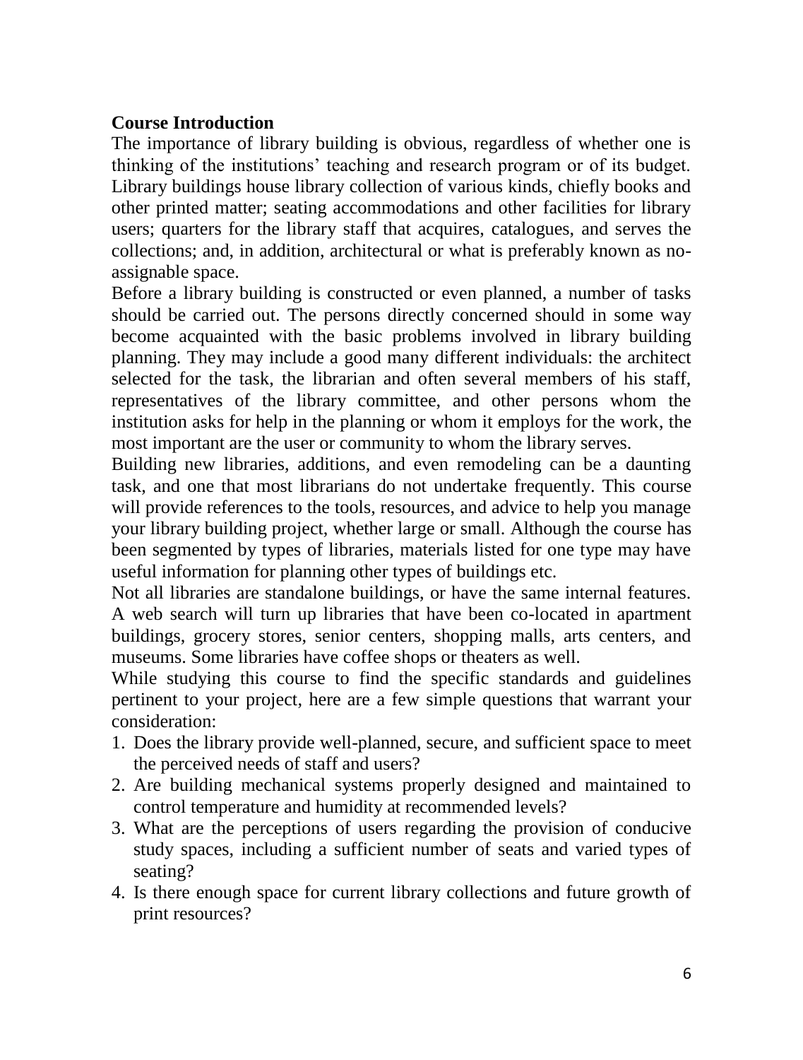**Course Introduction**

The importance of library building is obvious, regardless of whether one is thinking of the institutions' teaching and research program or of its budget. Library buildings house library collection of various kinds, chiefly books and other printed matter; seating accommodations and other facilities for library users; quarters for the library staff that acquires, catalogues, and serves the collections; and, in addition, architectural or what is preferably known as no-assignable space.

Before a library building is constructed or even planned, a number of tasks should be carried out. The persons directly concerned should in some way become acquainted with the basic problems involved in library building planning. They may include a good many different individuals: the architect selected for the task, the librarian and often several members of his staff, representatives of the library committee, and other persons whom the institution asks for help in the planning or whom it employs for the work, the most important are the user or community to whom the library serves.

Building new libraries, additions, and even remodeling can be a daunting task, and one that most librarians do not undertake frequently. This course will provide references to the tools, resources, and advice to help you manage your library building project, whether large or small. Although the course has been segmented by types of libraries, materials listed for one type may have useful information for planning other types of buildings etc.

Not all libraries are standalone buildings, or have the same internal features. A web search will turn up libraries that have been co-located in apartment buildings, grocery stores, senior centers, shopping malls, arts centers, and museums. Some libraries have coffee shops or theaters as well.

While studying this course to find the specific standards and guidelines pertinent to your project, here are a few simple questions that warrant your consideration:

1. Does the library provide well-planned, secure, and sufficient space to meet the perceived needs of staff and users?
2. Are building mechanical systems properly designed and maintained to control temperature and humidity at recommended levels?
3. What are the perceptions of users regarding the provision of conducive study spaces, including a sufficient number of seats and varied types of seating?
4. Is there enough space for current library collections and future growth of print resources?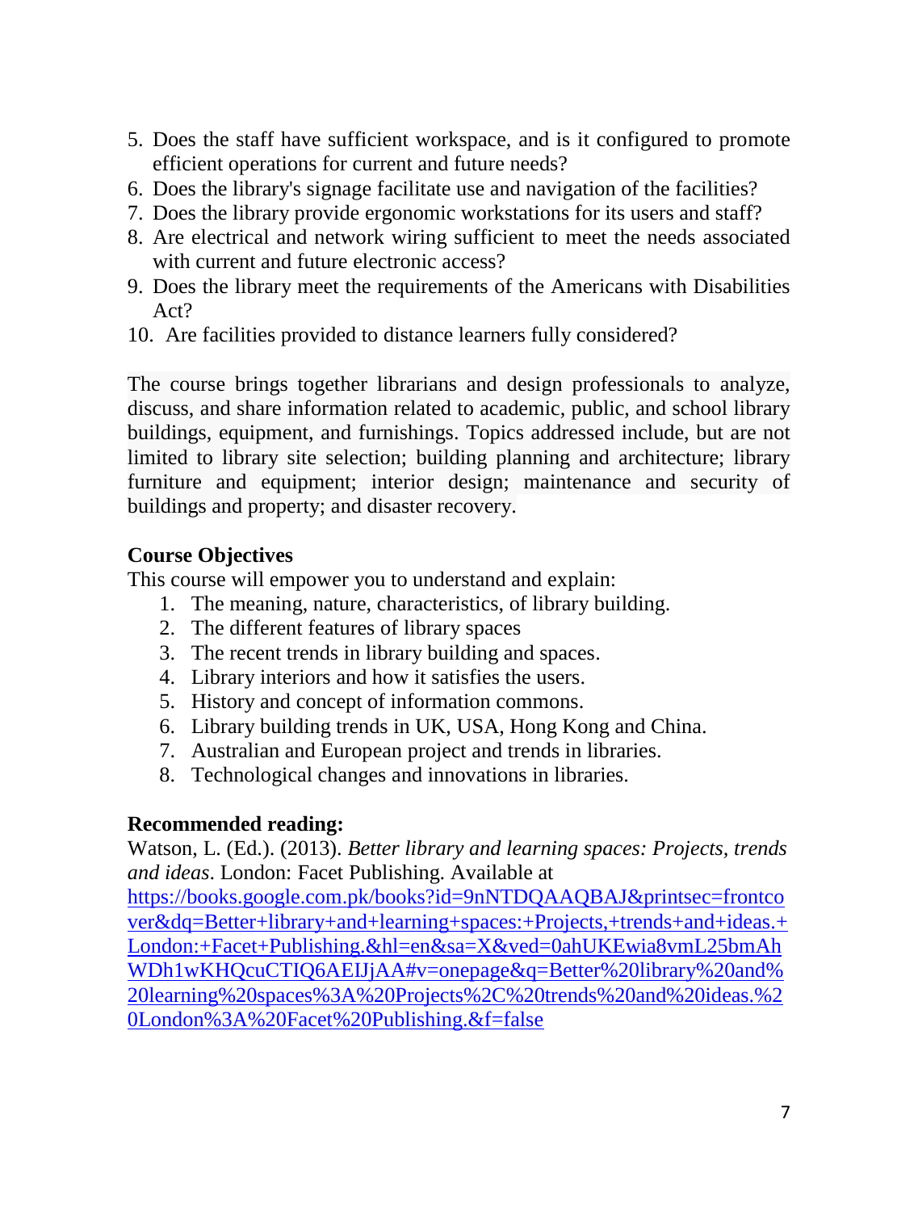5. Does the staff have sufficient workspace, and is it configured to promote efficient operations for current and future needs?
6. Does the library's signage facilitate use and navigation of the facilities?
7. Does the library provide ergonomic workstations for its users and staff?
8. Are electrical and network wiring sufficient to meet the needs associated with current and future electronic access?
9. Does the library meet the requirements of the Americans with Disabilities Act?
10. Are facilities provided to distance learners fully considered?

The course brings together librarians and design professionals to analyze, discuss, and share information related to academic, public, and school library buildings, equipment, and furnishings. Topics addressed include, but are not limited to library site selection; building planning and architecture; library furniture and equipment; interior design; maintenance and security of buildings and property; and disaster recovery.

**Course Objectives**

This course will empower you to understand and explain:

1. The meaning, nature, characteristics, of library building.
2. The different features of library spaces
3. The recent trends in library building and spaces.
4. Library interiors and how it satisfies the users.
5. History and concept of information commons.
6. Library building trends in UK, USA, Hong Kong and China.
7. Australian and European project and trends in libraries.
8. Technological changes and innovations in libraries.

**Recommended reading:**

Watson, L. (Ed.). (2013). *Better library and learning spaces: Projects, trends and ideas*. London: Facet Publishing. Available at [https://books.google.com.pk/books?id=9nNTDQAAQBAJ&printsec=frontcover&dq=Better+library+and+learning+spaces:+Projects,+trends+and+ideas.+London:+Facet+Publishing.&hl=en&sa=X&ved=0ahUKEwia8vmL25bmAhWDh1wKHQcuCTIQ6AEIJjAA#v=onepage&q=Better%20library%20and%20learning%20spaces%3A%20Projects%2C%20trends%20and%20ideas.%20London%3A%20Facet%20Publishing.&f=false](https://books.google.com.pk/books?id=9nNTDQAAQBAJ&printsec=frontcover&dq=Better+library+and+learning+spaces:+Projects,+trends+and+ideas.+London:+Facet+Publishing.&hl=en&sa=X&ved=0ahUKEwia8vmL25bmAhWDh1wKHQcuCTIQ6AEIJjAA#v=onepage&q=Better%20library%20and%20learning%20spaces%3A%20Projects%2C%20trends%20and%20ideas.%20London%3A%20Facet%20Publishing.&f=false)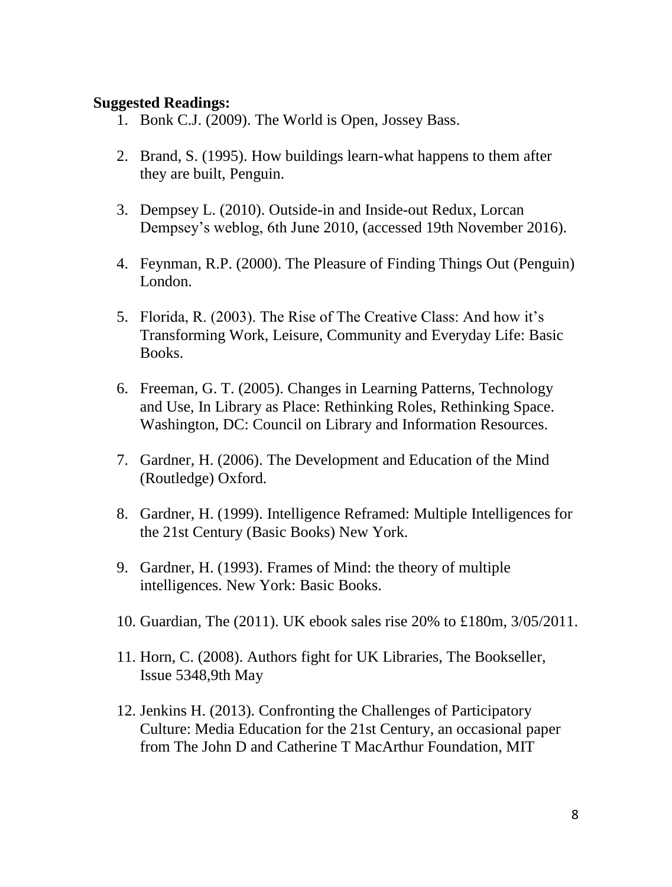**Suggested Readings:**

1. Bonk C.J. (2009). The World is Open, Jossey Bass.
2. Brand, S. (1995). How buildings learn-what happens to them after they are built, Penguin.
3. Dempsey L. (2010). Outside-in and Inside-out Redux, Lorcan Dempsey's weblog, 6th June 2010, (accessed 19th November 2016).
4. Feynman, R.P. (2000). The Pleasure of Finding Things Out (Penguin) London.
5. Florida, R. (2003). The Rise of The Creative Class: And how it's Transforming Work, Leisure, Community and Everyday Life: Basic Books.
6. Freeman, G. T. (2005). Changes in Learning Patterns, Technology and Use, In Library as Place: Rethinking Roles, Rethinking Space. Washington, DC: Council on Library and Information Resources.
7. Gardner, H. (2006). The Development and Education of the Mind (Routledge) Oxford.
8. Gardner, H. (1999). Intelligence Reframed: Multiple Intelligences for the 21st Century (Basic Books) New York.
9. Gardner, H. (1993). Frames of Mind: the theory of multiple intelligences. New York: Basic Books.
10. Guardian, The (2011). UK ebook sales rise 20% to £180m, 3/05/2011.
11. Horn, C. (2008). Authors fight for UK Libraries, The Bookseller, Issue 5348,9th May
12. Jenkins H. (2013). Confronting the Challenges of Participatory Culture: Media Education for the 21st Century, an occasional paper from The John D and Catherine T MacArthur Foundation, MIT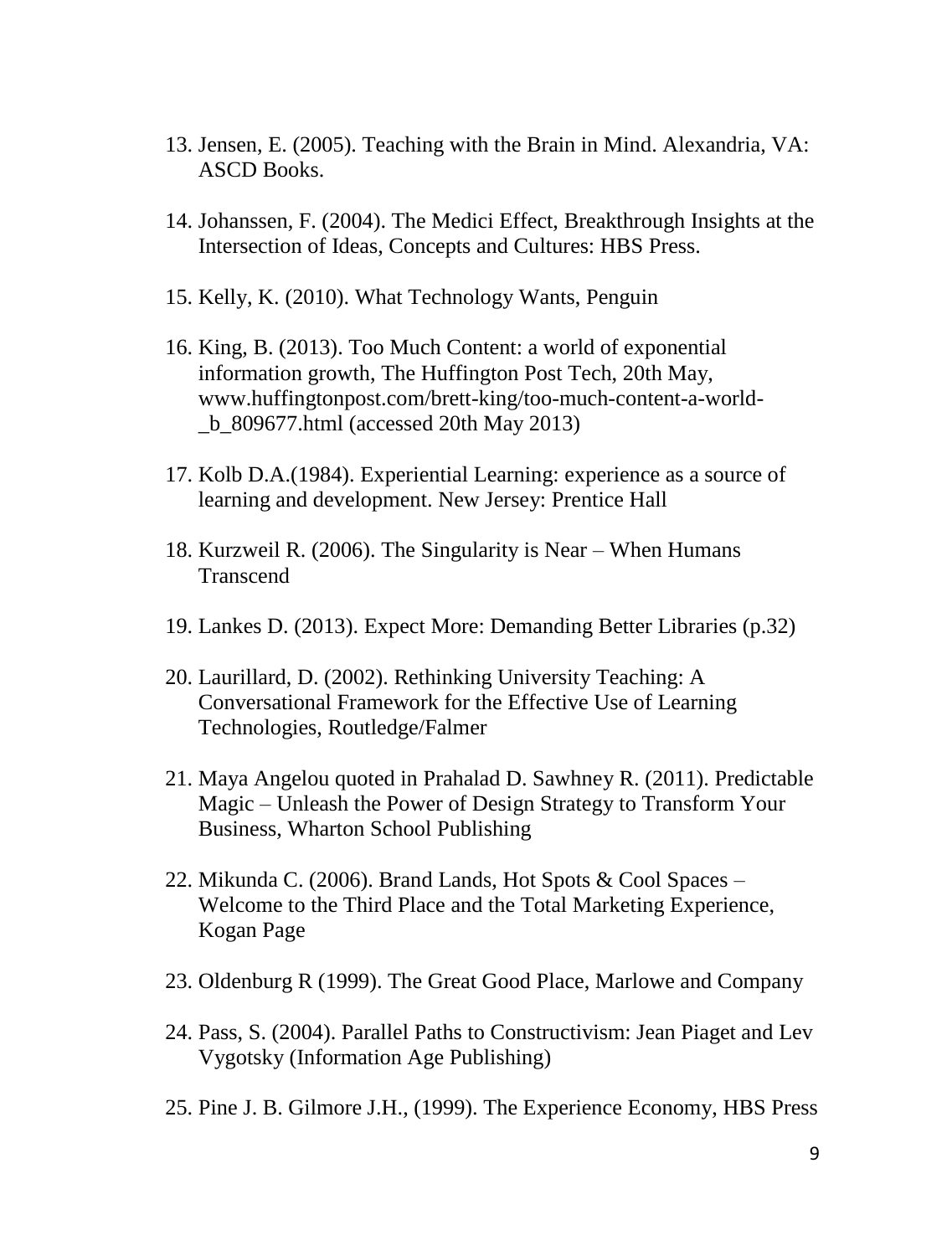13. Jensen, E. (2005). Teaching with the Brain in Mind. Alexandria, VA: ASCD Books.

14. Johanssen, F. (2004). The Medici Effect, Breakthrough Insights at the Intersection of Ideas, Concepts and Cultures: HBS Press.

15. Kelly, K. (2010). What Technology Wants, Penguin

16. King, B. (2013). Too Much Content: a world of exponential information growth, The Huffington Post Tech, 20th May, www.huffingtonpost.com/brett-king/too-much-content-a-world-_b_809677.html (accessed 20th May 2013)

17. Kolb D.A.(1984). Experiential Learning: experience as a source of learning and development. New Jersey: Prentice Hall

18. Kurzweil R. (2006). The Singularity is Near – When Humans Transcend

19. Lankes D. (2013). Expect More: Demanding Better Libraries (p.32)

20. Laurillard, D. (2002). Rethinking University Teaching: A Conversational Framework for the Effective Use of Learning Technologies, Routledge/Falmer

21. Maya Angelou quoted in Prahalad D. Sawhney R. (2011). Predictable Magic – Unleash the Power of Design Strategy to Transform Your Business, Wharton School Publishing

22. Mikunda C. (2006). Brand Lands, Hot Spots & Cool Spaces – Welcome to the Third Place and the Total Marketing Experience, Kogan Page

23. Oldenburg R (1999). The Great Good Place, Marlowe and Company

24. Pass, S. (2004). Parallel Paths to Constructivism: Jean Piaget and Lev Vygotsky (Information Age Publishing)

25. Pine J. B. Gilmore J.H., (1999). The Experience Economy, HBS Press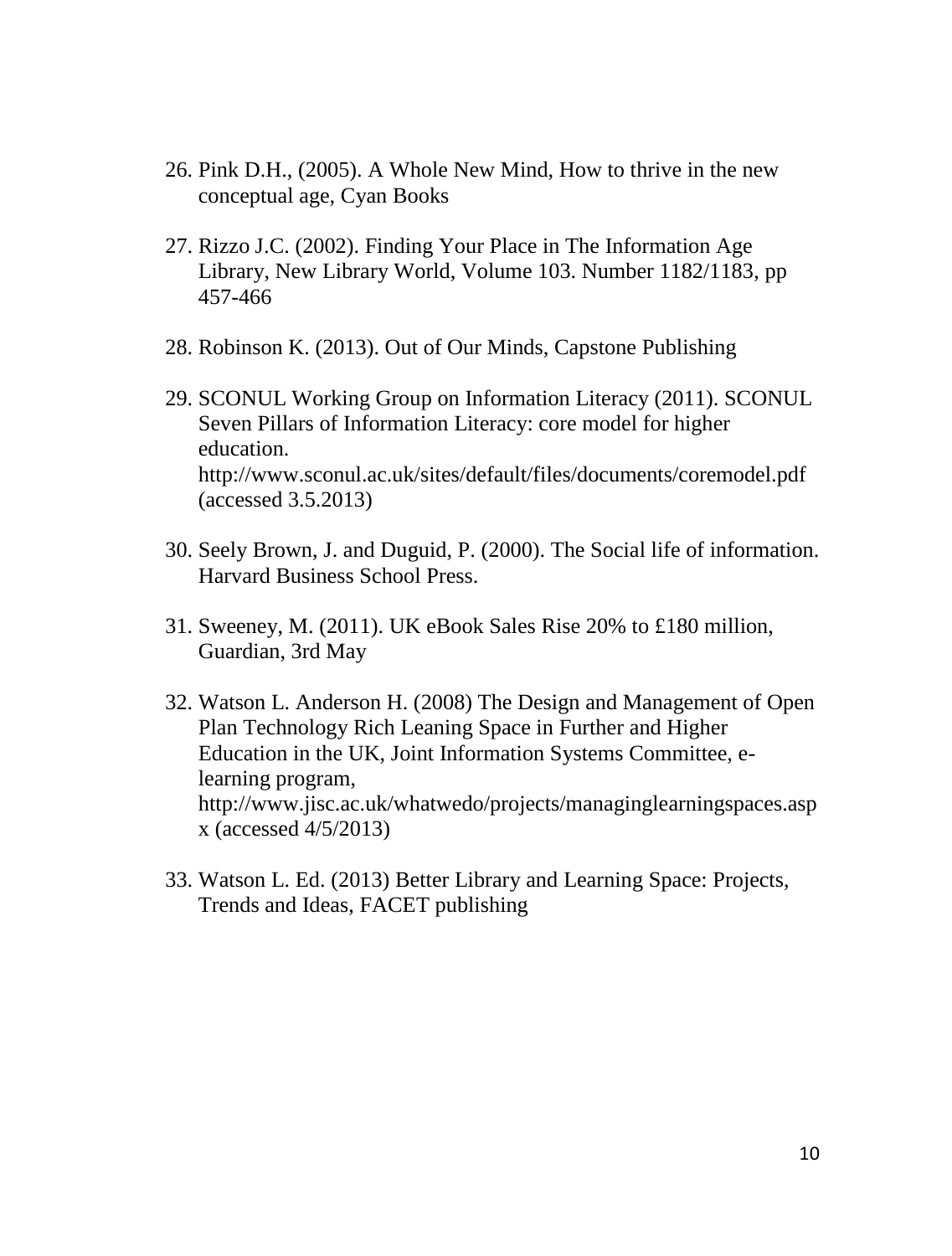26. Pink D.H., (2005). A Whole New Mind, How to thrive in the new conceptual age, Cyan Books

27. Rizzo J.C. (2002). Finding Your Place in The Information Age Library, New Library World, Volume 103. Number 1182/1183, pp 457-466

28. Robinson K. (2013). Out of Our Minds, Capstone Publishing

29. SCONUL Working Group on Information Literacy (2011). SCONUL Seven Pillars of Information Literacy: core model for higher education. http://www.sconul.ac.uk/sites/default/files/documents/coremodel.pdf (accessed 3.5.2013)

30. Seely Brown, J. and Duguid, P. (2000). The Social life of information. Harvard Business School Press.

31. Sweeney, M. (2011). UK eBook Sales Rise 20% to £180 million, Guardian, 3rd May

32. Watson L. Anderson H. (2008) The Design and Management of Open Plan Technology Rich Leaning Space in Further and Higher Education in the UK, Joint Information Systems Committee, e-learning program, http://www.jisc.ac.uk/whatwedo/projects/managinglearningspaces.aspx (accessed 4/5/2013)

33. Watson L. Ed. (2013) Better Library and Learning Space: Projects, Trends and Ideas, FACET publishing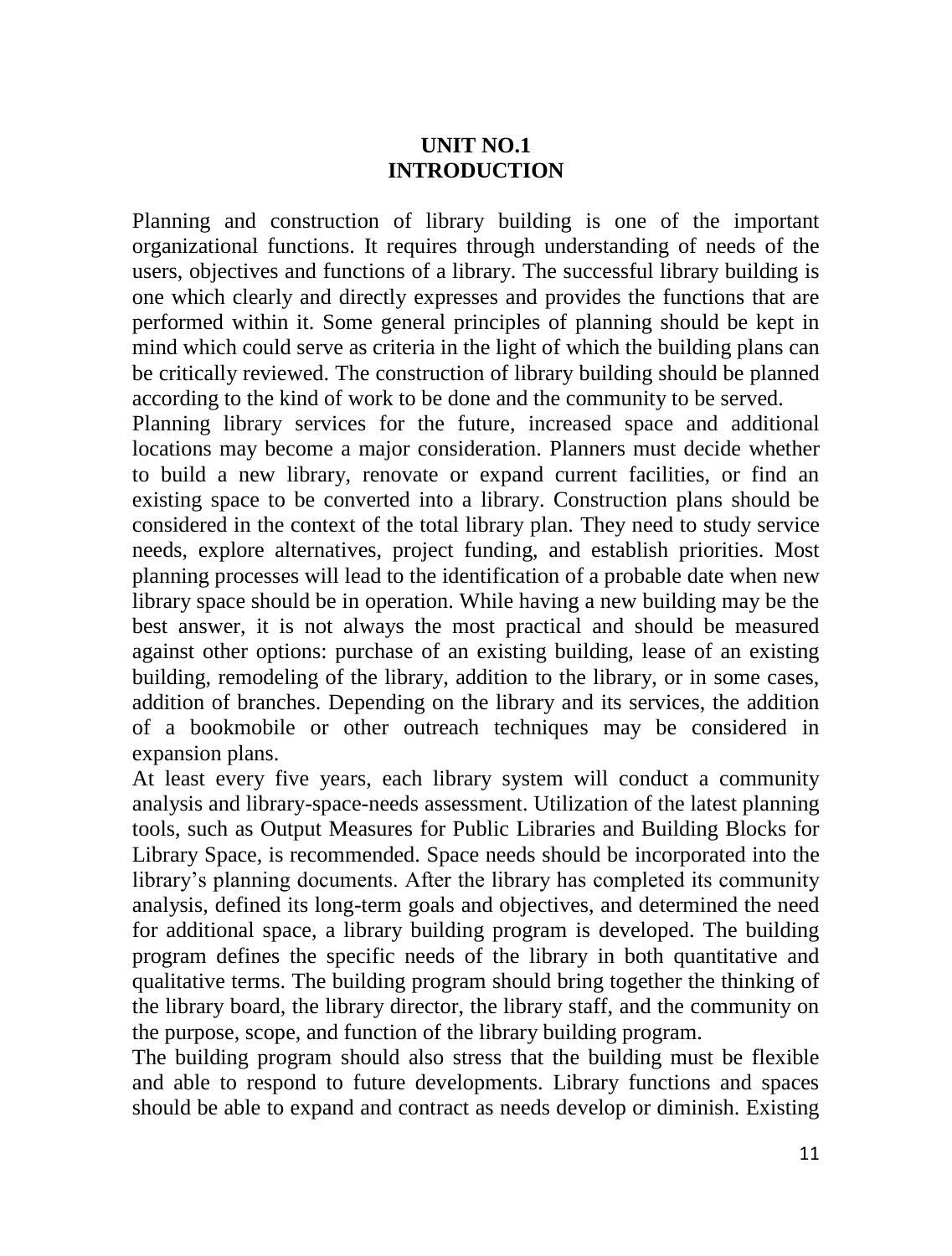# UNIT NO.1
# INTRODUCTION

Planning and construction of library building is one of the important organizational functions. It requires through understanding of needs of the users, objectives and functions of a library. The successful library building is one which clearly and directly expresses and provides the functions that are performed within it. Some general principles of planning should be kept in mind which could serve as criteria in the light of which the building plans can be critically reviewed. The construction of library building should be planned according to the kind of work to be done and the community to be served.

Planning library services for the future, increased space and additional locations may become a major consideration. Planners must decide whether to build a new library, renovate or expand current facilities, or find an existing space to be converted into a library. Construction plans should be considered in the context of the total library plan. They need to study service needs, explore alternatives, project funding, and establish priorities. Most planning processes will lead to the identification of a probable date when new library space should be in operation. While having a new building may be the best answer, it is not always the most practical and should be measured against other options: purchase of an existing building, lease of an existing building, remodeling of the library, addition to the library, or in some cases, addition of branches. Depending on the library and its services, the addition of a bookmobile or other outreach techniques may be considered in expansion plans.

At least every five years, each library system will conduct a community analysis and library-space-needs assessment. Utilization of the latest planning tools, such as Output Measures for Public Libraries and Building Blocks for Library Space, is recommended. Space needs should be incorporated into the library's planning documents. After the library has completed its community analysis, defined its long-term goals and objectives, and determined the need for additional space, a library building program is developed. The building program defines the specific needs of the library in both quantitative and qualitative terms. The building program should bring together the thinking of the library board, the library director, the library staff, and the community on the purpose, scope, and function of the library building program.

The building program should also stress that the building must be flexible and able to respond to future developments. Library functions and spaces should be able to expand and contract as needs develop or diminish. Existing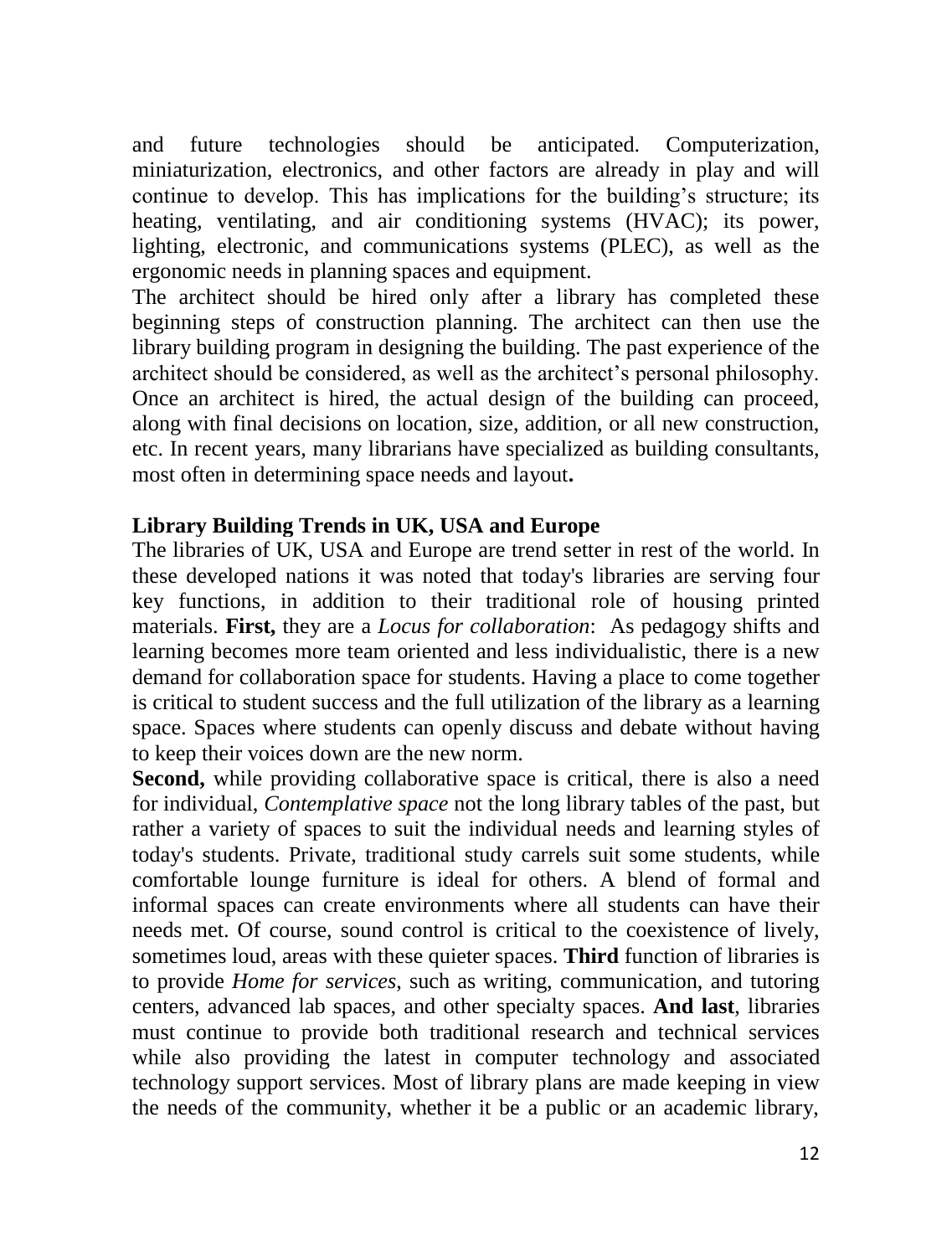and future technologies should be anticipated. Computerization, miniaturization, electronics, and other factors are already in play and will continue to develop. This has implications for the building's structure; its heating, ventilating, and air conditioning systems (HVAC); its power, lighting, electronic, and communications systems (PLEC), as well as the ergonomic needs in planning spaces and equipment.

The architect should be hired only after a library has completed these beginning steps of construction planning. The architect can then use the library building program in designing the building. The past experience of the architect should be considered, as well as the architect's personal philosophy. Once an architect is hired, the actual design of the building can proceed, along with final decisions on location, size, addition, or all new construction, etc. In recent years, many librarians have specialized as building consultants, most often in determining space needs and layout**.**

### Library Building Trends in UK, USA and Europe

The libraries of UK, USA and Europe are trend setter in rest of the world. In these developed nations it was noted that today's libraries are serving four key functions, in addition to their traditional role of housing printed materials. **First,** they are a *Locus for collaboration*: As pedagogy shifts and learning becomes more team oriented and less individualistic, there is a new demand for collaboration space for students. Having a place to come together is critical to student success and the full utilization of the library as a learning space. Spaces where students can openly discuss and debate without having to keep their voices down are the new norm.

**Second,** while providing collaborative space is critical, there is also a need for individual, *Contemplative space* not the long library tables of the past, but rather a variety of spaces to suit the individual needs and learning styles of today's students. Private, traditional study carrels suit some students, while comfortable lounge furniture is ideal for others. A blend of formal and informal spaces can create environments where all students can have their needs met. Of course, sound control is critical to the coexistence of lively, sometimes loud, areas with these quieter spaces. **Third** function of libraries is to provide *Home for services,* such as writing, communication, and tutoring centers, advanced lab spaces, and other specialty spaces. **And last**, libraries must continue to provide both traditional research and technical services while also providing the latest in computer technology and associated technology support services. Most of library plans are made keeping in view the needs of the community, whether it be a public or an academic library,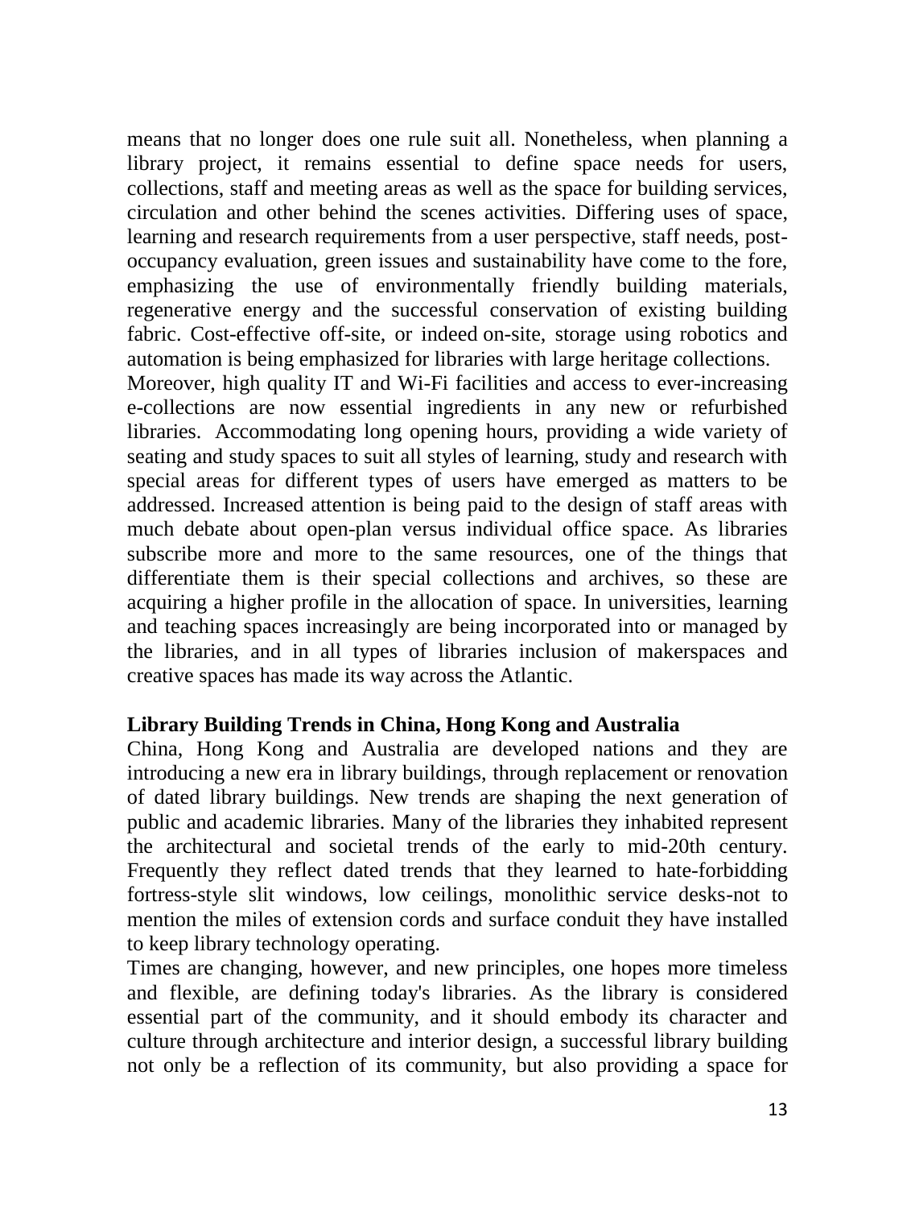means that no longer does one rule suit all. Nonetheless, when planning a library project, it remains essential to define space needs for users, collections, staff and meeting areas as well as the space for building services, circulation and other behind the scenes activities. Differing uses of space, learning and research requirements from a user perspective, staff needs, post-occupancy evaluation, green issues and sustainability have come to the fore, emphasizing the use of environmentally friendly building materials, regenerative energy and the successful conservation of existing building fabric. Cost-effective off-site, or indeed on-site, storage using robotics and automation is being emphasized for libraries with large heritage collections.

Moreover, high quality IT and Wi-Fi facilities and access to ever-increasing e-collections are now essential ingredients in any new or refurbished libraries. Accommodating long opening hours, providing a wide variety of seating and study spaces to suit all styles of learning, study and research with special areas for different types of users have emerged as matters to be addressed. Increased attention is being paid to the design of staff areas with much debate about open-plan versus individual office space. As libraries subscribe more and more to the same resources, one of the things that differentiate them is their special collections and archives, so these are acquiring a higher profile in the allocation of space. In universities, learning and teaching spaces increasingly are being incorporated into or managed by the libraries, and in all types of libraries inclusion of makerspaces and creative spaces has made its way across the Atlantic.

**Library Building Trends in China, Hong Kong and Australia**

China, Hong Kong and Australia are developed nations and they are introducing a new era in library buildings, through replacement or renovation of dated library buildings. New trends are shaping the next generation of public and academic libraries. Many of the libraries they inhabited represent the architectural and societal trends of the early to mid-20th century. Frequently they reflect dated trends that they learned to hate-forbidding fortress-style slit windows, low ceilings, monolithic service desks-not to mention the miles of extension cords and surface conduit they have installed to keep library technology operating.

Times are changing, however, and new principles, one hopes more timeless and flexible, are defining today's libraries. As the library is considered essential part of the community, and it should embody its character and culture through architecture and interior design, a successful library building not only be a reflection of its community, but also providing a space for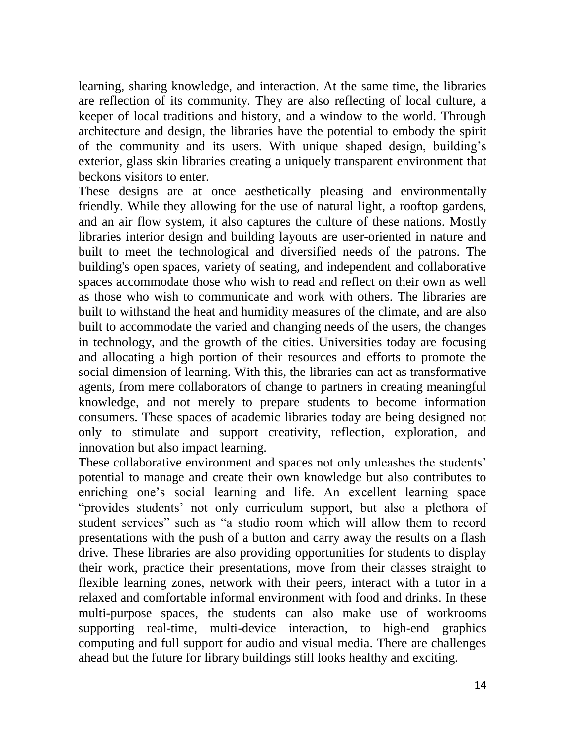learning, sharing knowledge, and interaction. At the same time, the libraries are reflection of its community. They are also reflecting of local culture, a keeper of local traditions and history, and a window to the world. Through architecture and design, the libraries have the potential to embody the spirit of the community and its users. With unique shaped design, building's exterior, glass skin libraries creating a uniquely transparent environment that beckons visitors to enter.

These designs are at once aesthetically pleasing and environmentally friendly. While they allowing for the use of natural light, a rooftop gardens, and an air flow system, it also captures the culture of these nations. Mostly libraries interior design and building layouts are user-oriented in nature and built to meet the technological and diversified needs of the patrons. The building's open spaces, variety of seating, and independent and collaborative spaces accommodate those who wish to read and reflect on their own as well as those who wish to communicate and work with others. The libraries are built to withstand the heat and humidity measures of the climate, and are also built to accommodate the varied and changing needs of the users, the changes in technology, and the growth of the cities. Universities today are focusing and allocating a high portion of their resources and efforts to promote the social dimension of learning. With this, the libraries can act as transformative agents, from mere collaborators of change to partners in creating meaningful knowledge, and not merely to prepare students to become information consumers. These spaces of academic libraries today are being designed not only to stimulate and support creativity, reflection, exploration, and innovation but also impact learning.

These collaborative environment and spaces not only unleashes the students' potential to manage and create their own knowledge but also contributes to enriching one's social learning and life. An excellent learning space "provides students' not only curriculum support, but also a plethora of student services" such as "a studio room which will allow them to record presentations with the push of a button and carry away the results on a flash drive. These libraries are also providing opportunities for students to display their work, practice their presentations, move from their classes straight to flexible learning zones, network with their peers, interact with a tutor in a relaxed and comfortable informal environment with food and drinks. In these multi-purpose spaces, the students can also make use of workrooms supporting real-time, multi-device interaction, to high-end graphics computing and full support for audio and visual media. There are challenges ahead but the future for library buildings still looks healthy and exciting.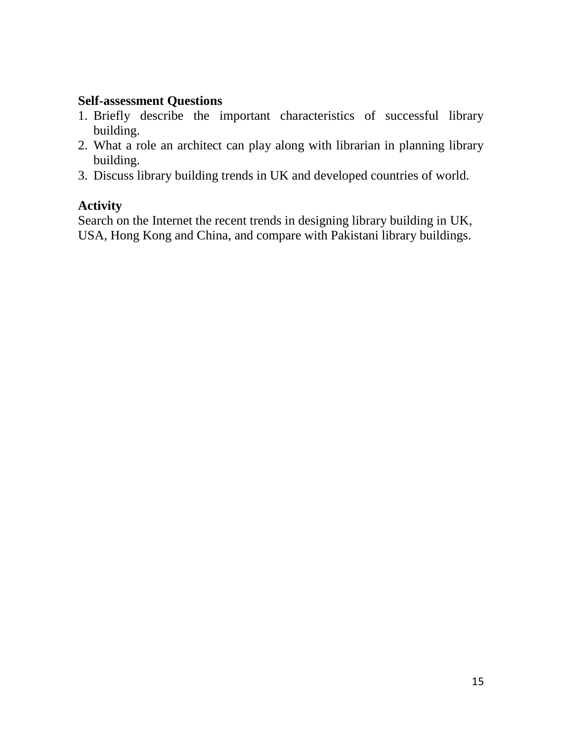**Self-assessment Questions**

1. Briefly describe the important characteristics of successful library building.
2. What a role an architect can play along with librarian in planning library building.
3. Discuss library building trends in UK and developed countries of world.

**Activity**

Search on the Internet the recent trends in designing library building in UK, USA, Hong Kong and China, and compare with Pakistani library buildings.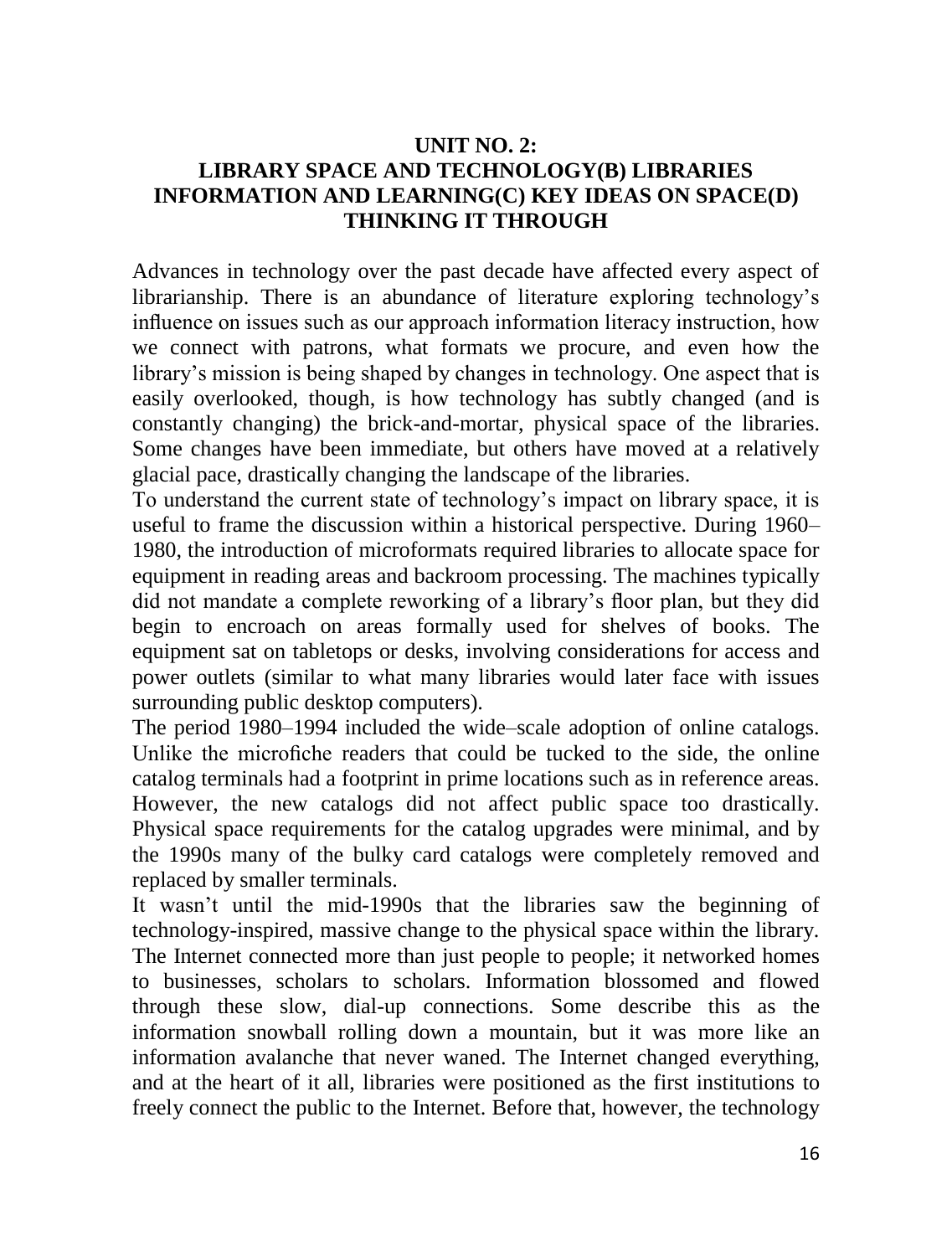# UNIT NO. 2: LIBRARY SPACE AND TECHNOLOGY(B) LIBRARIES INFORMATION AND LEARNING(C) KEY IDEAS ON SPACE(D) THINKING IT THROUGH

Advances in technology over the past decade have affected every aspect of librarianship. There is an abundance of literature exploring technology's influence on issues such as our approach information literacy instruction, how we connect with patrons, what formats we procure, and even how the library's mission is being shaped by changes in technology. One aspect that is easily overlooked, though, is how technology has subtly changed (and is constantly changing) the brick-and-mortar, physical space of the libraries. Some changes have been immediate, but others have moved at a relatively glacial pace, drastically changing the landscape of the libraries.

To understand the current state of technology's impact on library space, it is useful to frame the discussion within a historical perspective. During 1960–1980, the introduction of microformats required libraries to allocate space for equipment in reading areas and backroom processing. The machines typically did not mandate a complete reworking of a library's floor plan, but they did begin to encroach on areas formally used for shelves of books. The equipment sat on tabletops or desks, involving considerations for access and power outlets (similar to what many libraries would later face with issues surrounding public desktop computers).

The period 1980–1994 included the wide–scale adoption of online catalogs. Unlike the microfiche readers that could be tucked to the side, the online catalog terminals had a footprint in prime locations such as in reference areas. However, the new catalogs did not affect public space too drastically. Physical space requirements for the catalog upgrades were minimal, and by the 1990s many of the bulky card catalogs were completely removed and replaced by smaller terminals.

It wasn't until the mid-1990s that the libraries saw the beginning of technology-inspired, massive change to the physical space within the library. The Internet connected more than just people to people; it networked homes to businesses, scholars to scholars. Information blossomed and flowed through these slow, dial-up connections. Some describe this as the information snowball rolling down a mountain, but it was more like an information avalanche that never waned. The Internet changed everything, and at the heart of it all, libraries were positioned as the first institutions to freely connect the public to the Internet. Before that, however, the technology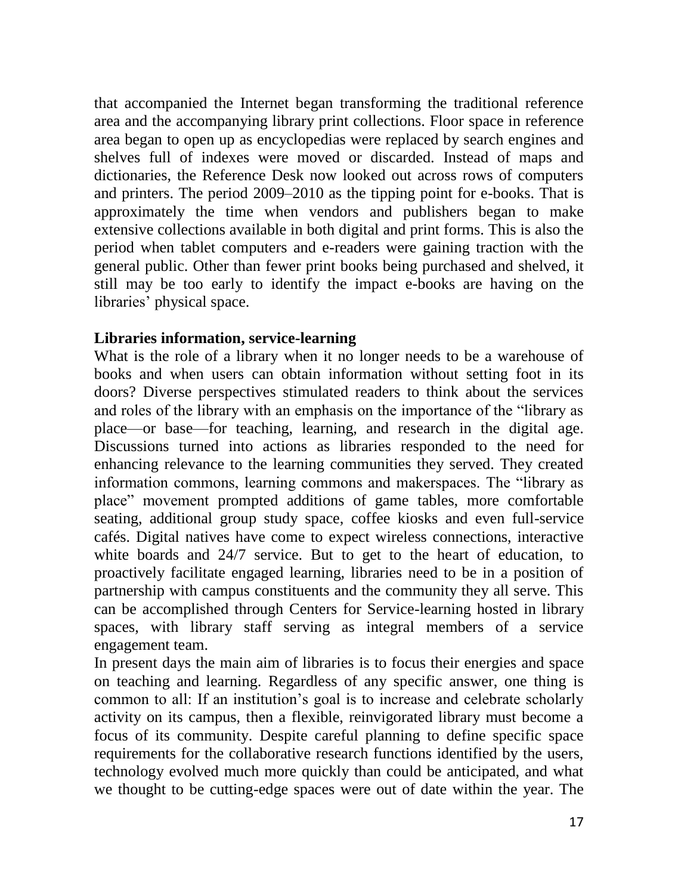that accompanied the Internet began transforming the traditional reference area and the accompanying library print collections. Floor space in reference area began to open up as encyclopedias were replaced by search engines and shelves full of indexes were moved or discarded. Instead of maps and dictionaries, the Reference Desk now looked out across rows of computers and printers. The period 2009–2010 as the tipping point for e-books. That is approximately the time when vendors and publishers began to make extensive collections available in both digital and print forms. This is also the period when tablet computers and e-readers were gaining traction with the general public. Other than fewer print books being purchased and shelved, it still may be too early to identify the impact e-books are having on the libraries' physical space.

**Libraries information, service-learning**

What is the role of a library when it no longer needs to be a warehouse of books and when users can obtain information without setting foot in its doors? Diverse perspectives stimulated readers to think about the services and roles of the library with an emphasis on the importance of the "library as place—or base—for teaching, learning, and research in the digital age. Discussions turned into actions as libraries responded to the need for enhancing relevance to the learning communities they served. They created information commons, learning commons and makerspaces. The "library as place" movement prompted additions of game tables, more comfortable seating, additional group study space, coffee kiosks and even full-service cafés. Digital natives have come to expect wireless connections, interactive white boards and 24/7 service. But to get to the heart of education, to proactively facilitate engaged learning, libraries need to be in a position of partnership with campus constituents and the community they all serve. This can be accomplished through Centers for Service-learning hosted in library spaces, with library staff serving as integral members of a service engagement team.

In present days the main aim of libraries is to focus their energies and space on teaching and learning. Regardless of any specific answer, one thing is common to all: If an institution's goal is to increase and celebrate scholarly activity on its campus, then a flexible, reinvigorated library must become a focus of its community. Despite careful planning to define specific space requirements for the collaborative research functions identified by the users, technology evolved much more quickly than could be anticipated, and what we thought to be cutting-edge spaces were out of date within the year. The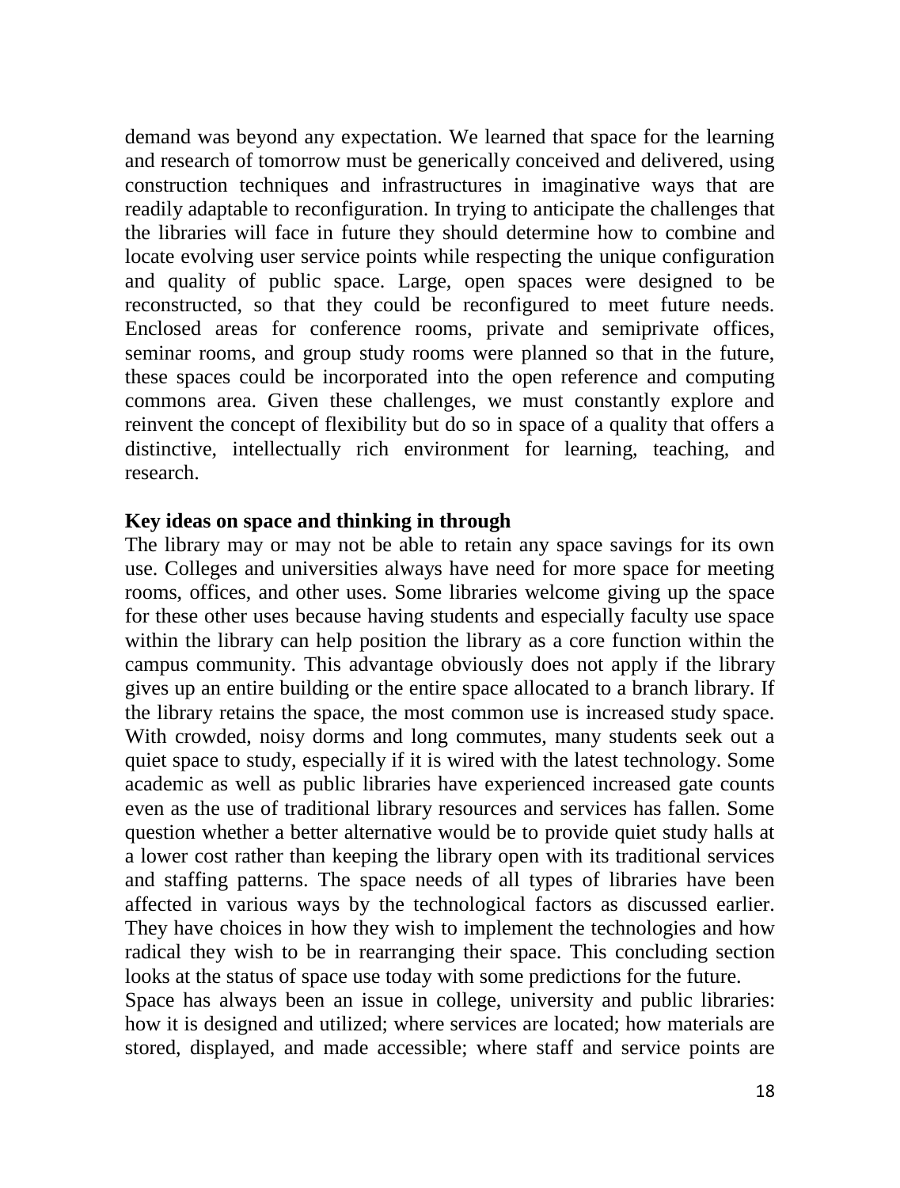demand was beyond any expectation. We learned that space for the learning and research of tomorrow must be generically conceived and delivered, using construction techniques and infrastructures in imaginative ways that are readily adaptable to reconfiguration. In trying to anticipate the challenges that the libraries will face in future they should determine how to combine and locate evolving user service points while respecting the unique configuration and quality of public space. Large, open spaces were designed to be reconstructed, so that they could be reconfigured to meet future needs. Enclosed areas for conference rooms, private and semiprivate offices, seminar rooms, and group study rooms were planned so that in the future, these spaces could be incorporated into the open reference and computing commons area. Given these challenges, we must constantly explore and reinvent the concept of flexibility but do so in space of a quality that offers a distinctive, intellectually rich environment for learning, teaching, and research.

**Key ideas on space and thinking in through**

The library may or may not be able to retain any space savings for its own use. Colleges and universities always have need for more space for meeting rooms, offices, and other uses. Some libraries welcome giving up the space for these other uses because having students and especially faculty use space within the library can help position the library as a core function within the campus community. This advantage obviously does not apply if the library gives up an entire building or the entire space allocated to a branch library. If the library retains the space, the most common use is increased study space. With crowded, noisy dorms and long commutes, many students seek out a quiet space to study, especially if it is wired with the latest technology. Some academic as well as public libraries have experienced increased gate counts even as the use of traditional library resources and services has fallen. Some question whether a better alternative would be to provide quiet study halls at a lower cost rather than keeping the library open with its traditional services and staffing patterns. The space needs of all types of libraries have been affected in various ways by the technological factors as discussed earlier. They have choices in how they wish to implement the technologies and how radical they wish to be in rearranging their space. This concluding section looks at the status of space use today with some predictions for the future.

Space has always been an issue in college, university and public libraries: how it is designed and utilized; where services are located; how materials are stored, displayed, and made accessible; where staff and service points are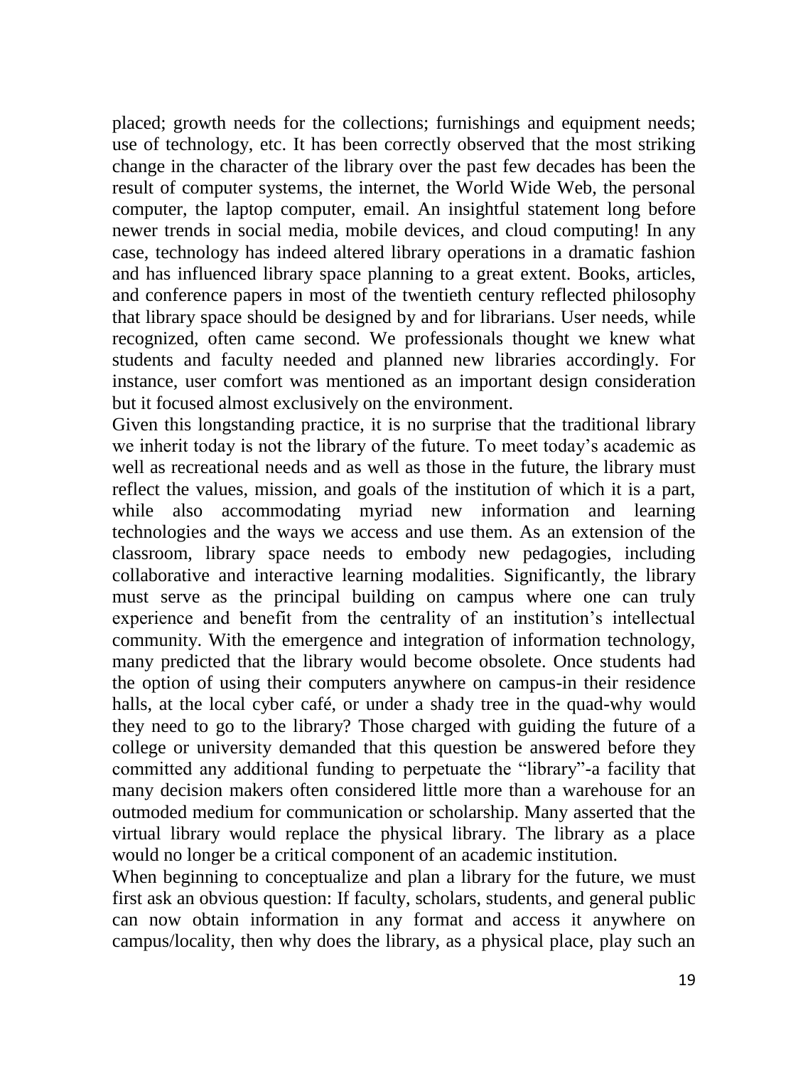placed; growth needs for the collections; furnishings and equipment needs; use of technology, etc. It has been correctly observed that the most striking change in the character of the library over the past few decades has been the result of computer systems, the internet, the World Wide Web, the personal computer, the laptop computer, email. An insightful statement long before newer trends in social media, mobile devices, and cloud computing! In any case, technology has indeed altered library operations in a dramatic fashion and has influenced library space planning to a great extent. Books, articles, and conference papers in most of the twentieth century reflected philosophy that library space should be designed by and for librarians. User needs, while recognized, often came second. We professionals thought we knew what students and faculty needed and planned new libraries accordingly. For instance, user comfort was mentioned as an important design consideration but it focused almost exclusively on the environment.

Given this longstanding practice, it is no surprise that the traditional library we inherit today is not the library of the future. To meet today's academic as well as recreational needs and as well as those in the future, the library must reflect the values, mission, and goals of the institution of which it is a part, while also accommodating myriad new information and learning technologies and the ways we access and use them. As an extension of the classroom, library space needs to embody new pedagogies, including collaborative and interactive learning modalities. Significantly, the library must serve as the principal building on campus where one can truly experience and benefit from the centrality of an institution's intellectual community. With the emergence and integration of information technology, many predicted that the library would become obsolete. Once students had the option of using their computers anywhere on campus-in their residence halls, at the local cyber café, or under a shady tree in the quad-why would they need to go to the library? Those charged with guiding the future of a college or university demanded that this question be answered before they committed any additional funding to perpetuate the "library"-a facility that many decision makers often considered little more than a warehouse for an outmoded medium for communication or scholarship. Many asserted that the virtual library would replace the physical library. The library as a place would no longer be a critical component of an academic institution.

When beginning to conceptualize and plan a library for the future, we must first ask an obvious question: If faculty, scholars, students, and general public can now obtain information in any format and access it anywhere on campus/locality, then why does the library, as a physical place, play such an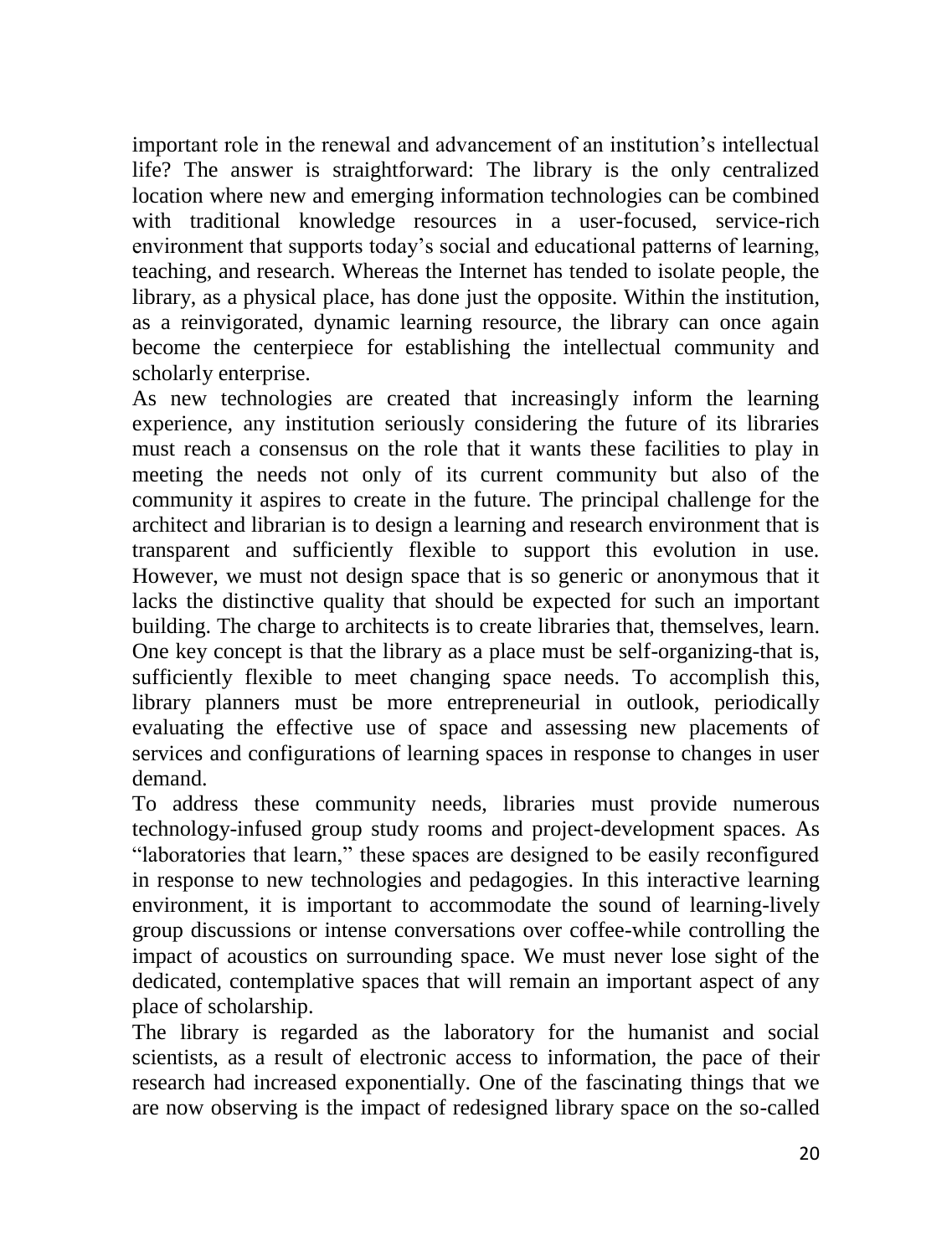important role in the renewal and advancement of an institution's intellectual life? The answer is straightforward: The library is the only centralized location where new and emerging information technologies can be combined with traditional knowledge resources in a user-focused, service-rich environment that supports today's social and educational patterns of learning, teaching, and research. Whereas the Internet has tended to isolate people, the library, as a physical place, has done just the opposite. Within the institution, as a reinvigorated, dynamic learning resource, the library can once again become the centerpiece for establishing the intellectual community and scholarly enterprise.

As new technologies are created that increasingly inform the learning experience, any institution seriously considering the future of its libraries must reach a consensus on the role that it wants these facilities to play in meeting the needs not only of its current community but also of the community it aspires to create in the future. The principal challenge for the architect and librarian is to design a learning and research environment that is transparent and sufficiently flexible to support this evolution in use. However, we must not design space that is so generic or anonymous that it lacks the distinctive quality that should be expected for such an important building. The charge to architects is to create libraries that, themselves, learn. One key concept is that the library as a place must be self-organizing-that is, sufficiently flexible to meet changing space needs. To accomplish this, library planners must be more entrepreneurial in outlook, periodically evaluating the effective use of space and assessing new placements of services and configurations of learning spaces in response to changes in user demand.

To address these community needs, libraries must provide numerous technology-infused group study rooms and project-development spaces. As "laboratories that learn," these spaces are designed to be easily reconfigured in response to new technologies and pedagogies. In this interactive learning environment, it is important to accommodate the sound of learning-lively group discussions or intense conversations over coffee-while controlling the impact of acoustics on surrounding space. We must never lose sight of the dedicated, contemplative spaces that will remain an important aspect of any place of scholarship.

The library is regarded as the laboratory for the humanist and social scientists, as a result of electronic access to information, the pace of their research had increased exponentially. One of the fascinating things that we are now observing is the impact of redesigned library space on the so-called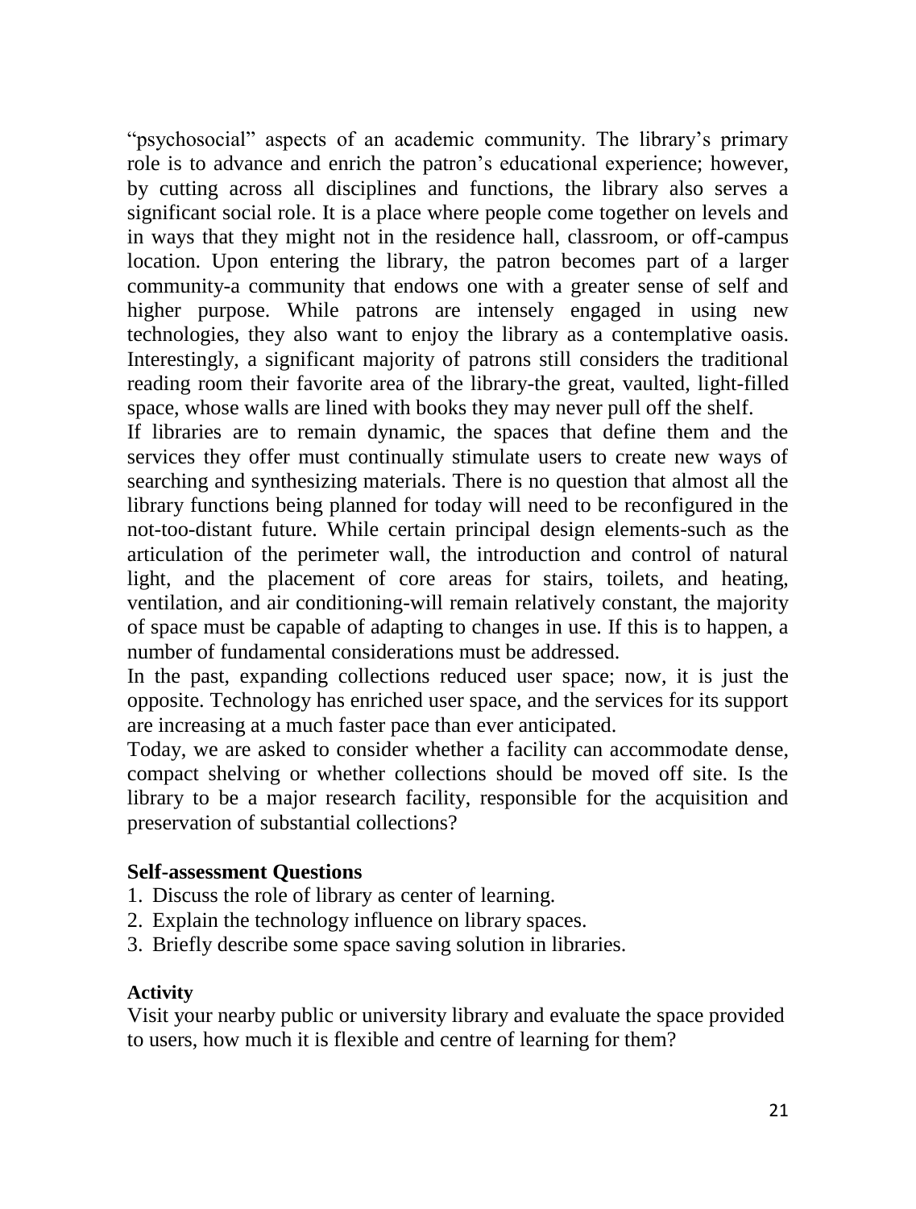"psychosocial" aspects of an academic community. The library's primary role is to advance and enrich the patron's educational experience; however, by cutting across all disciplines and functions, the library also serves a significant social role. It is a place where people come together on levels and in ways that they might not in the residence hall, classroom, or off-campus location. Upon entering the library, the patron becomes part of a larger community-a community that endows one with a greater sense of self and higher purpose. While patrons are intensely engaged in using new technologies, they also want to enjoy the library as a contemplative oasis. Interestingly, a significant majority of patrons still considers the traditional reading room their favorite area of the library-the great, vaulted, light-filled space, whose walls are lined with books they may never pull off the shelf.

If libraries are to remain dynamic, the spaces that define them and the services they offer must continually stimulate users to create new ways of searching and synthesizing materials. There is no question that almost all the library functions being planned for today will need to be reconfigured in the not-too-distant future. While certain principal design elements-such as the articulation of the perimeter wall, the introduction and control of natural light, and the placement of core areas for stairs, toilets, and heating, ventilation, and air conditioning-will remain relatively constant, the majority of space must be capable of adapting to changes in use. If this is to happen, a number of fundamental considerations must be addressed.

In the past, expanding collections reduced user space; now, it is just the opposite. Technology has enriched user space, and the services for its support are increasing at a much faster pace than ever anticipated.

Today, we are asked to consider whether a facility can accommodate dense, compact shelving or whether collections should be moved off site. Is the library to be a major research facility, responsible for the acquisition and preservation of substantial collections?

**Self-assessment Questions**

1. Discuss the role of library as center of learning.
2. Explain the technology influence on library spaces.
3. Briefly describe some space saving solution in libraries.

**Activity**

Visit your nearby public or university library and evaluate the space provided to users, how much it is flexible and centre of learning for them?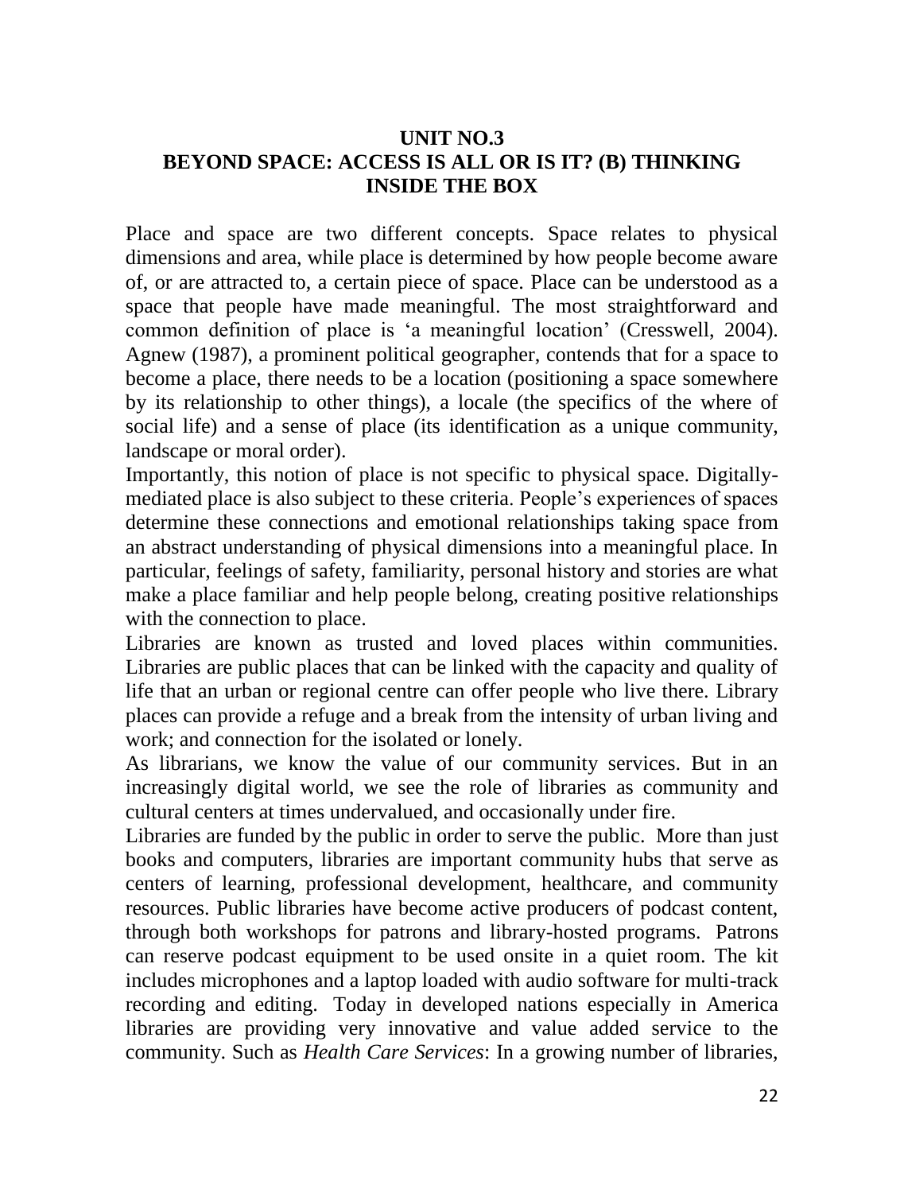# UNIT NO.3
# BEYOND SPACE: ACCESS IS ALL OR IS IT? (B) THINKING INSIDE THE BOX

Place and space are two different concepts. Space relates to physical dimensions and area, while place is determined by how people become aware of, or are attracted to, a certain piece of space. Place can be understood as a space that people have made meaningful. The most straightforward and common definition of place is 'a meaningful location' (Cresswell, 2004). Agnew (1987), a prominent political geographer, contends that for a space to become a place, there needs to be a location (positioning a space somewhere by its relationship to other things), a locale (the specifics of the where of social life) and a sense of place (its identification as a unique community, landscape or moral order).

Importantly, this notion of place is not specific to physical space. Digitally-mediated place is also subject to these criteria. People's experiences of spaces determine these connections and emotional relationships taking space from an abstract understanding of physical dimensions into a meaningful place. In particular, feelings of safety, familiarity, personal history and stories are what make a place familiar and help people belong, creating positive relationships with the connection to place.

Libraries are known as trusted and loved places within communities. Libraries are public places that can be linked with the capacity and quality of life that an urban or regional centre can offer people who live there. Library places can provide a refuge and a break from the intensity of urban living and work; and connection for the isolated or lonely.

As librarians, we know the value of our community services. But in an increasingly digital world, we see the role of libraries as community and cultural centers at times undervalued, and occasionally under fire.

Libraries are funded by the public in order to serve the public. More than just books and computers, libraries are important community hubs that serve as centers of learning, professional development, healthcare, and community resources. Public libraries have become active producers of podcast content, through both workshops for patrons and library-hosted programs. Patrons can reserve podcast equipment to be used onsite in a quiet room. The kit includes microphones and a laptop loaded with audio software for multi-track recording and editing. Today in developed nations especially in America libraries are providing very innovative and value added service to the community. Such as *Health Care Services*: In a growing number of libraries,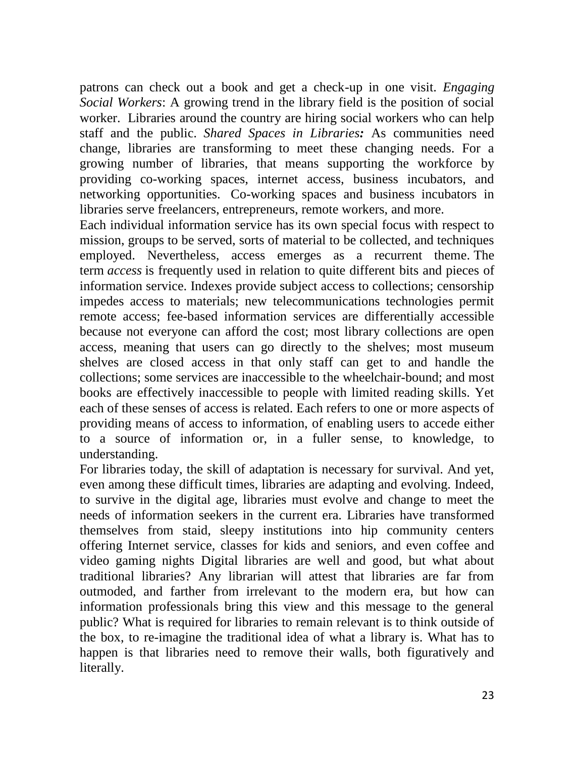patrons can check out a book and get a check-up in one visit. *Engaging Social Workers*: A growing trend in the library field is the position of social worker. Libraries around the country are hiring social workers who can help staff and the public. *Shared Spaces in Libraries:* As communities need change, libraries are transforming to meet these changing needs. For a growing number of libraries, that means supporting the workforce by providing co-working spaces, internet access, business incubators, and networking opportunities. Co-working spaces and business incubators in libraries serve freelancers, entrepreneurs, remote workers, and more.

Each individual information service has its own special focus with respect to mission, groups to be served, sorts of material to be collected, and techniques employed. Nevertheless, access emerges as a recurrent theme. The term *access* is frequently used in relation to quite different bits and pieces of information service. Indexes provide subject access to collections; censorship impedes access to materials; new telecommunications technologies permit remote access; fee-based information services are differentially accessible because not everyone can afford the cost; most library collections are open access, meaning that users can go directly to the shelves; most museum shelves are closed access in that only staff can get to and handle the collections; some services are inaccessible to the wheelchair-bound; and most books are effectively inaccessible to people with limited reading skills. Yet each of these senses of access is related. Each refers to one or more aspects of providing means of access to information, of enabling users to accede either to a source of information or, in a fuller sense, to knowledge, to understanding.

For libraries today, the skill of adaptation is necessary for survival. And yet, even among these difficult times, libraries are adapting and evolving. Indeed, to survive in the digital age, libraries must evolve and change to meet the needs of information seekers in the current era. Libraries have transformed themselves from staid, sleepy institutions into hip community centers offering Internet service, classes for kids and seniors, and even coffee and video gaming nights Digital libraries are well and good, but what about traditional libraries? Any librarian will attest that libraries are far from outmoded, and farther from irrelevant to the modern era, but how can information professionals bring this view and this message to the general public? What is required for libraries to remain relevant is to think outside of the box, to re-imagine the traditional idea of what a library is. What has to happen is that libraries need to remove their walls, both figuratively and literally.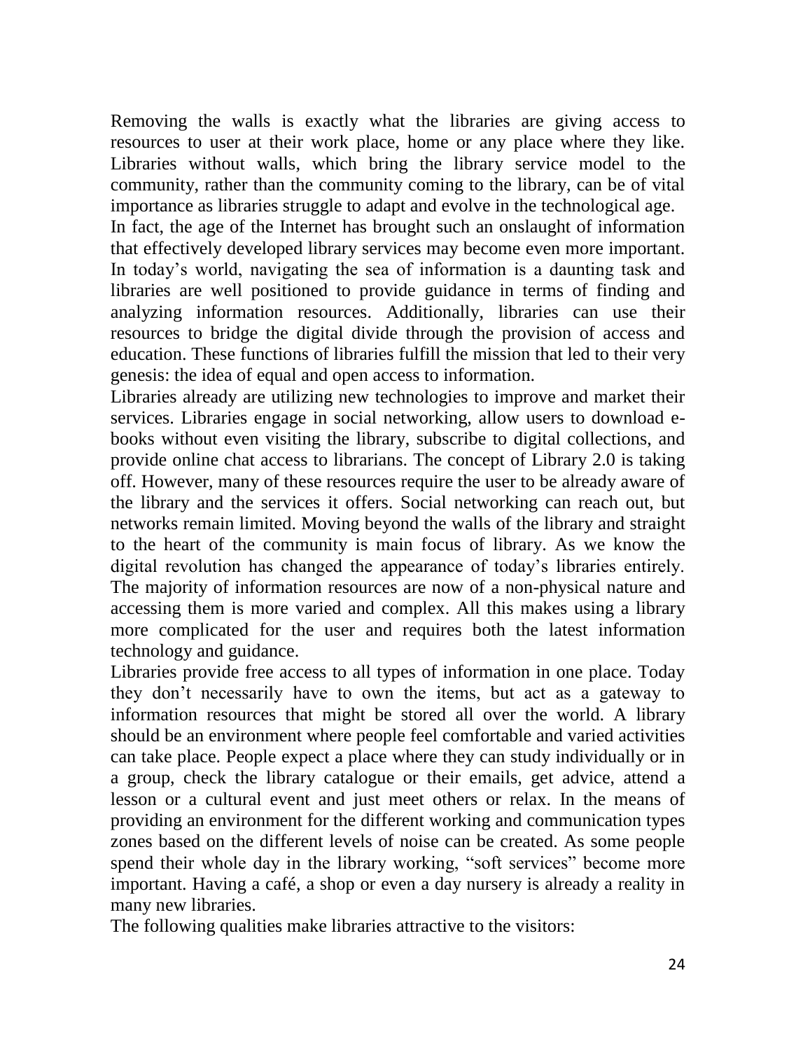Removing the walls is exactly what the libraries are giving access to resources to user at their work place, home or any place where they like. Libraries without walls, which bring the library service model to the community, rather than the community coming to the library, can be of vital importance as libraries struggle to adapt and evolve in the technological age.

In fact, the age of the Internet has brought such an onslaught of information that effectively developed library services may become even more important. In today's world, navigating the sea of information is a daunting task and libraries are well positioned to provide guidance in terms of finding and analyzing information resources. Additionally, libraries can use their resources to bridge the digital divide through the provision of access and education. These functions of libraries fulfill the mission that led to their very genesis: the idea of equal and open access to information.

Libraries already are utilizing new technologies to improve and market their services. Libraries engage in social networking, allow users to download e-books without even visiting the library, subscribe to digital collections, and provide online chat access to librarians. The concept of Library 2.0 is taking off. However, many of these resources require the user to be already aware of the library and the services it offers. Social networking can reach out, but networks remain limited. Moving beyond the walls of the library and straight to the heart of the community is main focus of library. As we know the digital revolution has changed the appearance of today's libraries entirely. The majority of information resources are now of a non-physical nature and accessing them is more varied and complex. All this makes using a library more complicated for the user and requires both the latest information technology and guidance.

Libraries provide free access to all types of information in one place. Today they don't necessarily have to own the items, but act as a gateway to information resources that might be stored all over the world. A library should be an environment where people feel comfortable and varied activities can take place. People expect a place where they can study individually or in a group, check the library catalogue or their emails, get advice, attend a lesson or a cultural event and just meet others or relax. In the means of providing an environment for the different working and communication types zones based on the different levels of noise can be created. As some people spend their whole day in the library working, "soft services" become more important. Having a café, a shop or even a day nursery is already a reality in many new libraries.

The following qualities make libraries attractive to the visitors: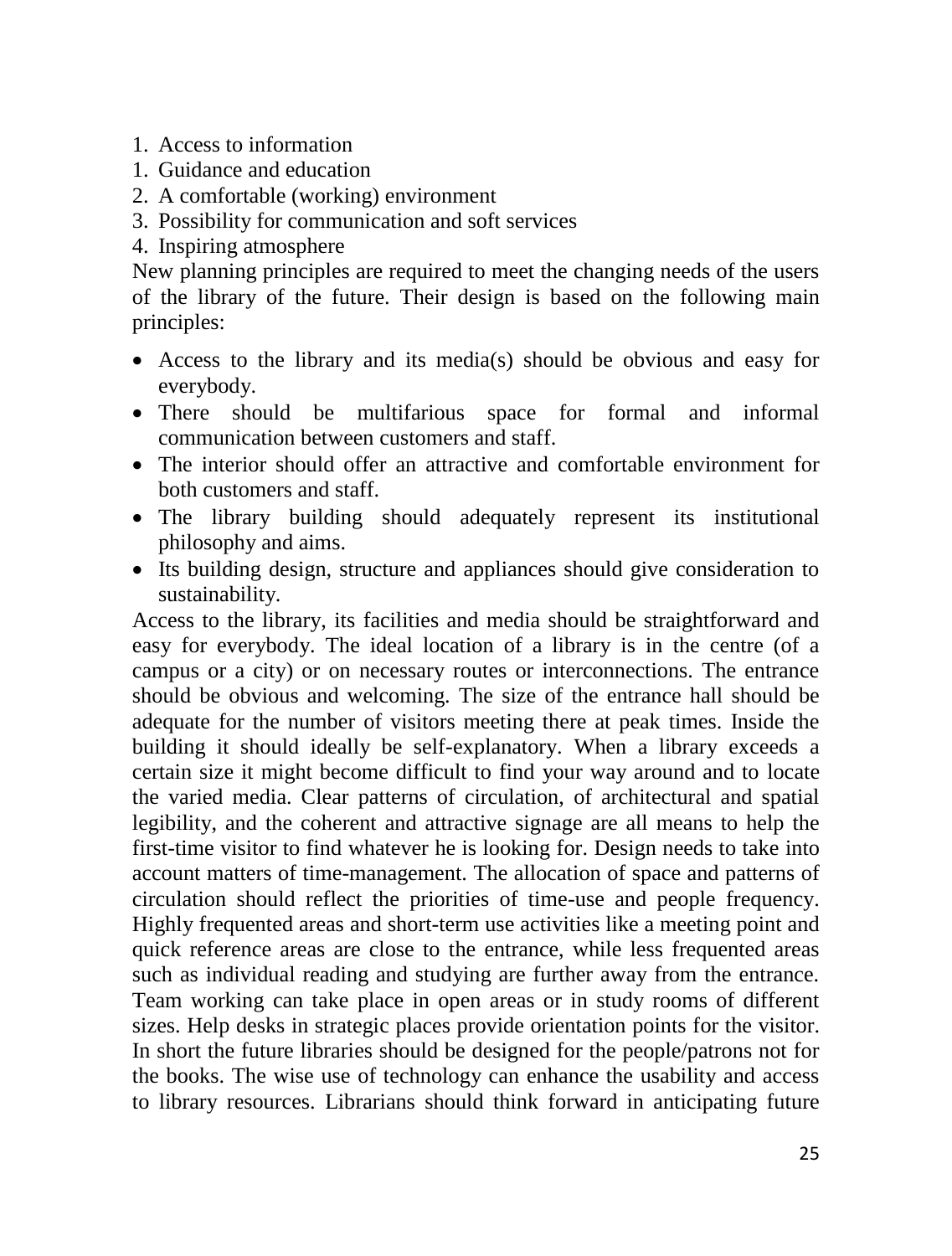1. Access to information
1. Guidance and education
2. A comfortable (working) environment
3. Possibility for communication and soft services
4. Inspiring atmosphere

New planning principles are required to meet the changing needs of the users of the library of the future. Their design is based on the following main principles:

- Access to the library and its media(s) should be obvious and easy for everybody.
- There should be multifarious space for formal and informal communication between customers and staff.
- The interior should offer an attractive and comfortable environment for both customers and staff.
- The library building should adequately represent its institutional philosophy and aims.
- Its building design, structure and appliances should give consideration to sustainability.

Access to the library, its facilities and media should be straightforward and easy for everybody. The ideal location of a library is in the centre (of a campus or a city) or on necessary routes or interconnections. The entrance should be obvious and welcoming. The size of the entrance hall should be adequate for the number of visitors meeting there at peak times. Inside the building it should ideally be self-explanatory. When a library exceeds a certain size it might become difficult to find your way around and to locate the varied media. Clear patterns of circulation, of architectural and spatial legibility, and the coherent and attractive signage are all means to help the first-time visitor to find whatever he is looking for. Design needs to take into account matters of time-management. The allocation of space and patterns of circulation should reflect the priorities of time-use and people frequency. Highly frequented areas and short-term use activities like a meeting point and quick reference areas are close to the entrance, while less frequented areas such as individual reading and studying are further away from the entrance. Team working can take place in open areas or in study rooms of different sizes. Help desks in strategic places provide orientation points for the visitor. In short the future libraries should be designed for the people/patrons not for the books. The wise use of technology can enhance the usability and access to library resources. Librarians should think forward in anticipating future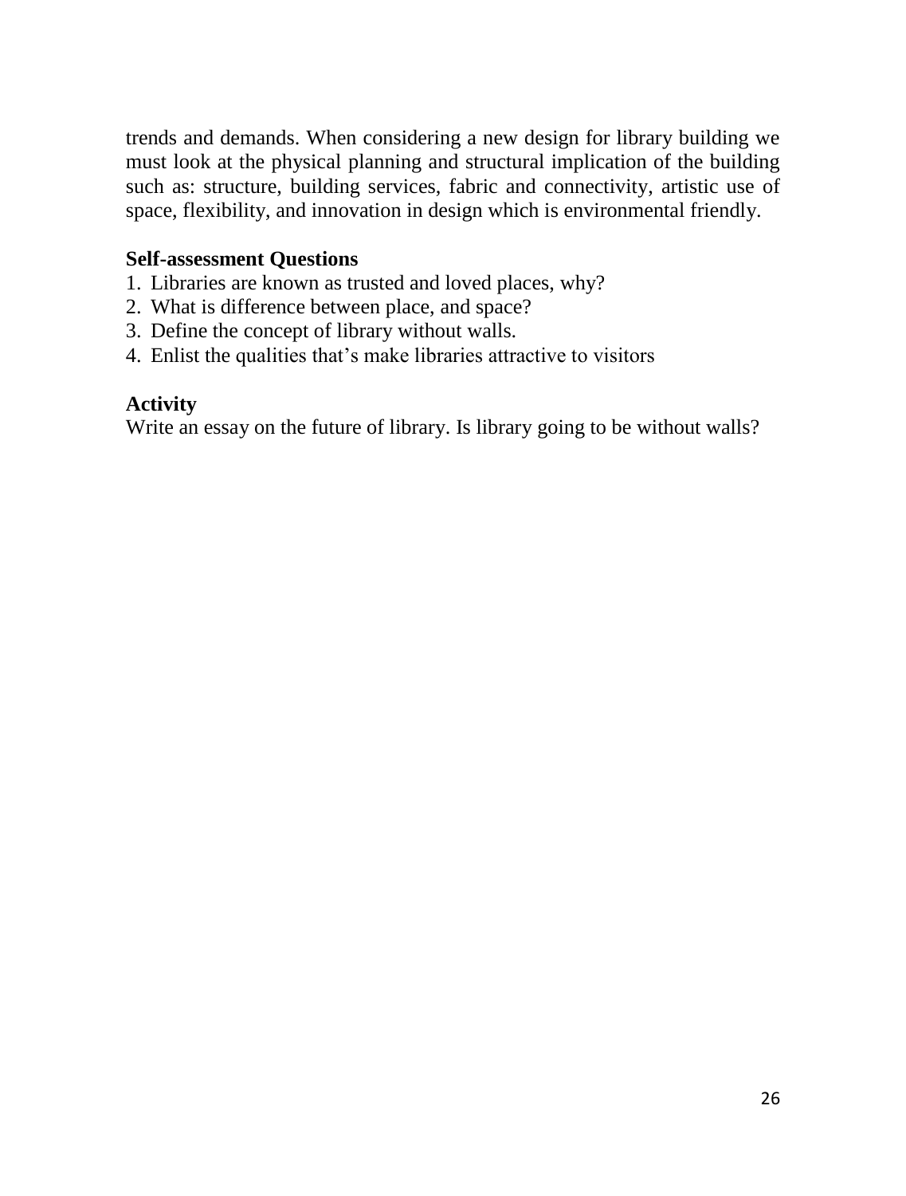trends and demands. When considering a new design for library building we must look at the physical planning and structural implication of the building such as: structure, building services, fabric and connectivity, artistic use of space, flexibility, and innovation in design which is environmental friendly.

### Self-assessment Questions

1. Libraries are known as trusted and loved places, why?
2. What is difference between place, and space?
3. Define the concept of library without walls.
4. Enlist the qualities that's make libraries attractive to visitors

### Activity

Write an essay on the future of library. Is library going to be without walls?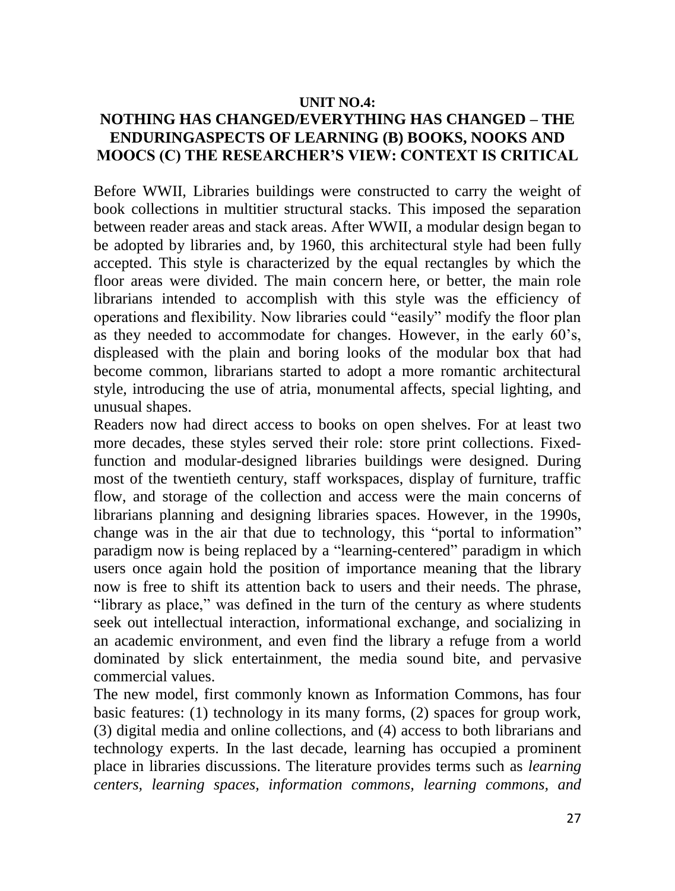**UNIT NO.4:**

# NOTHING HAS CHANGED/EVERYTHING HAS CHANGED – THE ENDURINGASPECTS OF LEARNING (B) BOOKS, NOOKS AND MOOCS (C) THE RESEARCHER'S VIEW: CONTEXT IS CRITICAL

Before WWII, Libraries buildings were constructed to carry the weight of book collections in multitier structural stacks. This imposed the separation between reader areas and stack areas. After WWII, a modular design began to be adopted by libraries and, by 1960, this architectural style had been fully accepted. This style is characterized by the equal rectangles by which the floor areas were divided. The main concern here, or better, the main role librarians intended to accomplish with this style was the efficiency of operations and flexibility. Now libraries could "easily" modify the floor plan as they needed to accommodate for changes. However, in the early 60's, displeased with the plain and boring looks of the modular box that had become common, librarians started to adopt a more romantic architectural style, introducing the use of atria, monumental affects, special lighting, and unusual shapes.

Readers now had direct access to books on open shelves. For at least two more decades, these styles served their role: store print collections. Fixed-function and modular-designed libraries buildings were designed. During most of the twentieth century, staff workspaces, display of furniture, traffic flow, and storage of the collection and access were the main concerns of librarians planning and designing libraries spaces. However, in the 1990s, change was in the air that due to technology, this "portal to information" paradigm now is being replaced by a "learning-centered" paradigm in which users once again hold the position of importance meaning that the library now is free to shift its attention back to users and their needs. The phrase, "library as place," was defined in the turn of the century as where students seek out intellectual interaction, informational exchange, and socializing in an academic environment, and even find the library a refuge from a world dominated by slick entertainment, the media sound bite, and pervasive commercial values.

The new model, first commonly known as Information Commons, has four basic features: (1) technology in its many forms, (2) spaces for group work, (3) digital media and online collections, and (4) access to both librarians and technology experts. In the last decade, learning has occupied a prominent place in libraries discussions. The literature provides terms such as *learning centers, learning spaces, information commons, learning commons, and*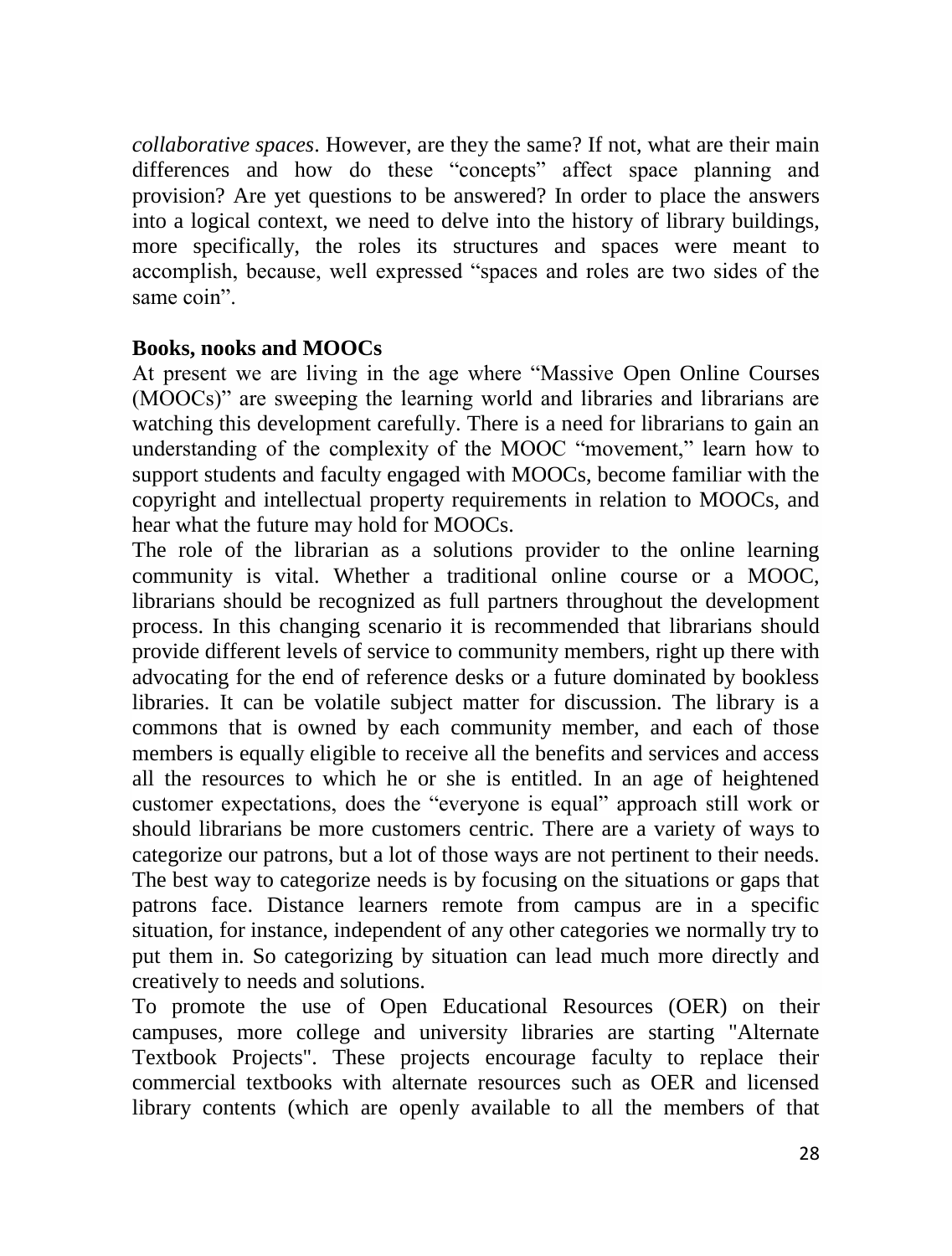*collaborative spaces*. However, are they the same? If not, what are their main differences and how do these "concepts" affect space planning and provision? Are yet questions to be answered? In order to place the answers into a logical context, we need to delve into the history of library buildings, more specifically, the roles its structures and spaces were meant to accomplish, because, well expressed "spaces and roles are two sides of the same coin".

**Books, nooks and MOOCs**

At present we are living in the age where "Massive Open Online Courses (MOOCs)" are sweeping the learning world and libraries and librarians are watching this development carefully. There is a need for librarians to gain an understanding of the complexity of the MOOC "movement," learn how to support students and faculty engaged with MOOCs, become familiar with the copyright and intellectual property requirements in relation to MOOCs, and hear what the future may hold for MOOCs.

The role of the librarian as a solutions provider to the online learning community is vital. Whether a traditional online course or a MOOC, librarians should be recognized as full partners throughout the development process. In this changing scenario it is recommended that librarians should provide different levels of service to community members, right up there with advocating for the end of reference desks or a future dominated by bookless libraries. It can be volatile subject matter for discussion. The library is a commons that is owned by each community member, and each of those members is equally eligible to receive all the benefits and services and access all the resources to which he or she is entitled. In an age of heightened customer expectations, does the "everyone is equal" approach still work or should librarians be more customers centric. There are a variety of ways to categorize our patrons, but a lot of those ways are not pertinent to their needs. The best way to categorize needs is by focusing on the situations or gaps that patrons face. Distance learners remote from campus are in a specific situation, for instance, independent of any other categories we normally try to put them in. So categorizing by situation can lead much more directly and creatively to needs and solutions.

To promote the use of Open Educational Resources (OER) on their campuses, more college and university libraries are starting "Alternate Textbook Projects". These projects encourage faculty to replace their commercial textbooks with alternate resources such as OER and licensed library contents (which are openly available to all the members of that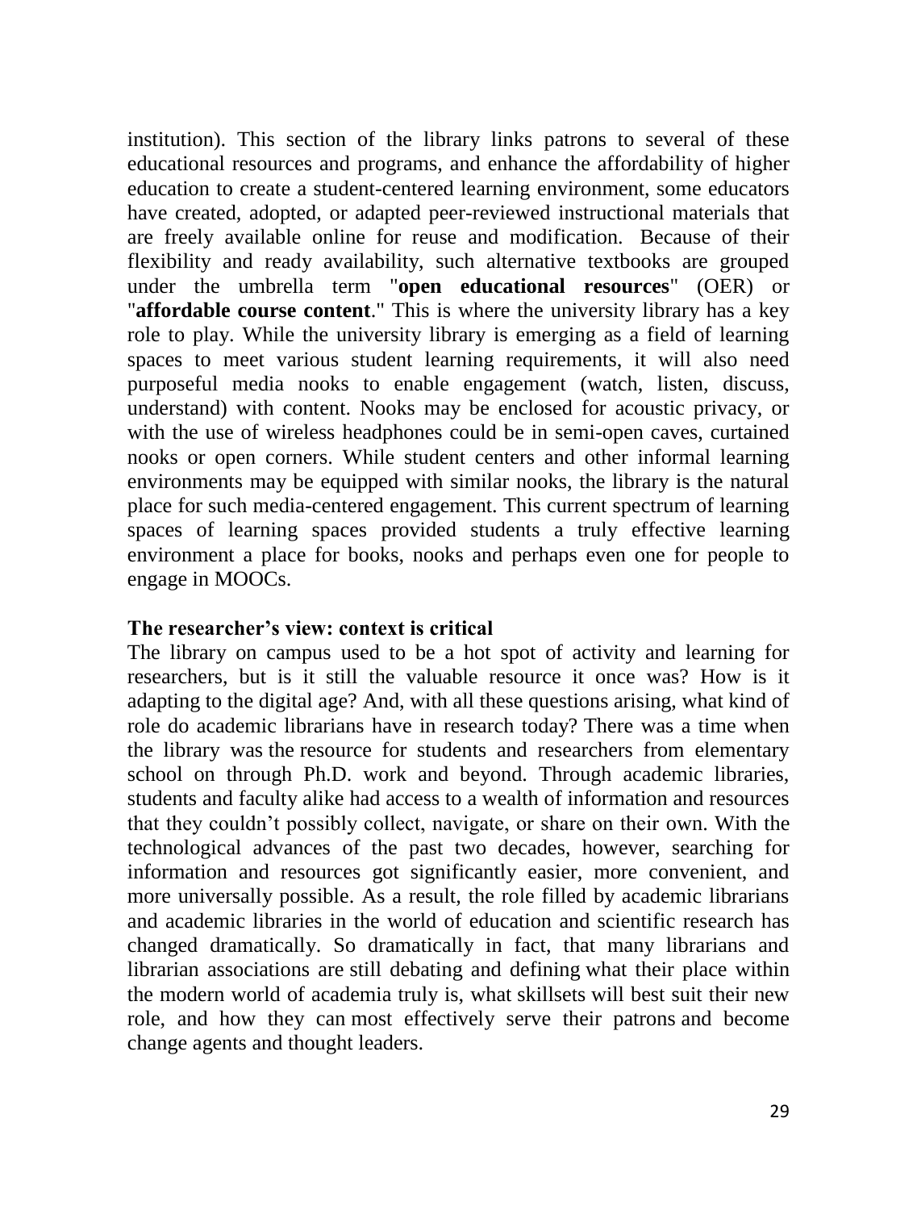institution). This section of the library links patrons to several of these educational resources and programs, and enhance the affordability of higher education to create a student-centered learning environment, some educators have created, adopted, or adapted peer-reviewed instructional materials that are freely available online for reuse and modification. Because of their flexibility and ready availability, such alternative textbooks are grouped under the umbrella term "**open educational resources**" (OER) or "**affordable course content**." This is where the university library has a key role to play. While the university library is emerging as a field of learning spaces to meet various student learning requirements, it will also need purposeful media nooks to enable engagement (watch, listen, discuss, understand) with content. Nooks may be enclosed for acoustic privacy, or with the use of wireless headphones could be in semi-open caves, curtained nooks or open corners. While student centers and other informal learning environments may be equipped with similar nooks, the library is the natural place for such media-centered engagement. This current spectrum of learning spaces of learning spaces provided students a truly effective learning environment a place for books, nooks and perhaps even one for people to engage in MOOCs.

**The researcher's view: context is critical**

The library on campus used to be a hot spot of activity and learning for researchers, but is it still the valuable resource it once was? How is it adapting to the digital age? And, with all these questions arising, what kind of role do academic librarians have in research today? There was a time when the library was the resource for students and researchers from elementary school on through Ph.D. work and beyond. Through academic libraries, students and faculty alike had access to a wealth of information and resources that they couldn't possibly collect, navigate, or share on their own. With the technological advances of the past two decades, however, searching for information and resources got significantly easier, more convenient, and more universally possible. As a result, the role filled by academic librarians and academic libraries in the world of education and scientific research has changed dramatically. So dramatically in fact, that many librarians and librarian associations are still debating and defining what their place within the modern world of academia truly is, what skillsets will best suit their new role, and how they can most effectively serve their patrons and become change agents and thought leaders.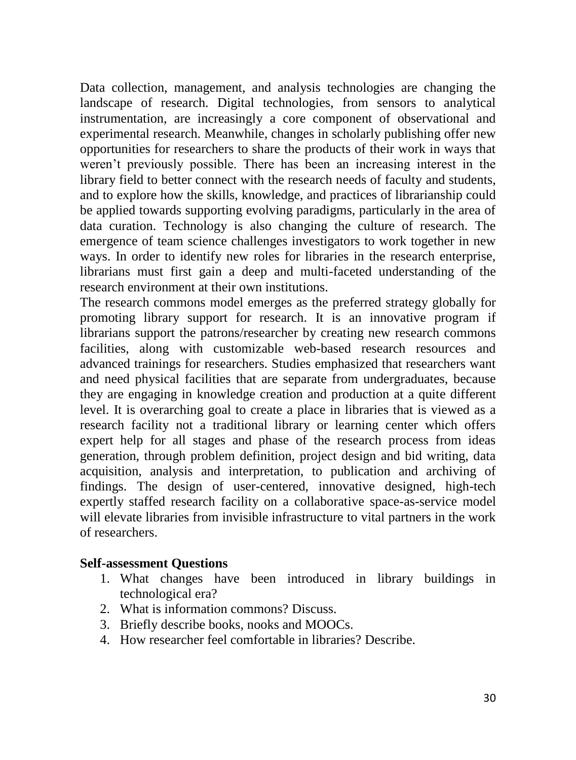Data collection, management, and analysis technologies are changing the landscape of research. Digital technologies, from sensors to analytical instrumentation, are increasingly a core component of observational and experimental research. Meanwhile, changes in scholarly publishing offer new opportunities for researchers to share the products of their work in ways that weren't previously possible. There has been an increasing interest in the library field to better connect with the research needs of faculty and students, and to explore how the skills, knowledge, and practices of librarianship could be applied towards supporting evolving paradigms, particularly in the area of data curation. Technology is also changing the culture of research. The emergence of team science challenges investigators to work together in new ways. In order to identify new roles for libraries in the research enterprise, librarians must first gain a deep and multi-faceted understanding of the research environment at their own institutions.

The research commons model emerges as the preferred strategy globally for promoting library support for research. It is an innovative program if librarians support the patrons/researcher by creating new research commons facilities, along with customizable web-based research resources and advanced trainings for researchers. Studies emphasized that researchers want and need physical facilities that are separate from undergraduates, because they are engaging in knowledge creation and production at a quite different level. It is overarching goal to create a place in libraries that is viewed as a research facility not a traditional library or learning center which offers expert help for all stages and phase of the research process from ideas generation, through problem definition, project design and bid writing, data acquisition, analysis and interpretation, to publication and archiving of findings. The design of user-centered, innovative designed, high-tech expertly staffed research facility on a collaborative space-as-service model will elevate libraries from invisible infrastructure to vital partners in the work of researchers.

**Self-assessment Questions**

1. What changes have been introduced in library buildings in technological era?
2. What is information commons? Discuss.
3. Briefly describe books, nooks and MOOCs.
4. How researcher feel comfortable in libraries? Describe.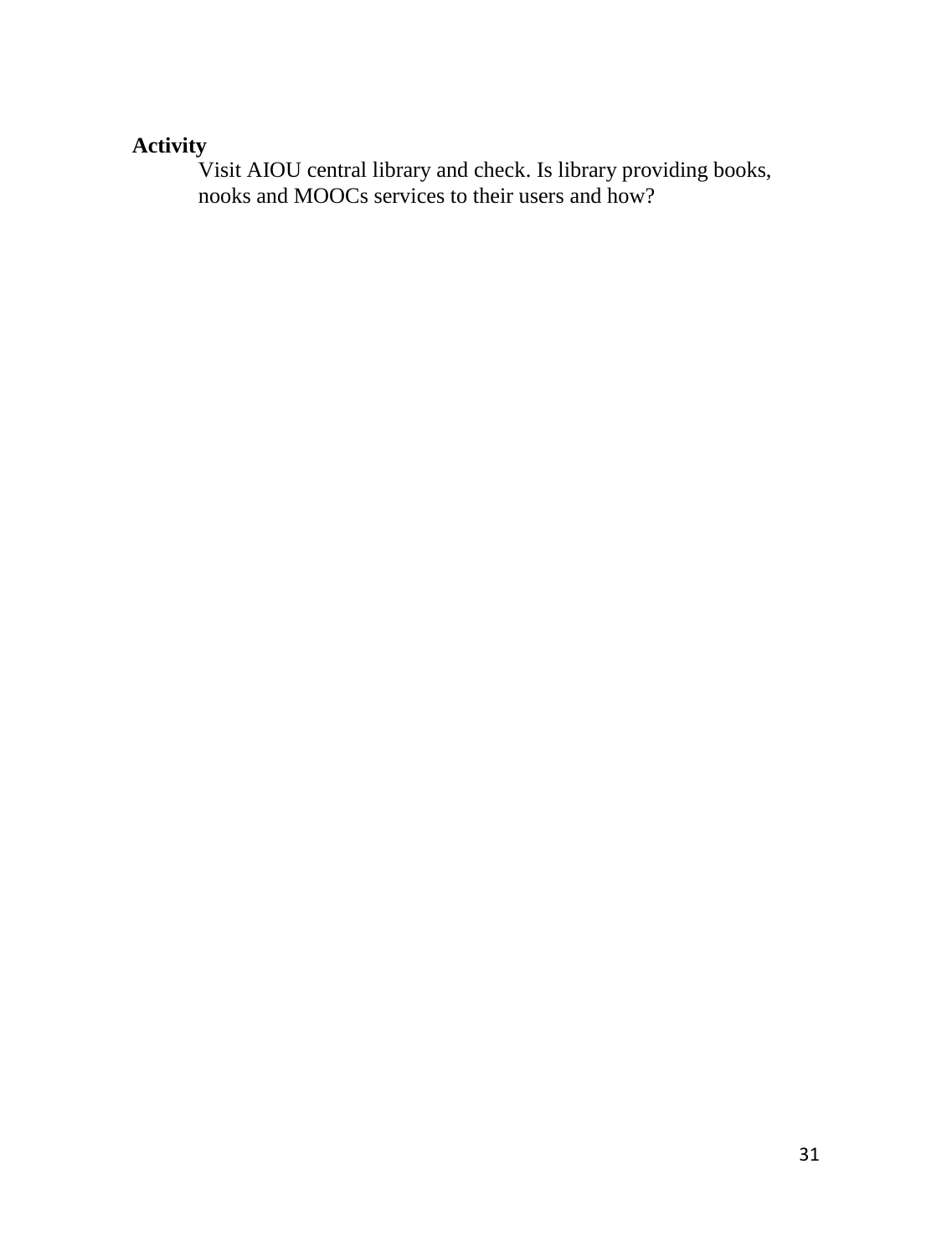**Activity**

Visit AIOU central library and check. Is library providing books, nooks and MOOCs services to their users and how?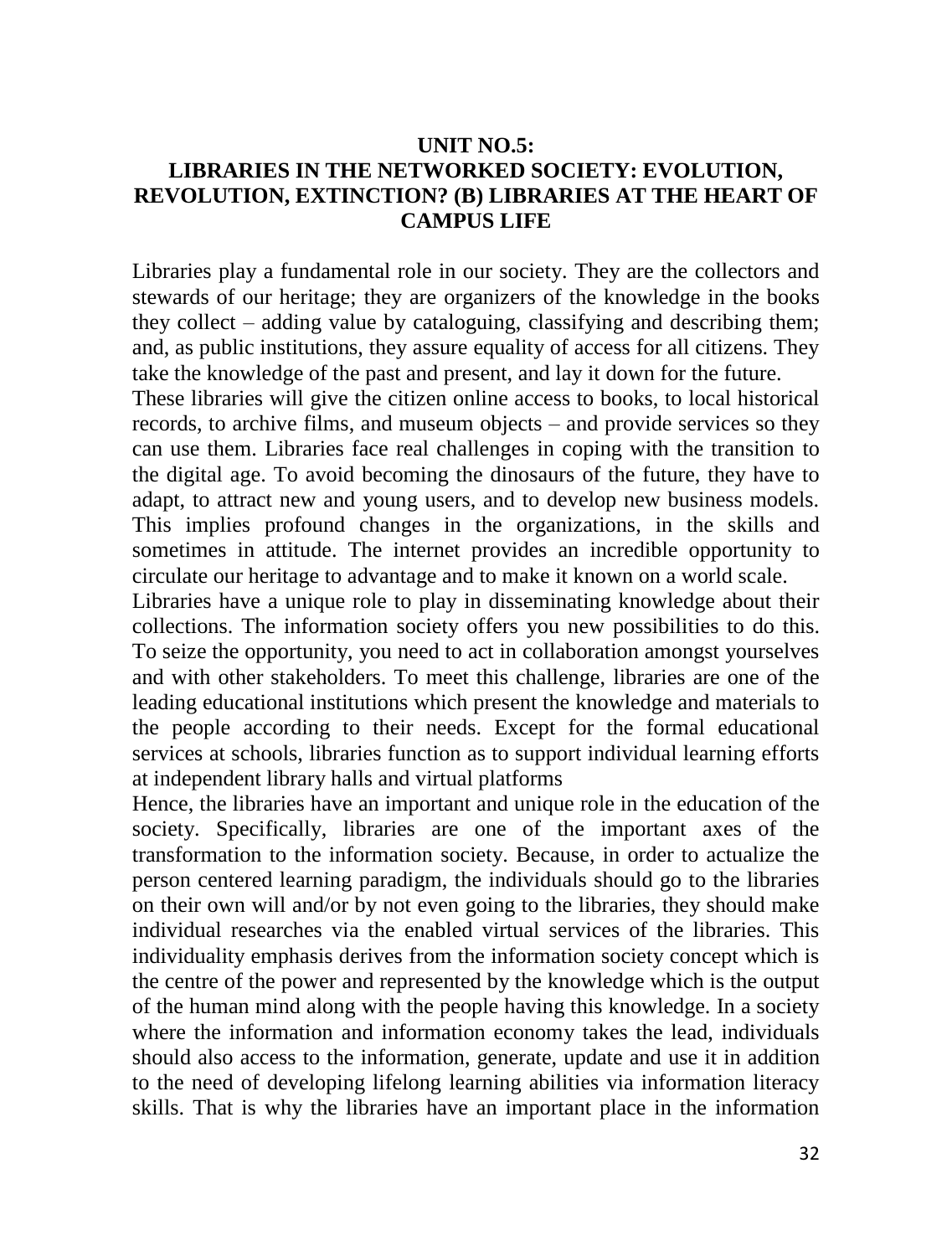**UNIT NO.5:**
**LIBRARIES IN THE NETWORKED SOCIETY: EVOLUTION, REVOLUTION, EXTINCTION? (B) LIBRARIES AT THE HEART OF CAMPUS LIFE**

Libraries play a fundamental role in our society. They are the collectors and stewards of our heritage; they are organizers of the knowledge in the books they collect – adding value by cataloguing, classifying and describing them; and, as public institutions, they assure equality of access for all citizens. They take the knowledge of the past and present, and lay it down for the future.

These libraries will give the citizen online access to books, to local historical records, to archive films, and museum objects – and provide services so they can use them. Libraries face real challenges in coping with the transition to the digital age. To avoid becoming the dinosaurs of the future, they have to adapt, to attract new and young users, and to develop new business models. This implies profound changes in the organizations, in the skills and sometimes in attitude. The internet provides an incredible opportunity to circulate our heritage to advantage and to make it known on a world scale.

Libraries have a unique role to play in disseminating knowledge about their collections. The information society offers you new possibilities to do this. To seize the opportunity, you need to act in collaboration amongst yourselves and with other stakeholders. To meet this challenge, libraries are one of the leading educational institutions which present the knowledge and materials to the people according to their needs. Except for the formal educational services at schools, libraries function as to support individual learning efforts at independent library halls and virtual platforms

Hence, the libraries have an important and unique role in the education of the society. Specifically, libraries are one of the important axes of the transformation to the information society. Because, in order to actualize the person centered learning paradigm, the individuals should go to the libraries on their own will and/or by not even going to the libraries, they should make individual researches via the enabled virtual services of the libraries. This individuality emphasis derives from the information society concept which is the centre of the power and represented by the knowledge which is the output of the human mind along with the people having this knowledge. In a society where the information and information economy takes the lead, individuals should also access to the information, generate, update and use it in addition to the need of developing lifelong learning abilities via information literacy skills. That is why the libraries have an important place in the information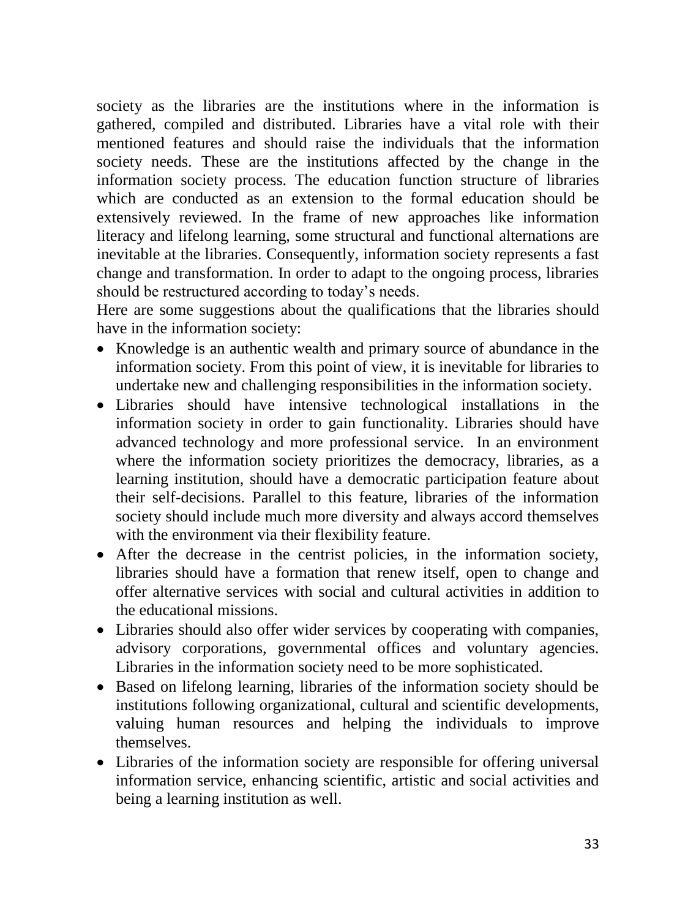society as the libraries are the institutions where in the information is gathered, compiled and distributed. Libraries have a vital role with their mentioned features and should raise the individuals that the information society needs. These are the institutions affected by the change in the information society process. The education function structure of libraries which are conducted as an extension to the formal education should be extensively reviewed. In the frame of new approaches like information literacy and lifelong learning, some structural and functional alternations are inevitable at the libraries. Consequently, information society represents a fast change and transformation. In order to adapt to the ongoing process, libraries should be restructured according to today's needs.

Here are some suggestions about the qualifications that the libraries should have in the information society:

- Knowledge is an authentic wealth and primary source of abundance in the information society. From this point of view, it is inevitable for libraries to undertake new and challenging responsibilities in the information society.
- Libraries should have intensive technological installations in the information society in order to gain functionality. Libraries should have advanced technology and more professional service. In an environment where the information society prioritizes the democracy, libraries, as a learning institution, should have a democratic participation feature about their self-decisions. Parallel to this feature, libraries of the information society should include much more diversity and always accord themselves with the environment via their flexibility feature.
- After the decrease in the centrist policies, in the information society, libraries should have a formation that renew itself, open to change and offer alternative services with social and cultural activities in addition to the educational missions.
- Libraries should also offer wider services by cooperating with companies, advisory corporations, governmental offices and voluntary agencies. Libraries in the information society need to be more sophisticated.
- Based on lifelong learning, libraries of the information society should be institutions following organizational, cultural and scientific developments, valuing human resources and helping the individuals to improve themselves.
- Libraries of the information society are responsible for offering universal information service, enhancing scientific, artistic and social activities and being a learning institution as well.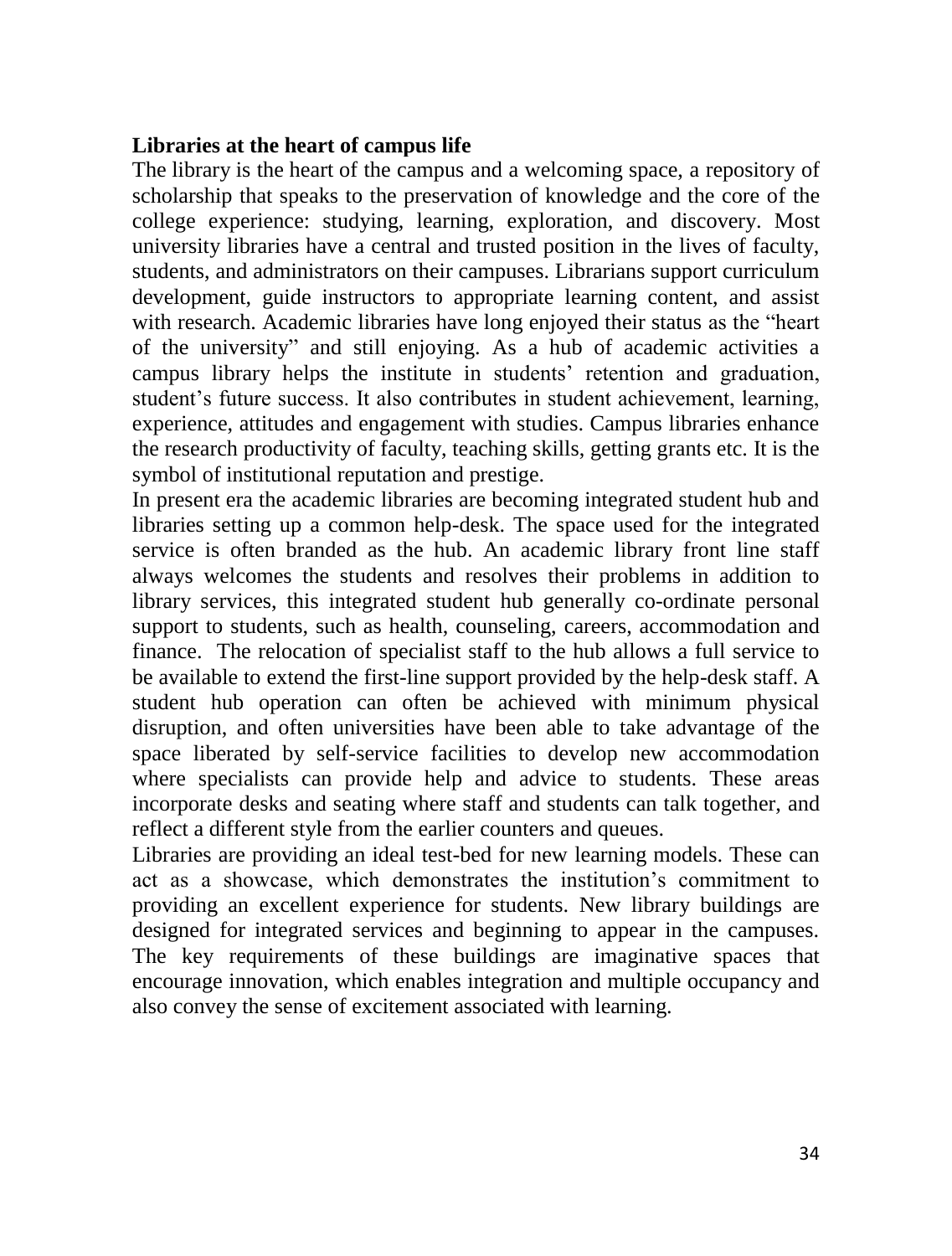**Libraries at the heart of campus life**

The library is the heart of the campus and a welcoming space, a repository of scholarship that speaks to the preservation of knowledge and the core of the college experience: studying, learning, exploration, and discovery. Most university libraries have a central and trusted position in the lives of faculty, students, and administrators on their campuses. Librarians support curriculum development, guide instructors to appropriate learning content, and assist with research. Academic libraries have long enjoyed their status as the "heart of the university" and still enjoying. As a hub of academic activities a campus library helps the institute in students' retention and graduation, student's future success. It also contributes in student achievement, learning, experience, attitudes and engagement with studies. Campus libraries enhance the research productivity of faculty, teaching skills, getting grants etc. It is the symbol of institutional reputation and prestige.

In present era the academic libraries are becoming integrated student hub and libraries setting up a common help-desk. The space used for the integrated service is often branded as the hub. An academic library front line staff always welcomes the students and resolves their problems in addition to library services, this integrated student hub generally co-ordinate personal support to students, such as health, counseling, careers, accommodation and finance. The relocation of specialist staff to the hub allows a full service to be available to extend the first-line support provided by the help-desk staff. A student hub operation can often be achieved with minimum physical disruption, and often universities have been able to take advantage of the space liberated by self-service facilities to develop new accommodation where specialists can provide help and advice to students. These areas incorporate desks and seating where staff and students can talk together, and reflect a different style from the earlier counters and queues.

Libraries are providing an ideal test-bed for new learning models. These can act as a showcase, which demonstrates the institution's commitment to providing an excellent experience for students. New library buildings are designed for integrated services and beginning to appear in the campuses. The key requirements of these buildings are imaginative spaces that encourage innovation, which enables integration and multiple occupancy and also convey the sense of excitement associated with learning.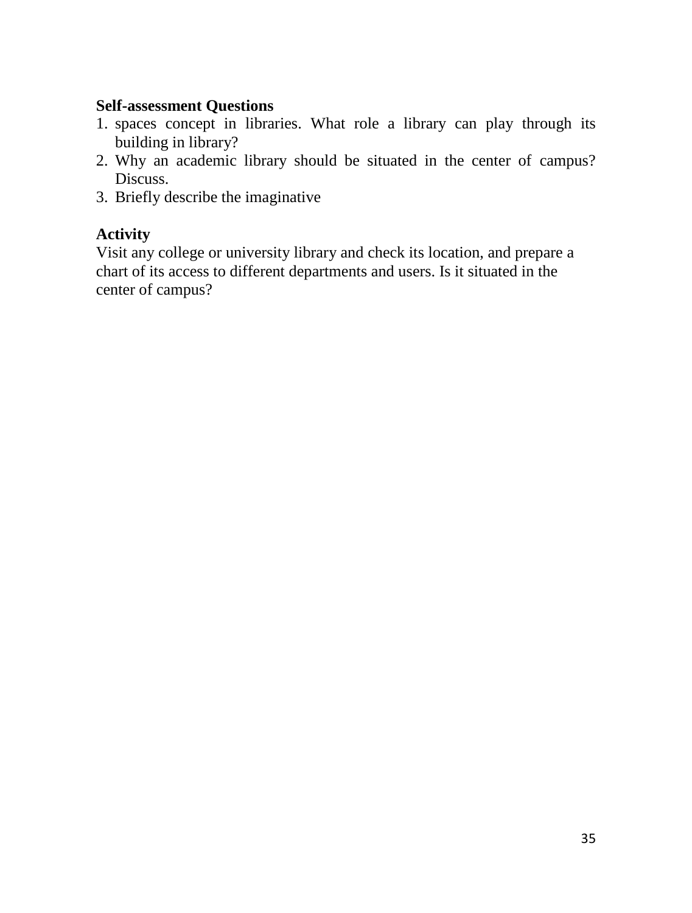**Self-assessment Questions**

1. spaces concept in libraries. What role a library can play through its building in library?
2. Why an academic library should be situated in the center of campus? Discuss.
3. Briefly describe the imaginative

**Activity**

Visit any college or university library and check its location, and prepare a chart of its access to different departments and users. Is it situated in the center of campus?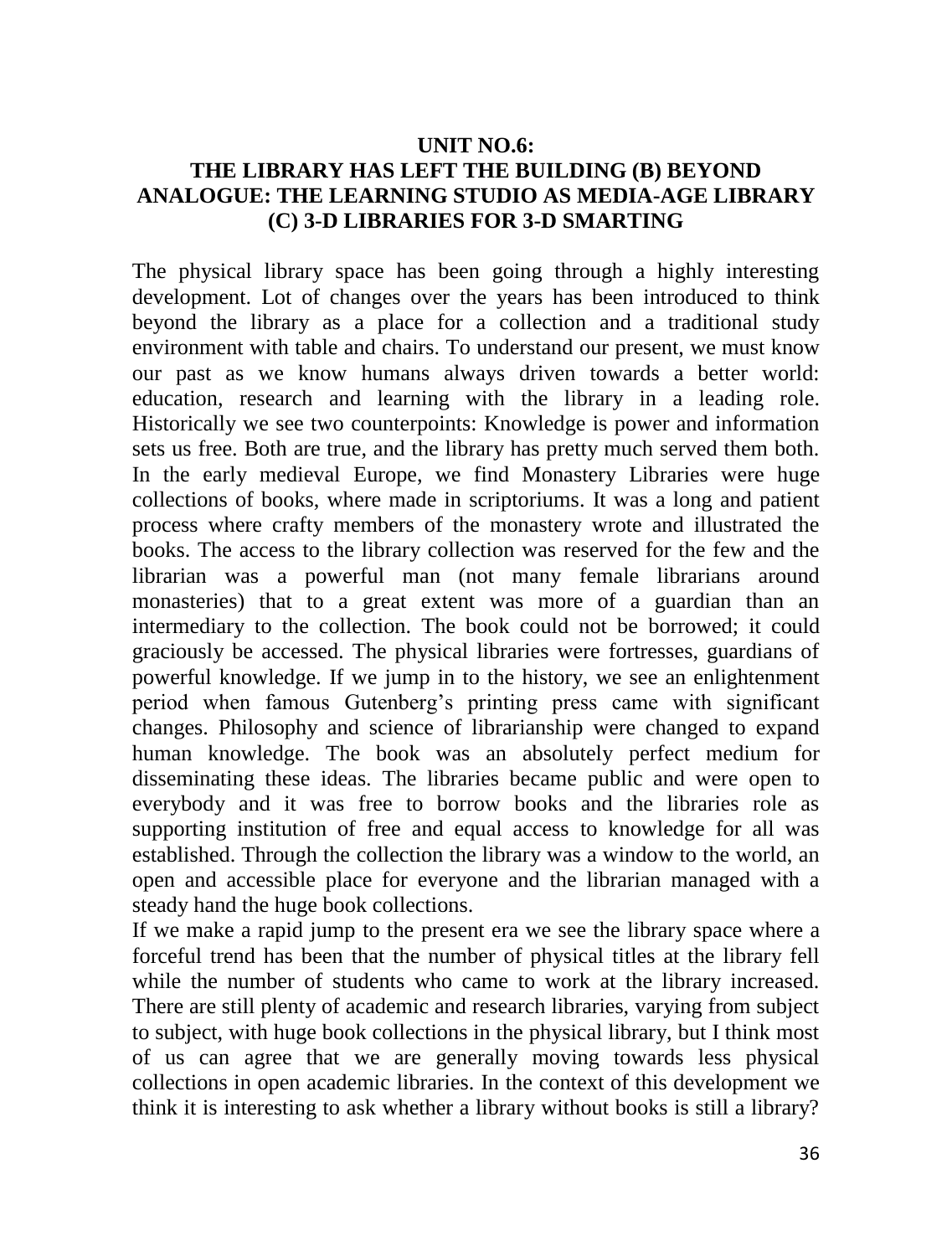## UNIT NO.6: THE LIBRARY HAS LEFT THE BUILDING (B) BEYOND ANALOGUE: THE LEARNING STUDIO AS MEDIA-AGE LIBRARY (C) 3-D LIBRARIES FOR 3-D SMARTING

The physical library space has been going through a highly interesting development. Lot of changes over the years has been introduced to think beyond the library as a place for a collection and a traditional study environment with table and chairs. To understand our present, we must know our past as we know humans always driven towards a better world: education, research and learning with the library in a leading role. Historically we see two counterpoints: Knowledge is power and information sets us free. Both are true, and the library has pretty much served them both. In the early medieval Europe, we find Monastery Libraries were huge collections of books, where made in scriptoriums. It was a long and patient process where crafty members of the monastery wrote and illustrated the books. The access to the library collection was reserved for the few and the librarian was a powerful man (not many female librarians around monasteries) that to a great extent was more of a guardian than an intermediary to the collection. The book could not be borrowed; it could graciously be accessed. The physical libraries were fortresses, guardians of powerful knowledge. If we jump in to the history, we see an enlightenment period when famous Gutenberg's printing press came with significant changes. Philosophy and science of librarianship were changed to expand human knowledge. The book was an absolutely perfect medium for disseminating these ideas. The libraries became public and were open to everybody and it was free to borrow books and the libraries role as supporting institution of free and equal access to knowledge for all was established. Through the collection the library was a window to the world, an open and accessible place for everyone and the librarian managed with a steady hand the huge book collections.

If we make a rapid jump to the present era we see the library space where a forceful trend has been that the number of physical titles at the library fell while the number of students who came to work at the library increased. There are still plenty of academic and research libraries, varying from subject to subject, with huge book collections in the physical library, but I think most of us can agree that we are generally moving towards less physical collections in open academic libraries. In the context of this development we think it is interesting to ask whether a library without books is still a library?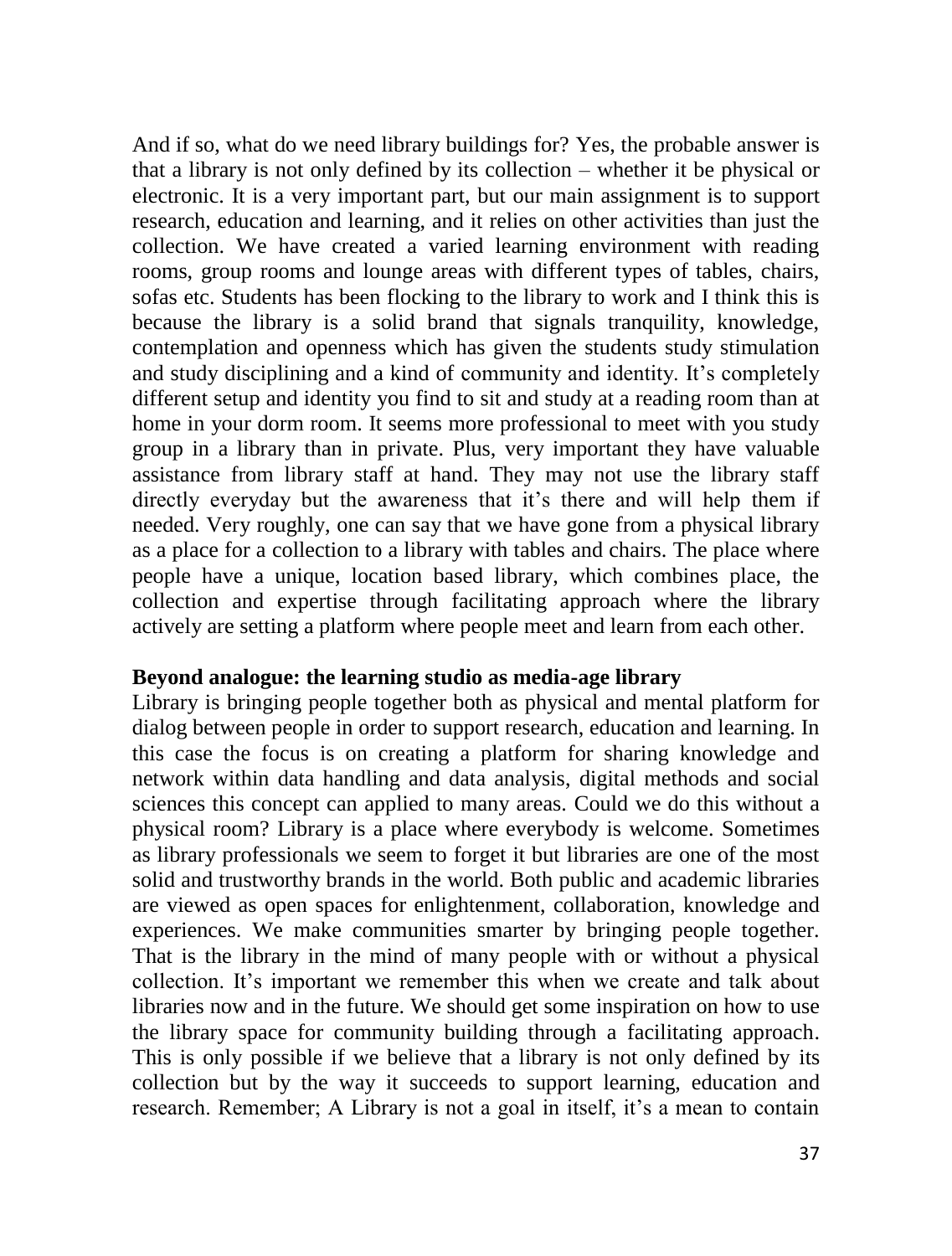And if so, what do we need library buildings for? Yes, the probable answer is that a library is not only defined by its collection – whether it be physical or electronic. It is a very important part, but our main assignment is to support research, education and learning, and it relies on other activities than just the collection. We have created a varied learning environment with reading rooms, group rooms and lounge areas with different types of tables, chairs, sofas etc. Students has been flocking to the library to work and I think this is because the library is a solid brand that signals tranquility, knowledge, contemplation and openness which has given the students study stimulation and study disciplining and a kind of community and identity. It's completely different setup and identity you find to sit and study at a reading room than at home in your dorm room. It seems more professional to meet with you study group in a library than in private. Plus, very important they have valuable assistance from library staff at hand. They may not use the library staff directly everyday but the awareness that it's there and will help them if needed. Very roughly, one can say that we have gone from a physical library as a place for a collection to a library with tables and chairs. The place where people have a unique, location based library, which combines place, the collection and expertise through facilitating approach where the library actively are setting a platform where people meet and learn from each other.

**Beyond analogue: the learning studio as media-age library**

Library is bringing people together both as physical and mental platform for dialog between people in order to support research, education and learning. In this case the focus is on creating a platform for sharing knowledge and network within data handling and data analysis, digital methods and social sciences this concept can applied to many areas. Could we do this without a physical room? Library is a place where everybody is welcome. Sometimes as library professionals we seem to forget it but libraries are one of the most solid and trustworthy brands in the world. Both public and academic libraries are viewed as open spaces for enlightenment, collaboration, knowledge and experiences. We make communities smarter by bringing people together. That is the library in the mind of many people with or without a physical collection. It's important we remember this when we create and talk about libraries now and in the future. We should get some inspiration on how to use the library space for community building through a facilitating approach. This is only possible if we believe that a library is not only defined by its collection but by the way it succeeds to support learning, education and research. Remember; A Library is not a goal in itself, it's a mean to contain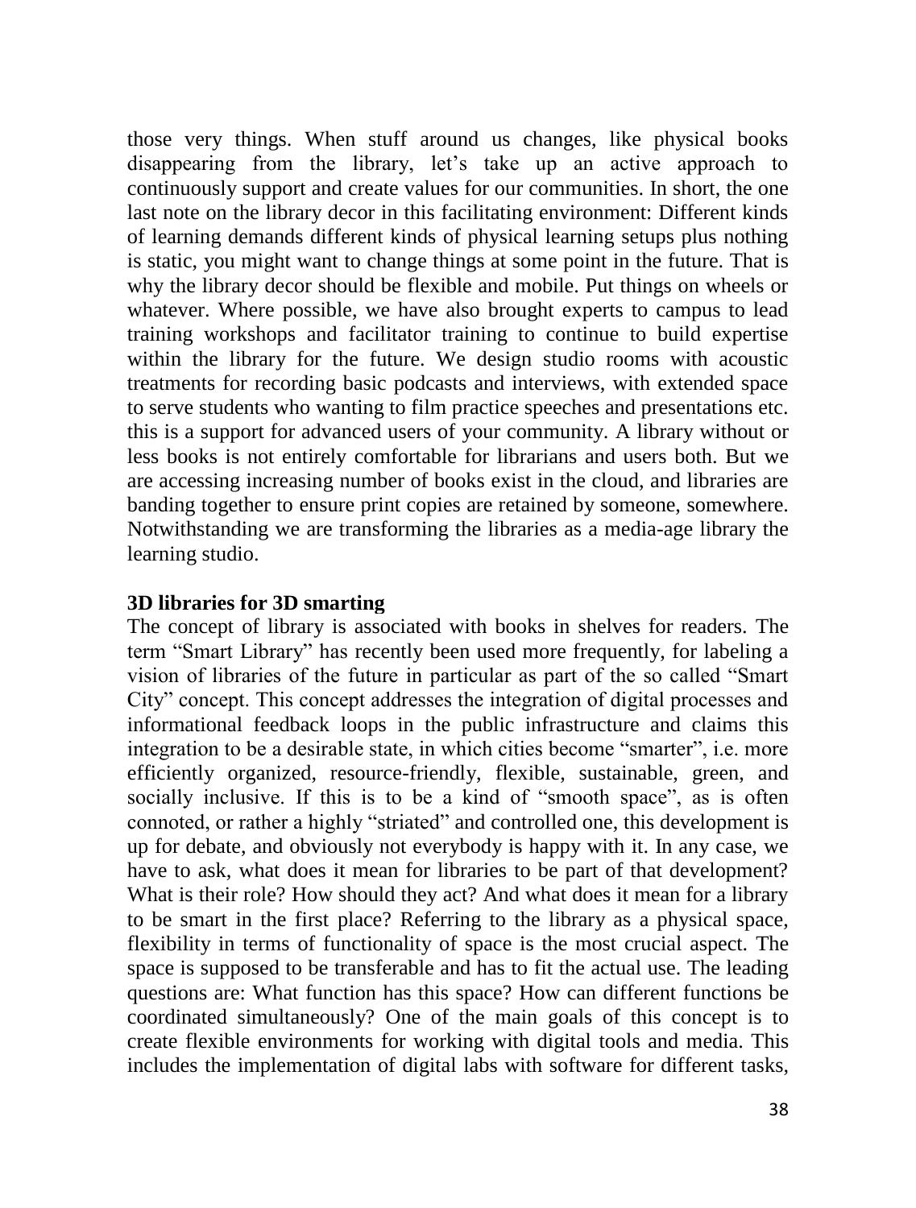those very things. When stuff around us changes, like physical books disappearing from the library, let's take up an active approach to continuously support and create values for our communities. In short, the one last note on the library decor in this facilitating environment: Different kinds of learning demands different kinds of physical learning setups plus nothing is static, you might want to change things at some point in the future. That is why the library decor should be flexible and mobile. Put things on wheels or whatever. Where possible, we have also brought experts to campus to lead training workshops and facilitator training to continue to build expertise within the library for the future. We design studio rooms with acoustic treatments for recording basic podcasts and interviews, with extended space to serve students who wanting to film practice speeches and presentations etc. this is a support for advanced users of your community. A library without or less books is not entirely comfortable for librarians and users both. But we are accessing increasing number of books exist in the cloud, and libraries are banding together to ensure print copies are retained by someone, somewhere. Notwithstanding we are transforming the libraries as a media-age library the learning studio.

**3D libraries for 3D smarting**

The concept of library is associated with books in shelves for readers. The term "Smart Library" has recently been used more frequently, for labeling a vision of libraries of the future in particular as part of the so called "Smart City" concept. This concept addresses the integration of digital processes and informational feedback loops in the public infrastructure and claims this integration to be a desirable state, in which cities become "smarter", i.e. more efficiently organized, resource-friendly, flexible, sustainable, green, and socially inclusive. If this is to be a kind of "smooth space", as is often connoted, or rather a highly "striated" and controlled one, this development is up for debate, and obviously not everybody is happy with it. In any case, we have to ask, what does it mean for libraries to be part of that development? What is their role? How should they act? And what does it mean for a library to be smart in the first place? Referring to the library as a physical space, flexibility in terms of functionality of space is the most crucial aspect. The space is supposed to be transferable and has to fit the actual use. The leading questions are: What function has this space? How can different functions be coordinated simultaneously? One of the main goals of this concept is to create flexible environments for working with digital tools and media. This includes the implementation of digital labs with software for different tasks,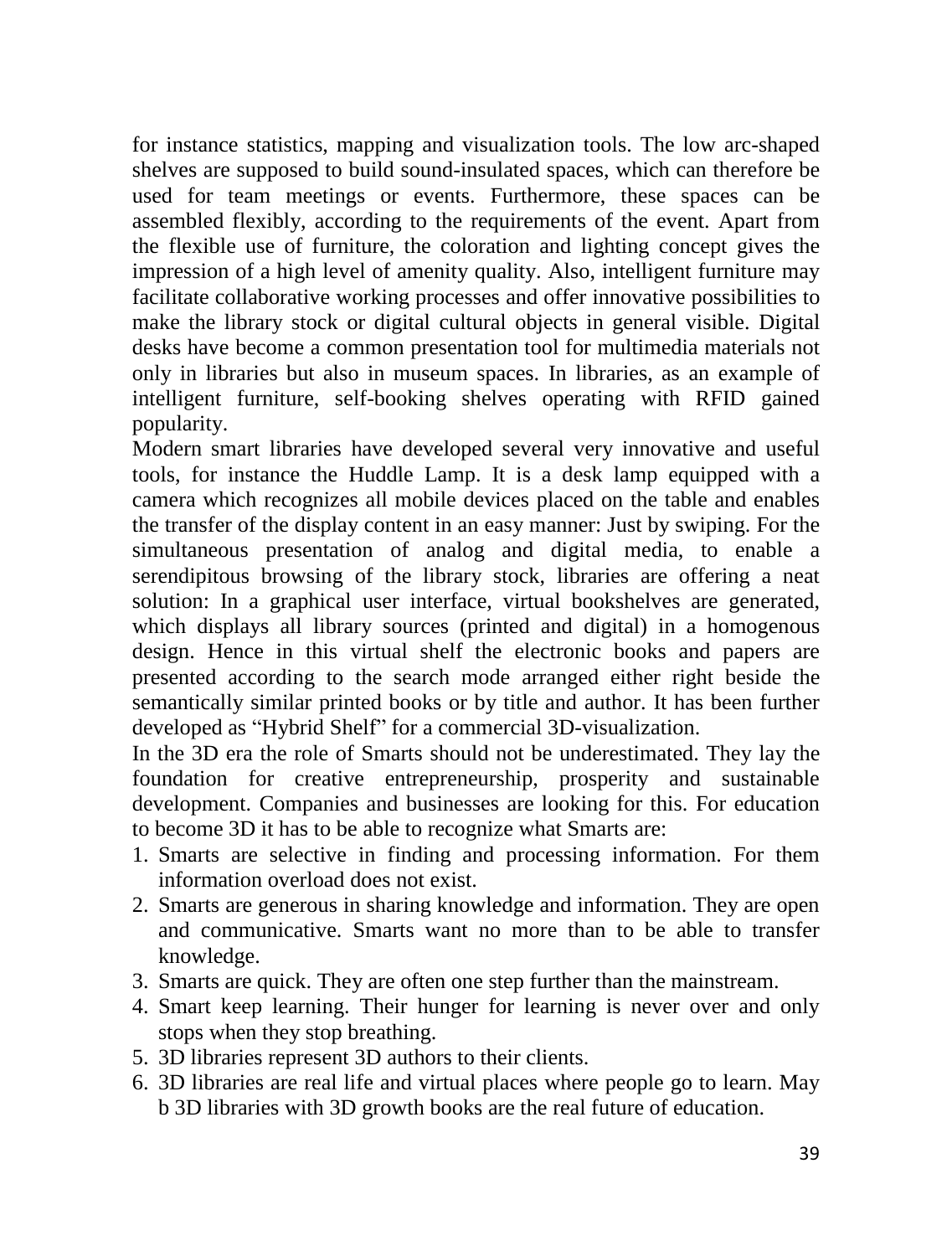for instance statistics, mapping and visualization tools. The low arc-shaped shelves are supposed to build sound-insulated spaces, which can therefore be used for team meetings or events. Furthermore, these spaces can be assembled flexibly, according to the requirements of the event. Apart from the flexible use of furniture, the coloration and lighting concept gives the impression of a high level of amenity quality. Also, intelligent furniture may facilitate collaborative working processes and offer innovative possibilities to make the library stock or digital cultural objects in general visible. Digital desks have become a common presentation tool for multimedia materials not only in libraries but also in museum spaces. In libraries, as an example of intelligent furniture, self-booking shelves operating with RFID gained popularity.

Modern smart libraries have developed several very innovative and useful tools, for instance the Huddle Lamp. It is a desk lamp equipped with a camera which recognizes all mobile devices placed on the table and enables the transfer of the display content in an easy manner: Just by swiping. For the simultaneous presentation of analog and digital media, to enable a serendipitous browsing of the library stock, libraries are offering a neat solution: In a graphical user interface, virtual bookshelves are generated, which displays all library sources (printed and digital) in a homogenous design. Hence in this virtual shelf the electronic books and papers are presented according to the search mode arranged either right beside the semantically similar printed books or by title and author. It has been further developed as "Hybrid Shelf" for a commercial 3D-visualization.

In the 3D era the role of Smarts should not be underestimated. They lay the foundation for creative entrepreneurship, prosperity and sustainable development. Companies and businesses are looking for this. For education to become 3D it has to be able to recognize what Smarts are:

1. Smarts are selective in finding and processing information. For them information overload does not exist.
2. Smarts are generous in sharing knowledge and information. They are open and communicative. Smarts want no more than to be able to transfer knowledge.
3. Smarts are quick. They are often one step further than the mainstream.
4. Smart keep learning. Their hunger for learning is never over and only stops when they stop breathing.
5. 3D libraries represent 3D authors to their clients.
6. 3D libraries are real life and virtual places where people go to learn. May b 3D libraries with 3D growth books are the real future of education.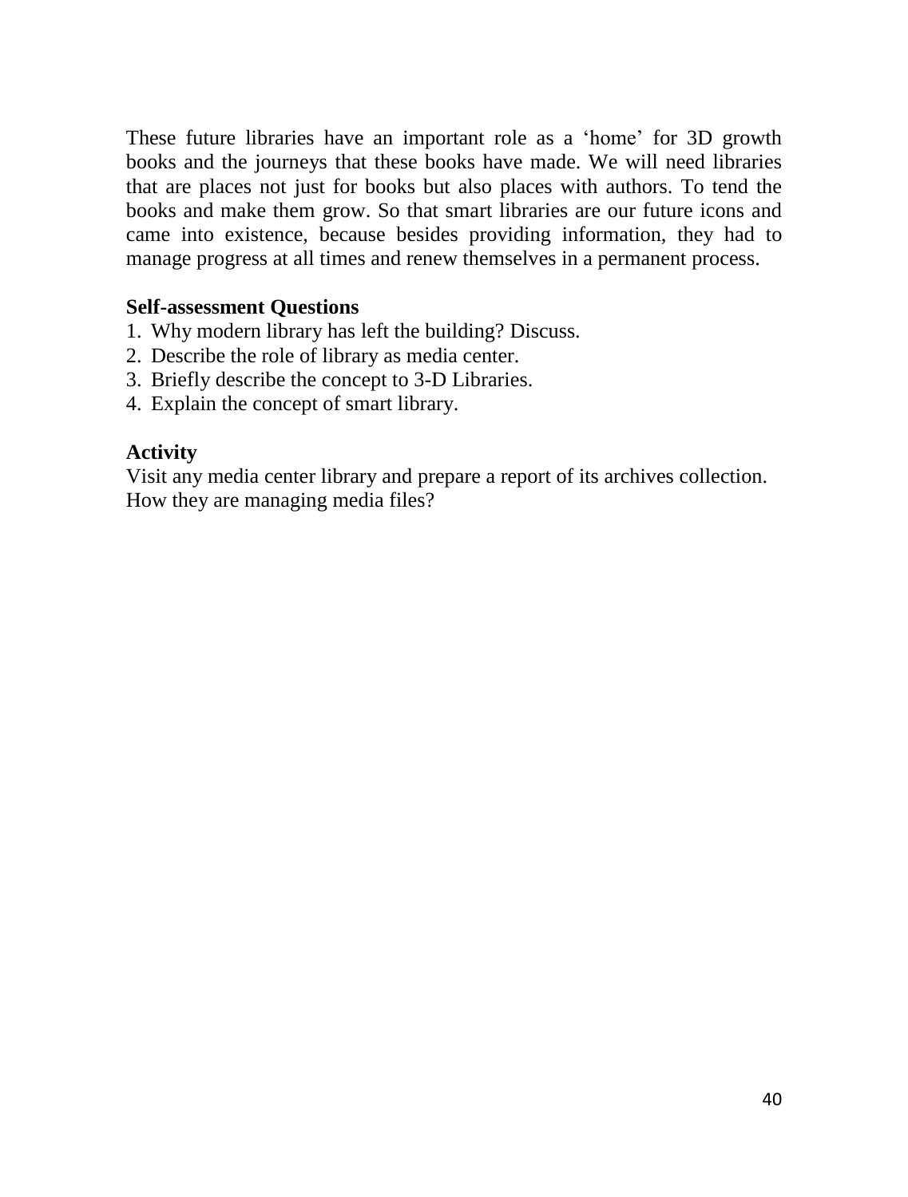These future libraries have an important role as a 'home' for 3D growth books and the journeys that these books have made. We will need libraries that are places not just for books but also places with authors. To tend the books and make them grow. So that smart libraries are our future icons and came into existence, because besides providing information, they had to manage progress at all times and renew themselves in a permanent process.

**Self-assessment Questions**

1. Why modern library has left the building? Discuss.
2. Describe the role of library as media center.
3. Briefly describe the concept to 3-D Libraries.
4. Explain the concept of smart library.

**Activity**

Visit any media center library and prepare a report of its archives collection. How they are managing media files?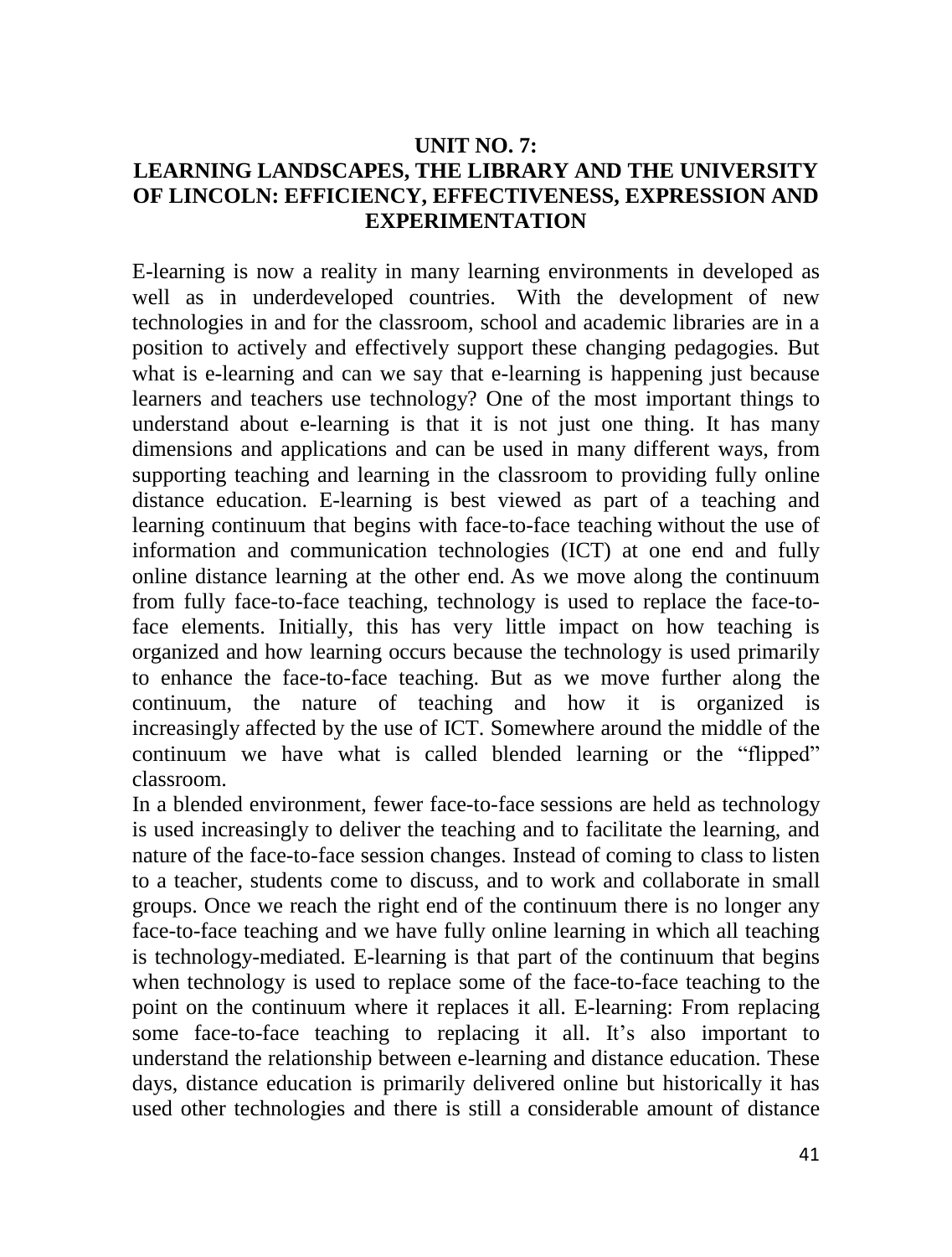# UNIT NO. 7: LEARNING LANDSCAPES, THE LIBRARY AND THE UNIVERSITY OF LINCOLN: EFFICIENCY, EFFECTIVENESS, EXPRESSION AND EXPERIMENTATION

E-learning is now a reality in many learning environments in developed as well as in underdeveloped countries. With the development of new technologies in and for the classroom, school and academic libraries are in a position to actively and effectively support these changing pedagogies. But what is e-learning and can we say that e-learning is happening just because learners and teachers use technology? One of the most important things to understand about e-learning is that it is not just one thing. It has many dimensions and applications and can be used in many different ways, from supporting teaching and learning in the classroom to providing fully online distance education. E-learning is best viewed as part of a teaching and learning continuum that begins with face-to-face teaching without the use of information and communication technologies (ICT) at one end and fully online distance learning at the other end. As we move along the continuum from fully face-to-face teaching, technology is used to replace the face-to-face elements. Initially, this has very little impact on how teaching is organized and how learning occurs because the technology is used primarily to enhance the face-to-face teaching. But as we move further along the continuum, the nature of teaching and how it is organized is increasingly affected by the use of ICT. Somewhere around the middle of the continuum we have what is called blended learning or the "flipped" classroom.

In a blended environment, fewer face-to-face sessions are held as technology is used increasingly to deliver the teaching and to facilitate the learning, and nature of the face-to-face session changes. Instead of coming to class to listen to a teacher, students come to discuss, and to work and collaborate in small groups. Once we reach the right end of the continuum there is no longer any face-to-face teaching and we have fully online learning in which all teaching is technology-mediated. E-learning is that part of the continuum that begins when technology is used to replace some of the face-to-face teaching to the point on the continuum where it replaces it all. E-learning: From replacing some face-to-face teaching to replacing it all. It's also important to understand the relationship between e-learning and distance education. These days, distance education is primarily delivered online but historically it has used other technologies and there is still a considerable amount of distance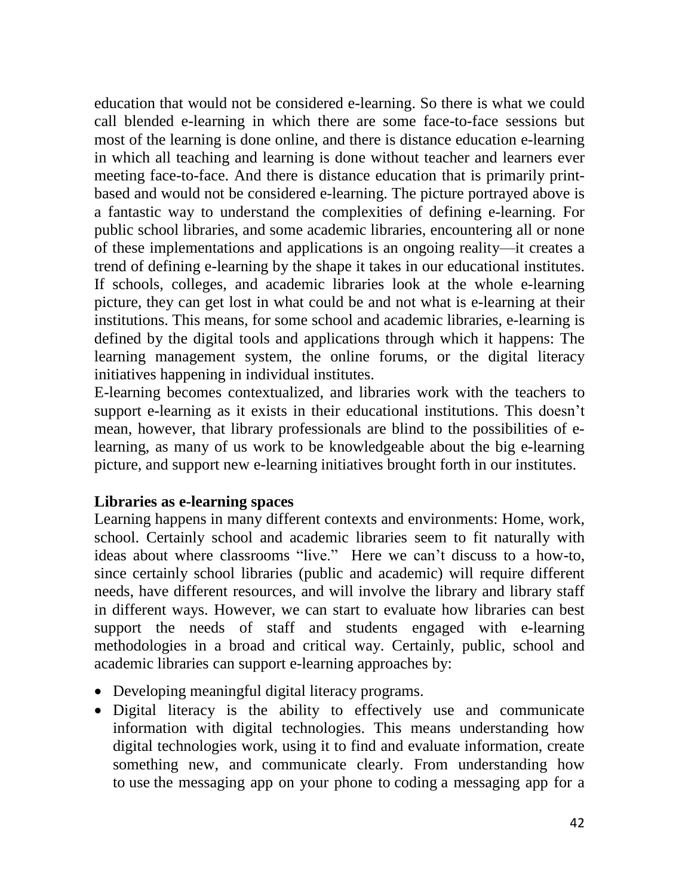education that would not be considered e-learning. So there is what we could call blended e-learning in which there are some face-to-face sessions but most of the learning is done online, and there is distance education e-learning in which all teaching and learning is done without teacher and learners ever meeting face-to-face. And there is distance education that is primarily print-based and would not be considered e-learning. The picture portrayed above is a fantastic way to understand the complexities of defining e-learning. For public school libraries, and some academic libraries, encountering all or none of these implementations and applications is an ongoing reality—it creates a trend of defining e-learning by the shape it takes in our educational institutes. If schools, colleges, and academic libraries look at the whole e-learning picture, they can get lost in what could be and not what is e-learning at their institutions. This means, for some school and academic libraries, e-learning is defined by the digital tools and applications through which it happens: The learning management system, the online forums, or the digital literacy initiatives happening in individual institutes.

E-learning becomes contextualized, and libraries work with the teachers to support e-learning as it exists in their educational institutions. This doesn't mean, however, that library professionals are blind to the possibilities of e-learning, as many of us work to be knowledgeable about the big e-learning picture, and support new e-learning initiatives brought forth in our institutes.

**Libraries as e-learning spaces**

Learning happens in many different contexts and environments: Home, work, school. Certainly school and academic libraries seem to fit naturally with ideas about where classrooms "live." Here we can't discuss to a how-to, since certainly school libraries (public and academic) will require different needs, have different resources, and will involve the library and library staff in different ways. However, we can start to evaluate how libraries can best support the needs of staff and students engaged with e-learning methodologies in a broad and critical way. Certainly, public, school and academic libraries can support e-learning approaches by:

- Developing meaningful digital literacy programs.
- Digital literacy is the ability to effectively use and communicate information with digital technologies. This means understanding how digital technologies work, using it to find and evaluate information, create something new, and communicate clearly. From understanding how to use the messaging app on your phone to coding a messaging app for a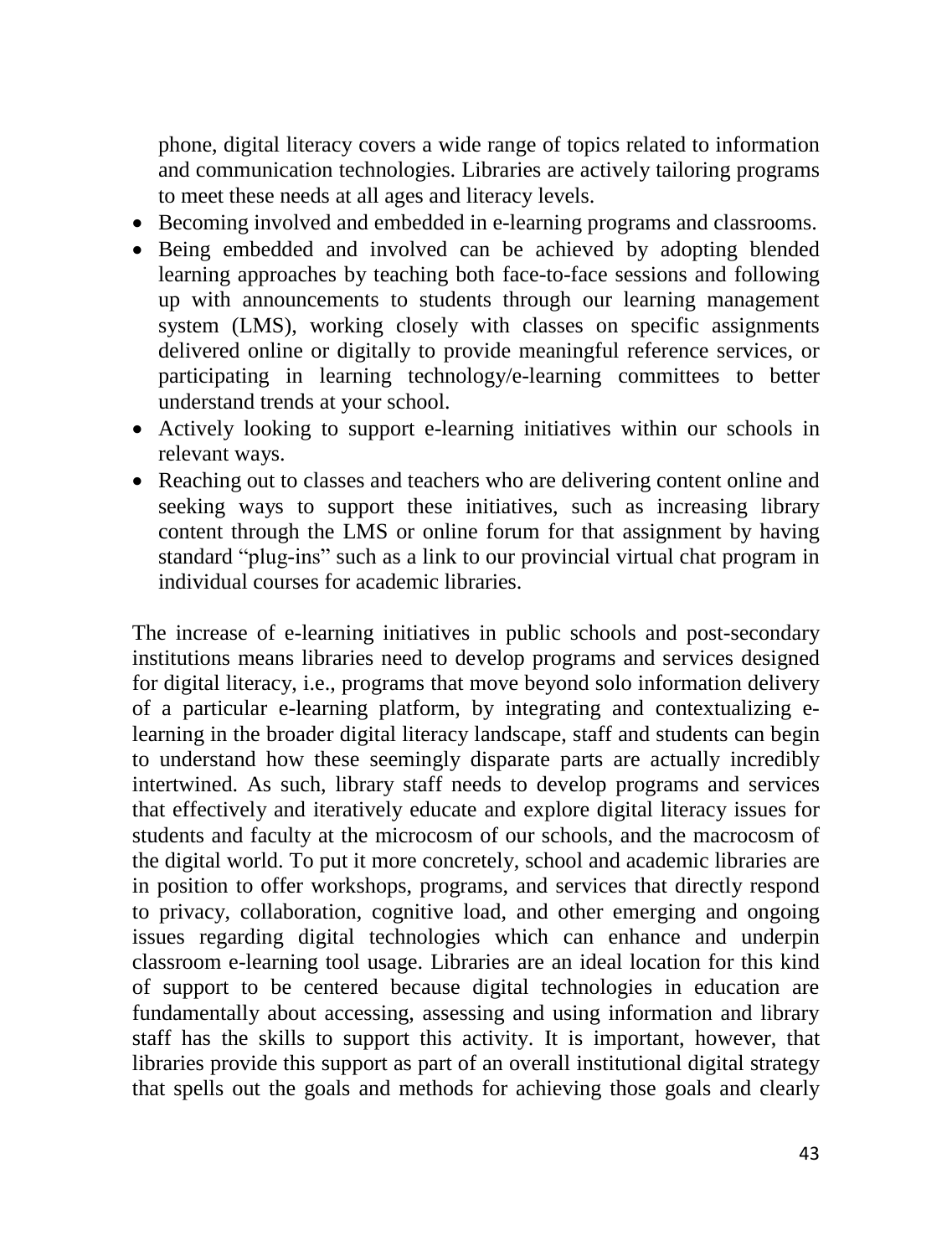phone, digital literacy covers a wide range of topics related to information and communication technologies. Libraries are actively tailoring programs to meet these needs at all ages and literacy levels.

- Becoming involved and embedded in e-learning programs and classrooms.
- Being embedded and involved can be achieved by adopting blended learning approaches by teaching both face-to-face sessions and following up with announcements to students through our learning management system (LMS), working closely with classes on specific assignments delivered online or digitally to provide meaningful reference services, or participating in learning technology/e-learning committees to better understand trends at your school.
- Actively looking to support e-learning initiatives within our schools in relevant ways.
- Reaching out to classes and teachers who are delivering content online and seeking ways to support these initiatives, such as increasing library content through the LMS or online forum for that assignment by having standard "plug-ins" such as a link to our provincial virtual chat program in individual courses for academic libraries.

The increase of e-learning initiatives in public schools and post-secondary institutions means libraries need to develop programs and services designed for digital literacy, i.e., programs that move beyond solo information delivery of a particular e-learning platform, by integrating and contextualizing e-learning in the broader digital literacy landscape, staff and students can begin to understand how these seemingly disparate parts are actually incredibly intertwined. As such, library staff needs to develop programs and services that effectively and iteratively educate and explore digital literacy issues for students and faculty at the microcosm of our schools, and the macrocosm of the digital world. To put it more concretely, school and academic libraries are in position to offer workshops, programs, and services that directly respond to privacy, collaboration, cognitive load, and other emerging and ongoing issues regarding digital technologies which can enhance and underpin classroom e-learning tool usage. Libraries are an ideal location for this kind of support to be centered because digital technologies in education are fundamentally about accessing, assessing and using information and library staff has the skills to support this activity. It is important, however, that libraries provide this support as part of an overall institutional digital strategy that spells out the goals and methods for achieving those goals and clearly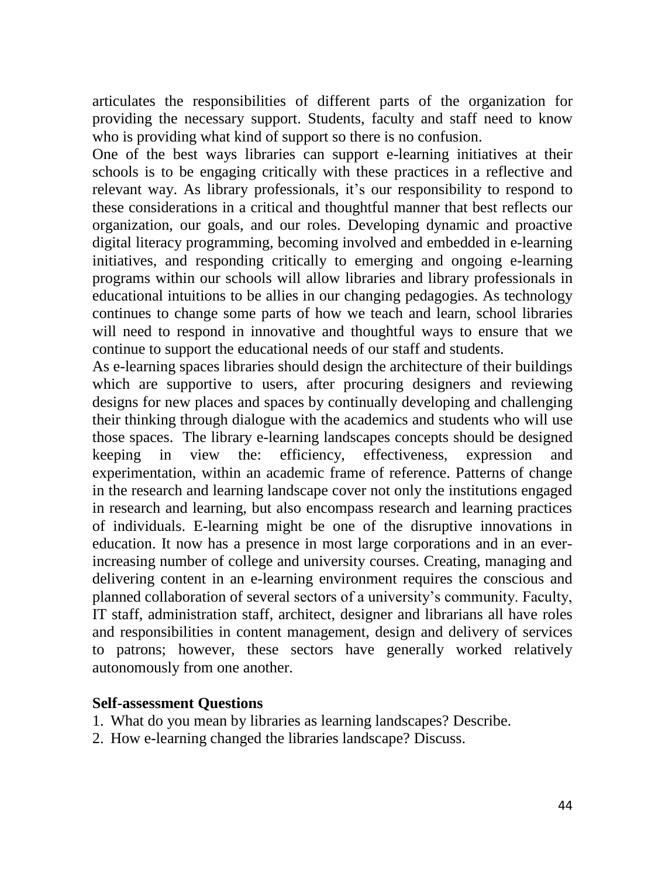articulates the responsibilities of different parts of the organization for providing the necessary support. Students, faculty and staff need to know who is providing what kind of support so there is no confusion.

One of the best ways libraries can support e-learning initiatives at their schools is to be engaging critically with these practices in a reflective and relevant way. As library professionals, it's our responsibility to respond to these considerations in a critical and thoughtful manner that best reflects our organization, our goals, and our roles. Developing dynamic and proactive digital literacy programming, becoming involved and embedded in e-learning initiatives, and responding critically to emerging and ongoing e-learning programs within our schools will allow libraries and library professionals in educational intuitions to be allies in our changing pedagogies. As technology continues to change some parts of how we teach and learn, school libraries will need to respond in innovative and thoughtful ways to ensure that we continue to support the educational needs of our staff and students.

As e-learning spaces libraries should design the architecture of their buildings which are supportive to users, after procuring designers and reviewing designs for new places and spaces by continually developing and challenging their thinking through dialogue with the academics and students who will use those spaces. The library e-learning landscapes concepts should be designed keeping in view the: efficiency, effectiveness, expression and experimentation, within an academic frame of reference. Patterns of change in the research and learning landscape cover not only the institutions engaged in research and learning, but also encompass research and learning practices of individuals. E-learning might be one of the disruptive innovations in education. It now has a presence in most large corporations and in an ever-increasing number of college and university courses. Creating, managing and delivering content in an e-learning environment requires the conscious and planned collaboration of several sectors of a university's community. Faculty, IT staff, administration staff, architect, designer and librarians all have roles and responsibilities in content management, design and delivery of services to patrons; however, these sectors have generally worked relatively autonomously from one another.

**Self-assessment Questions**

1. What do you mean by libraries as learning landscapes? Describe.
2. How e-learning changed the libraries landscape? Discuss.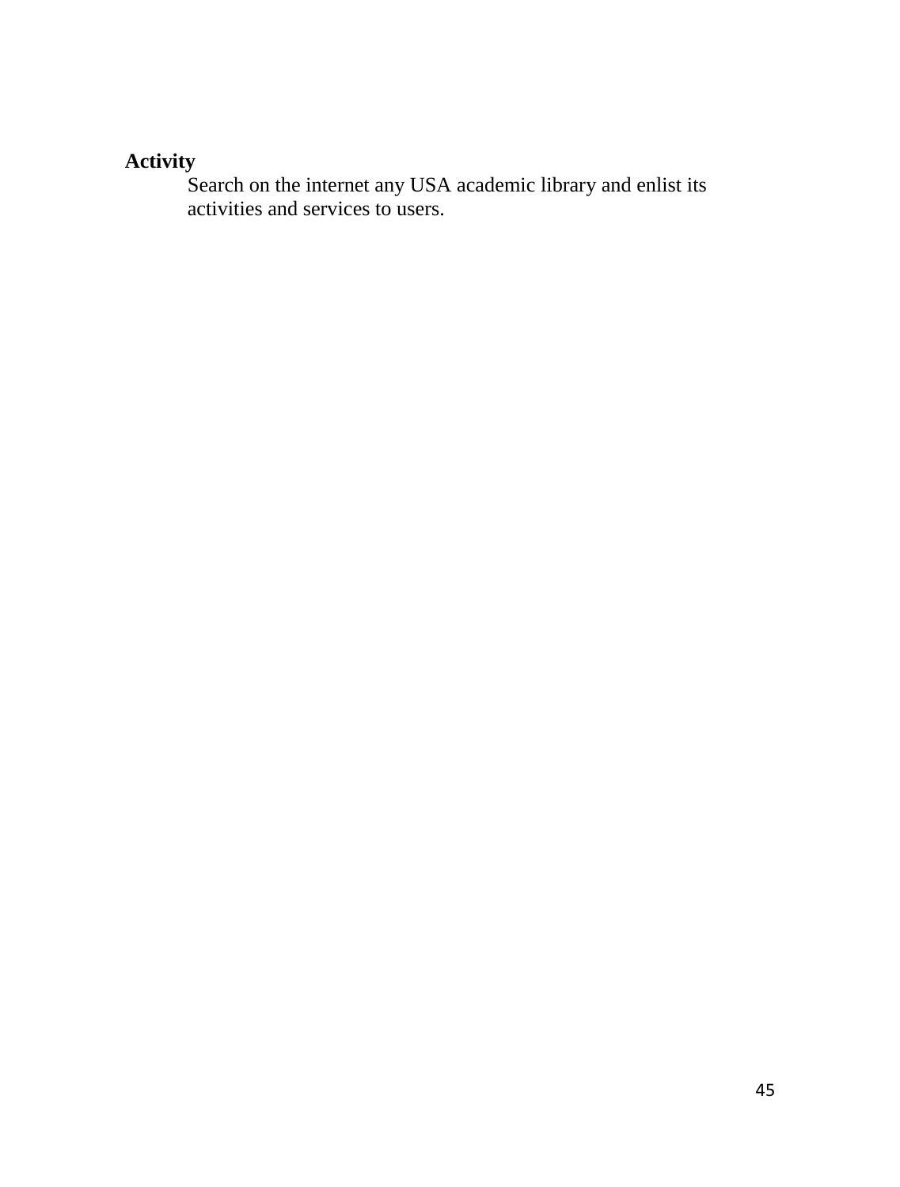**Activity**

Search on the internet any USA academic library and enlist its activities and services to users.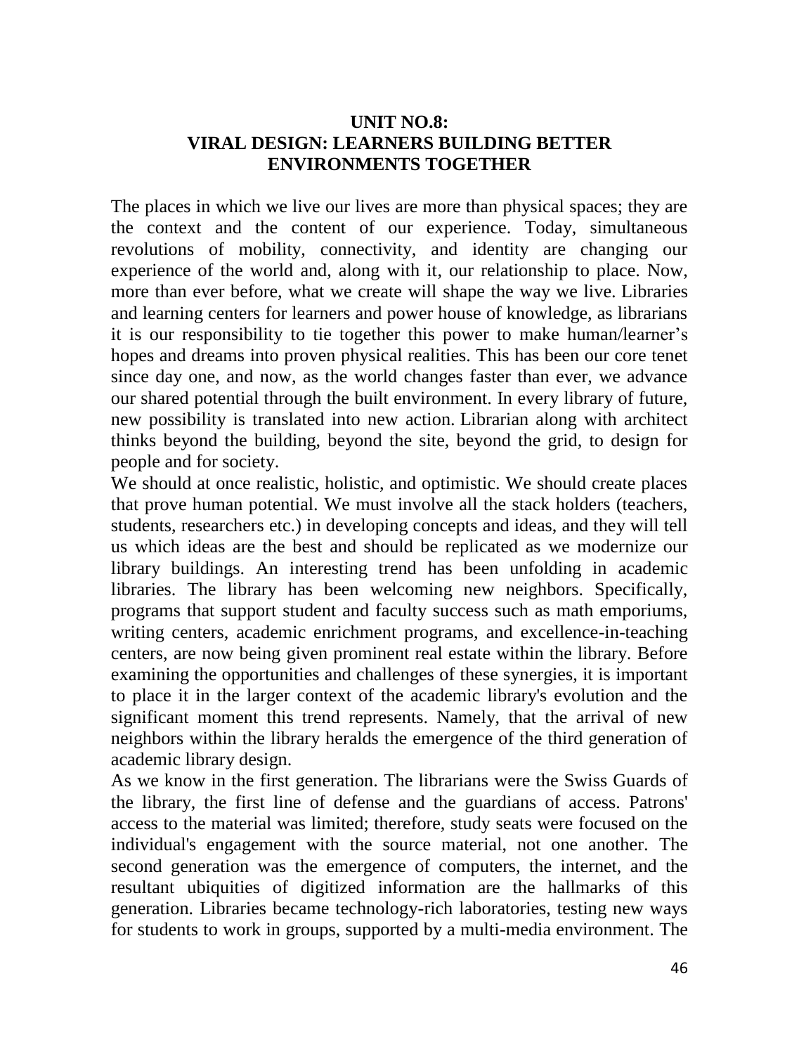# UNIT NO.8: VIRAL DESIGN: LEARNERS BUILDING BETTER ENVIRONMENTS TOGETHER

The places in which we live our lives are more than physical spaces; they are the context and the content of our experience. Today, simultaneous revolutions of mobility, connectivity, and identity are changing our experience of the world and, along with it, our relationship to place. Now, more than ever before, what we create will shape the way we live. Libraries and learning centers for learners and power house of knowledge, as librarians it is our responsibility to tie together this power to make human/learner's hopes and dreams into proven physical realities. This has been our core tenet since day one, and now, as the world changes faster than ever, we advance our shared potential through the built environment. In every library of future, new possibility is translated into new action. Librarian along with architect thinks beyond the building, beyond the site, beyond the grid, to design for people and for society.

We should at once realistic, holistic, and optimistic. We should create places that prove human potential. We must involve all the stack holders (teachers, students, researchers etc.) in developing concepts and ideas, and they will tell us which ideas are the best and should be replicated as we modernize our library buildings. An interesting trend has been unfolding in academic libraries. The library has been welcoming new neighbors. Specifically, programs that support student and faculty success such as math emporiums, writing centers, academic enrichment programs, and excellence-in-teaching centers, are now being given prominent real estate within the library. Before examining the opportunities and challenges of these synergies, it is important to place it in the larger context of the academic library's evolution and the significant moment this trend represents. Namely, that the arrival of new neighbors within the library heralds the emergence of the third generation of academic library design.

As we know in the first generation. The librarians were the Swiss Guards of the library, the first line of defense and the guardians of access. Patrons' access to the material was limited; therefore, study seats were focused on the individual's engagement with the source material, not one another. The second generation was the emergence of computers, the internet, and the resultant ubiquities of digitized information are the hallmarks of this generation. Libraries became technology-rich laboratories, testing new ways for students to work in groups, supported by a multi-media environment. The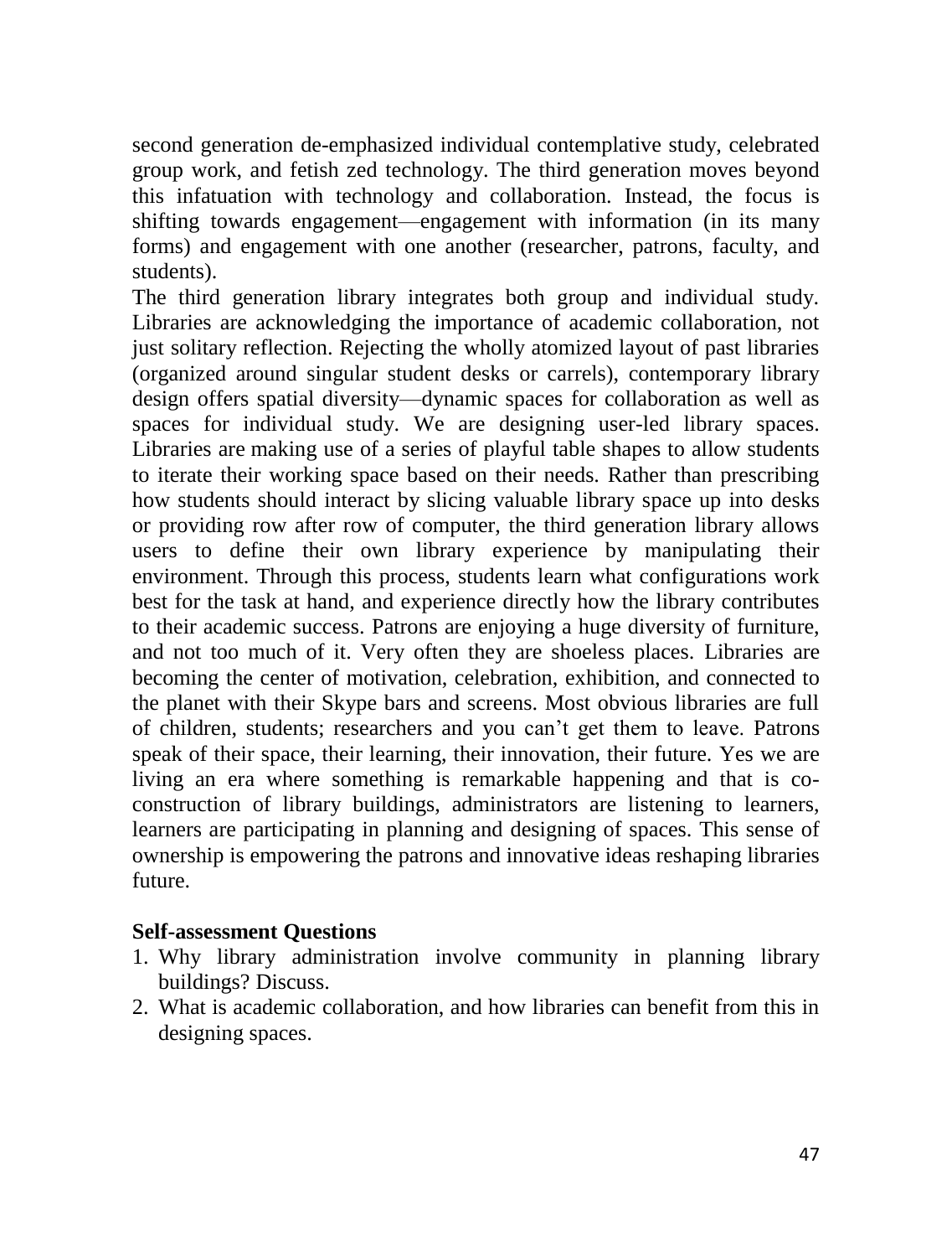second generation de-emphasized individual contemplative study, celebrated group work, and fetish zed technology. The third generation moves beyond this infatuation with technology and collaboration. Instead, the focus is shifting towards engagement—engagement with information (in its many forms) and engagement with one another (researcher, patrons, faculty, and students).

The third generation library integrates both group and individual study. Libraries are acknowledging the importance of academic collaboration, not just solitary reflection. Rejecting the wholly atomized layout of past libraries (organized around singular student desks or carrels), contemporary library design offers spatial diversity—dynamic spaces for collaboration as well as spaces for individual study. We are designing user-led library spaces. Libraries are making use of a series of playful table shapes to allow students to iterate their working space based on their needs. Rather than prescribing how students should interact by slicing valuable library space up into desks or providing row after row of computer, the third generation library allows users to define their own library experience by manipulating their environment. Through this process, students learn what configurations work best for the task at hand, and experience directly how the library contributes to their academic success. Patrons are enjoying a huge diversity of furniture, and not too much of it. Very often they are shoeless places. Libraries are becoming the center of motivation, celebration, exhibition, and connected to the planet with their Skype bars and screens. Most obvious libraries are full of children, students; researchers and you can't get them to leave. Patrons speak of their space, their learning, their innovation, their future. Yes we are living an era where something is remarkable happening and that is co-construction of library buildings, administrators are listening to learners, learners are participating in planning and designing of spaces. This sense of ownership is empowering the patrons and innovative ideas reshaping libraries future.

**Self-assessment Questions**

1. Why library administration involve community in planning library buildings? Discuss.
2. What is academic collaboration, and how libraries can benefit from this in designing spaces.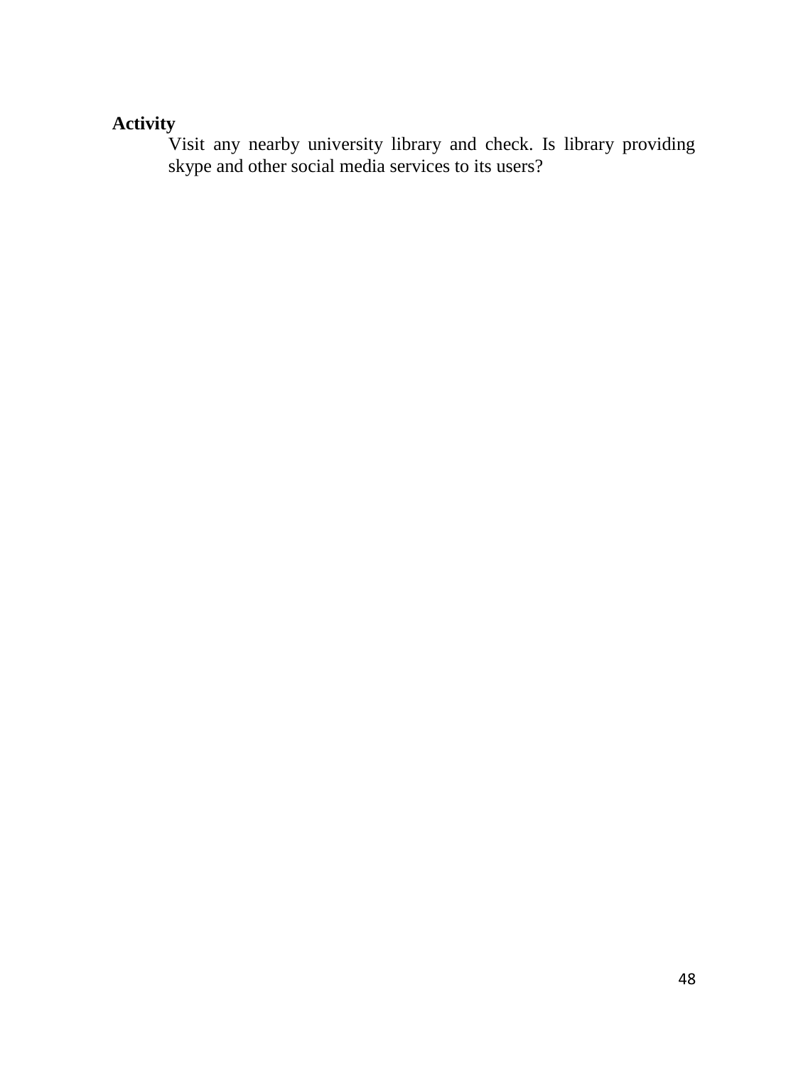**Activity**

Visit any nearby university library and check. Is library providing skype and other social media services to its users?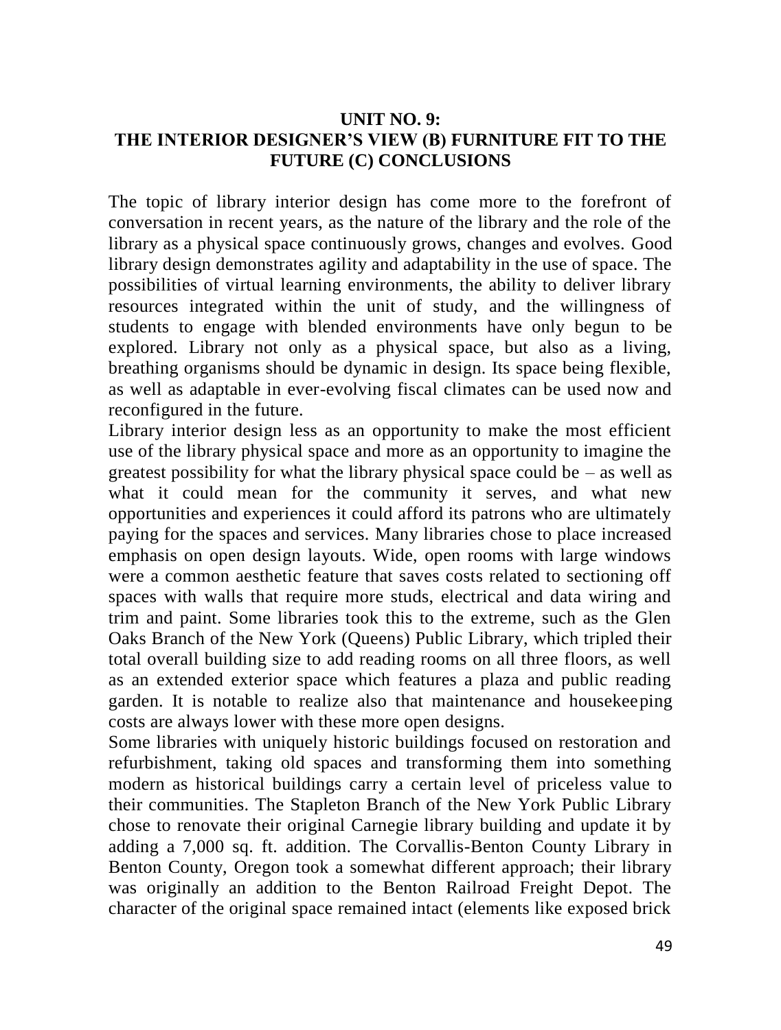## UNIT NO. 9:
## THE INTERIOR DESIGNER'S VIEW (B) FURNITURE FIT TO THE FUTURE (C) CONCLUSIONS

The topic of library interior design has come more to the forefront of conversation in recent years, as the nature of the library and the role of the library as a physical space continuously grows, changes and evolves. Good library design demonstrates agility and adaptability in the use of space. The possibilities of virtual learning environments, the ability to deliver library resources integrated within the unit of study, and the willingness of students to engage with blended environments have only begun to be explored. Library not only as a physical space, but also as a living, breathing organisms should be dynamic in design. Its space being flexible, as well as adaptable in ever-evolving fiscal climates can be used now and reconfigured in the future.

Library interior design less as an opportunity to make the most efficient use of the library physical space and more as an opportunity to imagine the greatest possibility for what the library physical space could be – as well as what it could mean for the community it serves, and what new opportunities and experiences it could afford its patrons who are ultimately paying for the spaces and services. Many libraries chose to place increased emphasis on open design layouts. Wide, open rooms with large windows were a common aesthetic feature that saves costs related to sectioning off spaces with walls that require more studs, electrical and data wiring and trim and paint. Some libraries took this to the extreme, such as the Glen Oaks Branch of the New York (Queens) Public Library, which tripled their total overall building size to add reading rooms on all three floors, as well as an extended exterior space which features a plaza and public reading garden. It is notable to realize also that maintenance and housekeeping costs are always lower with these more open designs.

Some libraries with uniquely historic buildings focused on restoration and refurbishment, taking old spaces and transforming them into something modern as historical buildings carry a certain level of priceless value to their communities. The Stapleton Branch of the New York Public Library chose to renovate their original Carnegie library building and update it by adding a 7,000 sq. ft. addition. The Corvallis-Benton County Library in Benton County, Oregon took a somewhat different approach; their library was originally an addition to the Benton Railroad Freight Depot. The character of the original space remained intact (elements like exposed brick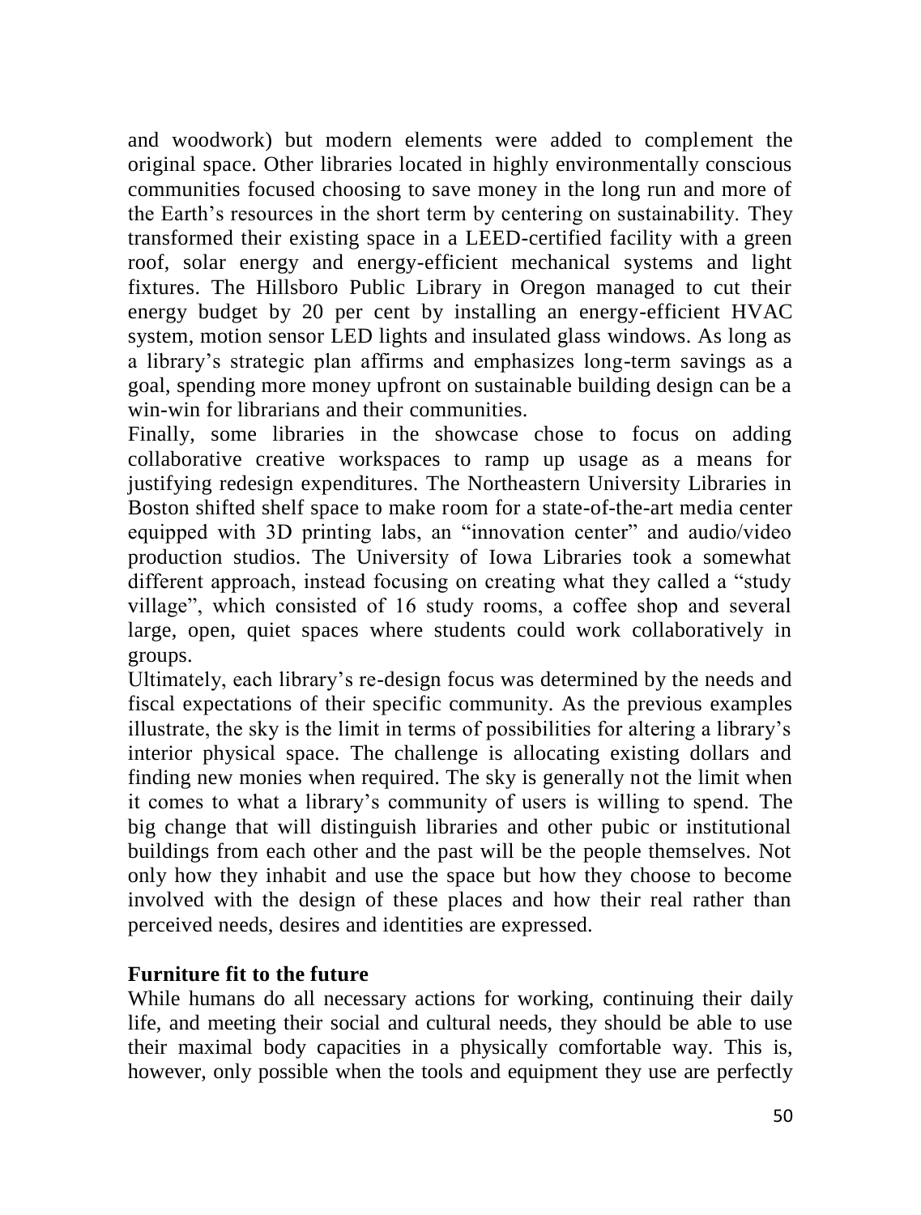and woodwork) but modern elements were added to complement the original space. Other libraries located in highly environmentally conscious communities focused choosing to save money in the long run and more of the Earth's resources in the short term by centering on sustainability. They transformed their existing space in a LEED-certified facility with a green roof, solar energy and energy-efficient mechanical systems and light fixtures. The Hillsboro Public Library in Oregon managed to cut their energy budget by 20 per cent by installing an energy-efficient HVAC system, motion sensor LED lights and insulated glass windows. As long as a library's strategic plan affirms and emphasizes long-term savings as a goal, spending more money upfront on sustainable building design can be a win-win for librarians and their communities.

Finally, some libraries in the showcase chose to focus on adding collaborative creative workspaces to ramp up usage as a means for justifying redesign expenditures. The Northeastern University Libraries in Boston shifted shelf space to make room for a state-of-the-art media center equipped with 3D printing labs, an "innovation center" and audio/video production studios. The University of Iowa Libraries took a somewhat different approach, instead focusing on creating what they called a "study village", which consisted of 16 study rooms, a coffee shop and several large, open, quiet spaces where students could work collaboratively in groups.

Ultimately, each library's re-design focus was determined by the needs and fiscal expectations of their specific community. As the previous examples illustrate, the sky is the limit in terms of possibilities for altering a library's interior physical space. The challenge is allocating existing dollars and finding new monies when required. The sky is generally not the limit when it comes to what a library's community of users is willing to spend. The big change that will distinguish libraries and other pubic or institutional buildings from each other and the past will be the people themselves. Not only how they inhabit and use the space but how they choose to become involved with the design of these places and how their real rather than perceived needs, desires and identities are expressed.

## Furniture fit to the future

While humans do all necessary actions for working, continuing their daily life, and meeting their social and cultural needs, they should be able to use their maximal body capacities in a physically comfortable way. This is, however, only possible when the tools and equipment they use are perfectly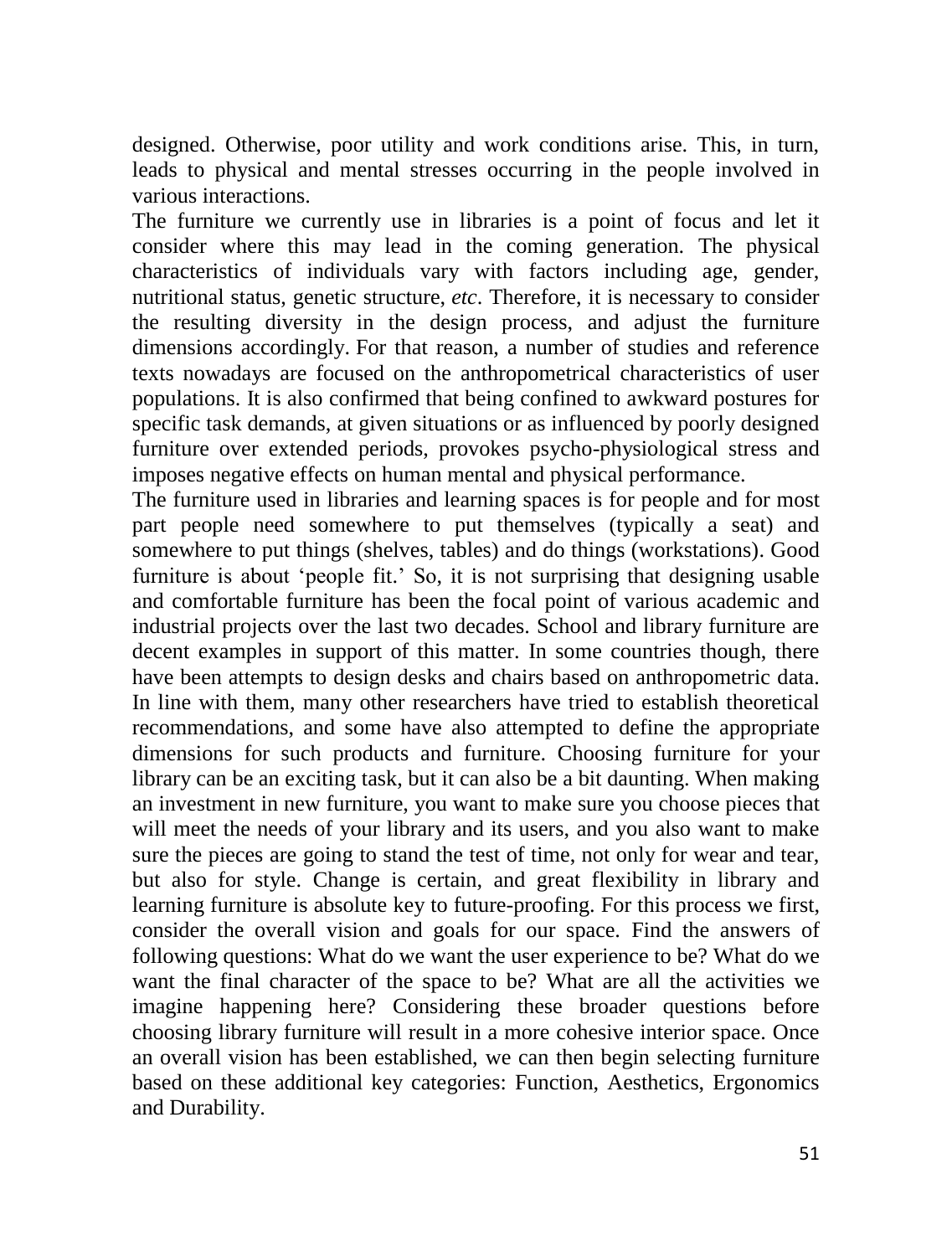designed. Otherwise, poor utility and work conditions arise. This, in turn, leads to physical and mental stresses occurring in the people involved in various interactions.

The furniture we currently use in libraries is a point of focus and let it consider where this may lead in the coming generation. The physical characteristics of individuals vary with factors including age, gender, nutritional status, genetic structure, *etc*. Therefore, it is necessary to consider the resulting diversity in the design process, and adjust the furniture dimensions accordingly. For that reason, a number of studies and reference texts nowadays are focused on the anthropometrical characteristics of user populations. It is also confirmed that being confined to awkward postures for specific task demands, at given situations or as influenced by poorly designed furniture over extended periods, provokes psycho-physiological stress and imposes negative effects on human mental and physical performance.

The furniture used in libraries and learning spaces is for people and for most part people need somewhere to put themselves (typically a seat) and somewhere to put things (shelves, tables) and do things (workstations). Good furniture is about 'people fit.' So, it is not surprising that designing usable and comfortable furniture has been the focal point of various academic and industrial projects over the last two decades. School and library furniture are decent examples in support of this matter. In some countries though, there have been attempts to design desks and chairs based on anthropometric data. In line with them, many other researchers have tried to establish theoretical recommendations, and some have also attempted to define the appropriate dimensions for such products and furniture. Choosing furniture for your library can be an exciting task, but it can also be a bit daunting. When making an investment in new furniture, you want to make sure you choose pieces that will meet the needs of your library and its users, and you also want to make sure the pieces are going to stand the test of time, not only for wear and tear, but also for style. Change is certain, and great flexibility in library and learning furniture is absolute key to future-proofing. For this process we first, consider the overall vision and goals for our space. Find the answers of following questions: What do we want the user experience to be? What do we want the final character of the space to be? What are all the activities we imagine happening here? Considering these broader questions before choosing library furniture will result in a more cohesive interior space. Once an overall vision has been established, we can then begin selecting furniture based on these additional key categories: Function, Aesthetics, Ergonomics and Durability.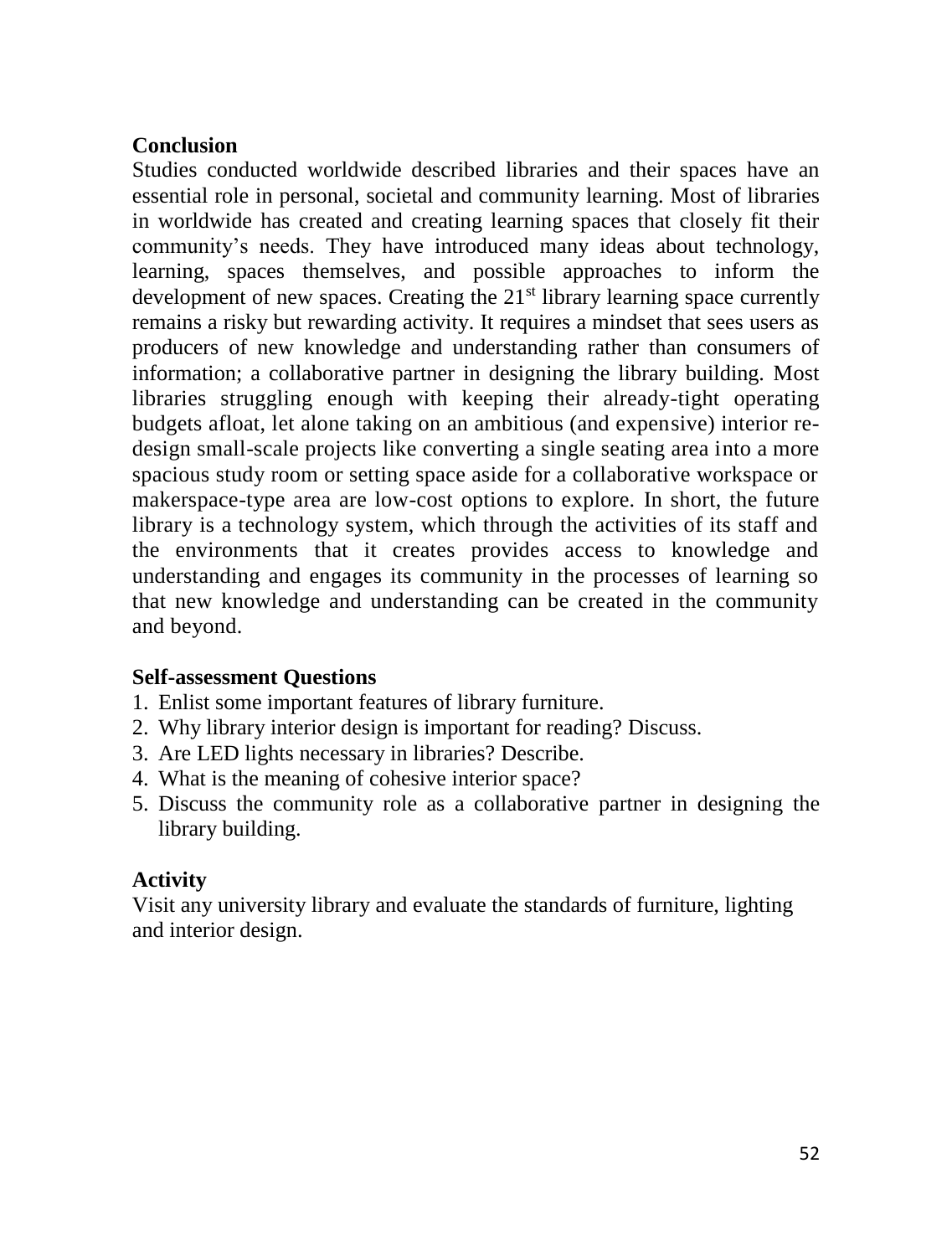### Conclusion

Studies conducted worldwide described libraries and their spaces have an essential role in personal, societal and community learning. Most of libraries in worldwide has created and creating learning spaces that closely fit their community's needs. They have introduced many ideas about technology, learning, spaces themselves, and possible approaches to inform the development of new spaces. Creating the 21st library learning space currently remains a risky but rewarding activity. It requires a mindset that sees users as producers of new knowledge and understanding rather than consumers of information; a collaborative partner in designing the library building. Most libraries struggling enough with keeping their already-tight operating budgets afloat, let alone taking on an ambitious (and expensive) interior re-design small-scale projects like converting a single seating area into a more spacious study room or setting space aside for a collaborative workspace or makerspace-type area are low-cost options to explore. In short, the future library is a technology system, which through the activities of its staff and the environments that it creates provides access to knowledge and understanding and engages its community in the processes of learning so that new knowledge and understanding can be created in the community and beyond.

### Self-assessment Questions

1. Enlist some important features of library furniture.
2. Why library interior design is important for reading? Discuss.
3. Are LED lights necessary in libraries? Describe.
4. What is the meaning of cohesive interior space?
5. Discuss the community role as a collaborative partner in designing the library building.

### Activity

Visit any university library and evaluate the standards of furniture, lighting and interior design.